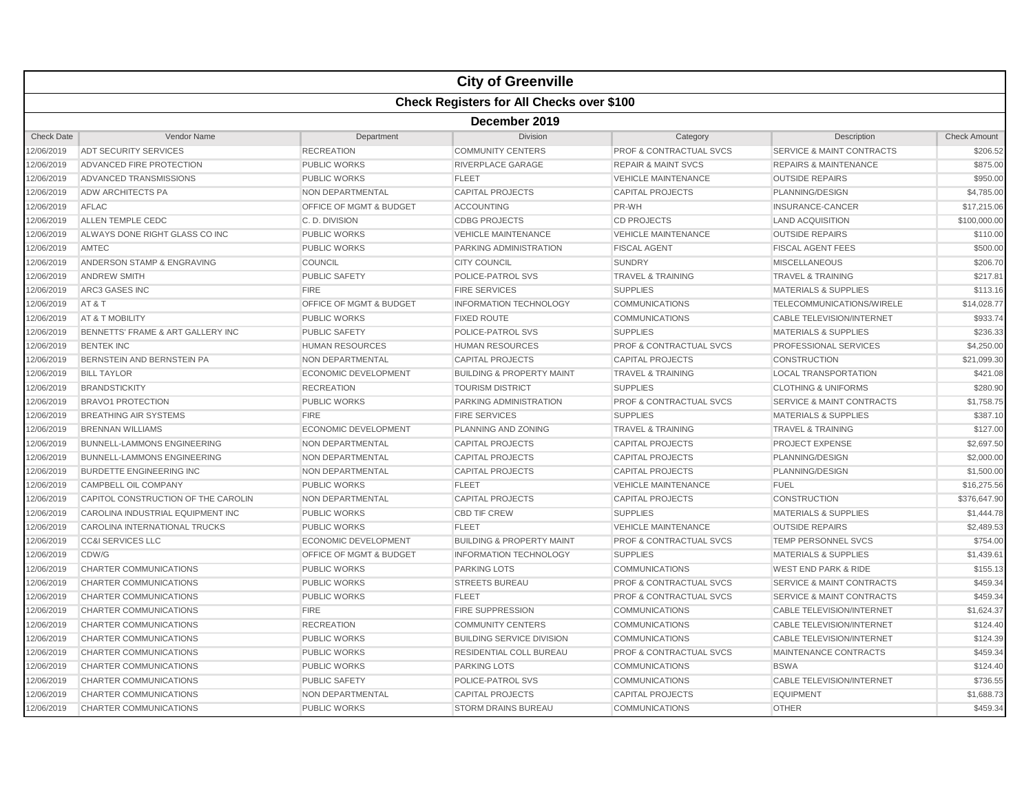# City of Greenville

## Check Registers for All Checks over $100

### December 2019

| Check Date | Vendor Name | Department | Division | Category | Description | Check Amount |
|---|---|---|---|---|---|---|
| 12/06/2019 | ADT SECURITY SERVICES | RECREATION | COMMUNITY CENTERS | PROF & CONTRACTUAL SVCS | SERVICE & MAINT CONTRACTS | $206.52 |
| 12/06/2019 | ADVANCED FIRE PROTECTION | PUBLIC WORKS | RIVERPLACE GARAGE | REPAIR & MAINT SVCS | REPAIRS & MAINTENANCE | $875.00 |
| 12/06/2019 | ADVANCED TRANSMISSIONS | PUBLIC WORKS | FLEET | VEHICLE MAINTENANCE | OUTSIDE REPAIRS | $950.00 |
| 12/06/2019 | ADW ARCHITECTS PA | NON DEPARTMENTAL | CAPITAL PROJECTS | CAPITAL PROJECTS | PLANNING/DESIGN | $4,785.00 |
| 12/06/2019 | AFLAC | OFFICE OF MGMT & BUDGET | ACCOUNTING | PR-WH | INSURANCE-CANCER | $17,215.06 |
| 12/06/2019 | ALLEN TEMPLE CEDC | C. D. DIVISION | CDBG PROJECTS | CD PROJECTS | LAND ACQUISITION | $100,000.00 |
| 12/06/2019 | ALWAYS DONE RIGHT GLASS CO INC | PUBLIC WORKS | VEHICLE MAINTENANCE | VEHICLE MAINTENANCE | OUTSIDE REPAIRS | $110.00 |
| 12/06/2019 | AMTEC | PUBLIC WORKS | PARKING ADMINISTRATION | FISCAL AGENT | FISCAL AGENT FEES | $500.00 |
| 12/06/2019 | ANDERSON STAMP & ENGRAVING | COUNCIL | CITY COUNCIL | SUNDRY | MISCELLANEOUS | $206.70 |
| 12/06/2019 | ANDREW SMITH | PUBLIC SAFETY | POLICE-PATROL SVS | TRAVEL & TRAINING | TRAVEL & TRAINING | $217.81 |
| 12/06/2019 | ARC3 GASES INC | FIRE | FIRE SERVICES | SUPPLIES | MATERIALS & SUPPLIES | $113.16 |
| 12/06/2019 | AT & T | OFFICE OF MGMT & BUDGET | INFORMATION TECHNOLOGY | COMMUNICATIONS | TELECOMMUNICATIONS/WIRELE | $14,028.77 |
| 12/06/2019 | AT & T MOBILITY | PUBLIC WORKS | FIXED ROUTE | COMMUNICATIONS | CABLE TELEVISION/INTERNET | $933.74 |
| 12/06/2019 | BENNETTS' FRAME & ART GALLERY INC | PUBLIC SAFETY | POLICE-PATROL SVS | SUPPLIES | MATERIALS & SUPPLIES | $236.33 |
| 12/06/2019 | BENTEK INC | HUMAN RESOURCES | HUMAN RESOURCES | PROF & CONTRACTUAL SVCS | PROFESSIONAL SERVICES | $4,250.00 |
| 12/06/2019 | BERNSTEIN AND BERNSTEIN PA | NON DEPARTMENTAL | CAPITAL PROJECTS | CAPITAL PROJECTS | CONSTRUCTION | $21,099.30 |
| 12/06/2019 | BILL TAYLOR | ECONOMIC DEVELOPMENT | BUILDING & PROPERTY MAINT | TRAVEL & TRAINING | LOCAL TRANSPORTATION | $421.08 |
| 12/06/2019 | BRANDSTICKITY | RECREATION | TOURISM DISTRICT | SUPPLIES | CLOTHING & UNIFORMS | $280.90 |
| 12/06/2019 | BRAVO1 PROTECTION | PUBLIC WORKS | PARKING ADMINISTRATION | PROF & CONTRACTUAL SVCS | SERVICE & MAINT CONTRACTS | $1,758.75 |
| 12/06/2019 | BREATHING AIR SYSTEMS | FIRE | FIRE SERVICES | SUPPLIES | MATERIALS & SUPPLIES | $387.10 |
| 12/06/2019 | BRENNAN WILLIAMS | ECONOMIC DEVELOPMENT | PLANNING AND ZONING | TRAVEL & TRAINING | TRAVEL & TRAINING | $127.00 |
| 12/06/2019 | BUNNELL-LAMMONS ENGINEERING | NON DEPARTMENTAL | CAPITAL PROJECTS | CAPITAL PROJECTS | PROJECT EXPENSE | $2,697.50 |
| 12/06/2019 | BUNNELL-LAMMONS ENGINEERING | NON DEPARTMENTAL | CAPITAL PROJECTS | CAPITAL PROJECTS | PLANNING/DESIGN | $2,000.00 |
| 12/06/2019 | BURDETTE ENGINEERING INC | NON DEPARTMENTAL | CAPITAL PROJECTS | CAPITAL PROJECTS | PLANNING/DESIGN | $1,500.00 |
| 12/06/2019 | CAMPBELL OIL COMPANY | PUBLIC WORKS | FLEET | VEHICLE MAINTENANCE | FUEL | $16,275.56 |
| 12/06/2019 | CAPITOL CONSTRUCTION OF THE CAROLIN | NON DEPARTMENTAL | CAPITAL PROJECTS | CAPITAL PROJECTS | CONSTRUCTION | $376,647.90 |
| 12/06/2019 | CAROLINA INDUSTRIAL EQUIPMENT INC | PUBLIC WORKS | CBD TIF CREW | SUPPLIES | MATERIALS & SUPPLIES | $1,444.78 |
| 12/06/2019 | CAROLINA INTERNATIONAL TRUCKS | PUBLIC WORKS | FLEET | VEHICLE MAINTENANCE | OUTSIDE REPAIRS | $2,489.53 |
| 12/06/2019 | CC&I SERVICES LLC | ECONOMIC DEVELOPMENT | BUILDING & PROPERTY MAINT | PROF & CONTRACTUAL SVCS | TEMP PERSONNEL SVCS | $754.00 |
| 12/06/2019 | CDW/G | OFFICE OF MGMT & BUDGET | INFORMATION TECHNOLOGY | SUPPLIES | MATERIALS & SUPPLIES | $1,439.61 |
| 12/06/2019 | CHARTER COMMUNICATIONS | PUBLIC WORKS | PARKING LOTS | COMMUNICATIONS | WEST END PARK & RIDE | $155.13 |
| 12/06/2019 | CHARTER COMMUNICATIONS | PUBLIC WORKS | STREETS BUREAU | PROF & CONTRACTUAL SVCS | SERVICE & MAINT CONTRACTS | $459.34 |
| 12/06/2019 | CHARTER COMMUNICATIONS | PUBLIC WORKS | FLEET | PROF & CONTRACTUAL SVCS | SERVICE & MAINT CONTRACTS | $459.34 |
| 12/06/2019 | CHARTER COMMUNICATIONS | FIRE | FIRE SUPPRESSION | COMMUNICATIONS | CABLE TELEVISION/INTERNET | $1,624.37 |
| 12/06/2019 | CHARTER COMMUNICATIONS | RECREATION | COMMUNITY CENTERS | COMMUNICATIONS | CABLE TELEVISION/INTERNET | $124.40 |
| 12/06/2019 | CHARTER COMMUNICATIONS | PUBLIC WORKS | BUILDING SERVICE DIVISION | COMMUNICATIONS | CABLE TELEVISION/INTERNET | $124.39 |
| 12/06/2019 | CHARTER COMMUNICATIONS | PUBLIC WORKS | RESIDENTIAL COLL BUREAU | PROF & CONTRACTUAL SVCS | MAINTENANCE CONTRACTS | $459.34 |
| 12/06/2019 | CHARTER COMMUNICATIONS | PUBLIC WORKS | PARKING LOTS | COMMUNICATIONS | BSWA | $124.40 |
| 12/06/2019 | CHARTER COMMUNICATIONS | PUBLIC SAFETY | POLICE-PATROL SVS | COMMUNICATIONS | CABLE TELEVISION/INTERNET | $736.55 |
| 12/06/2019 | CHARTER COMMUNICATIONS | NON DEPARTMENTAL | CAPITAL PROJECTS | CAPITAL PROJECTS | EQUIPMENT | $1,688.73 |
| 12/06/2019 | CHARTER COMMUNICATIONS | PUBLIC WORKS | STORM DRAINS BUREAU | COMMUNICATIONS | OTHER | $459.34 |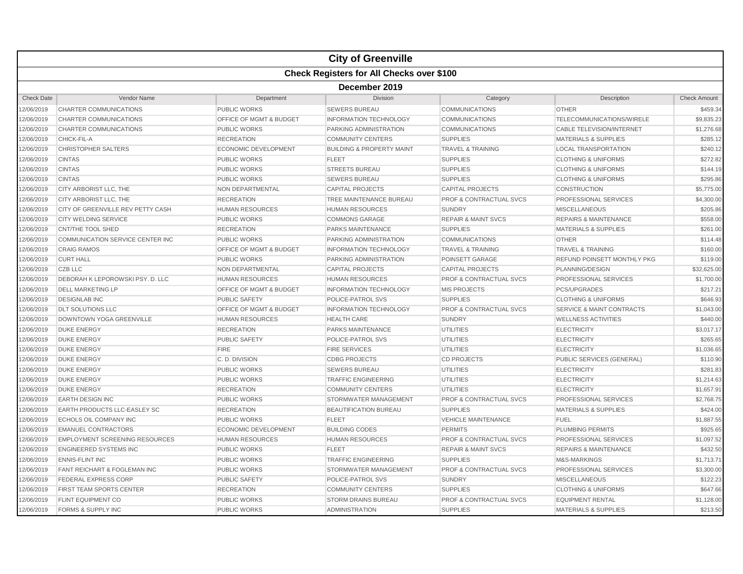| City of Greenville | | | | | | |
|---|---|---|---|---|---|---|
| **Check Registers for All Checks over $100** | | | | | | |
| **December 2019** | | | | | | |
| Check Date | Vendor Name | Department | Division | Category | Description | Check Amount |
| 12/06/2019 | CHARTER COMMUNICATIONS | PUBLIC WORKS | SEWERS BUREAU | COMMUNICATIONS | OTHER | $459.34 |
| 12/06/2019 | CHARTER COMMUNICATIONS | OFFICE OF MGMT & BUDGET | INFORMATION TECHNOLOGY | COMMUNICATIONS | TELECOMMUNICATIONS/WIRELE | $9,835.23 |
| 12/06/2019 | CHARTER COMMUNICATIONS | PUBLIC WORKS | PARKING ADMINISTRATION | COMMUNICATIONS | CABLE TELEVISION/INTERNET | $1,276.68 |
| 12/06/2019 | CHICK-FIL-A | RECREATION | COMMUNITY CENTERS | SUPPLIES | MATERIALS & SUPPLIES | $285.12 |
| 12/06/2019 | CHRISTOPHER SALTERS | ECONOMIC DEVELOPMENT | BUILDING & PROPERTY MAINT | TRAVEL & TRAINING | LOCAL TRANSPORTATION | $240.12 |
| 12/06/2019 | CINTAS | PUBLIC WORKS | FLEET | SUPPLIES | CLOTHING & UNIFORMS | $272.82 |
| 12/06/2019 | CINTAS | PUBLIC WORKS | STREETS BUREAU | SUPPLIES | CLOTHING & UNIFORMS | $144.19 |
| 12/06/2019 | CINTAS | PUBLIC WORKS | SEWERS BUREAU | SUPPLIES | CLOTHING & UNIFORMS | $295.86 |
| 12/06/2019 | CITY ARBORIST LLC, THE | NON DEPARTMENTAL | CAPITAL PROJECTS | CAPITAL PROJECTS | CONSTRUCTION | $5,775.00 |
| 12/06/2019 | CITY ARBORIST LLC, THE | RECREATION | TREE MAINTENANCE BUREAU | PROF & CONTRACTUAL SVCS | PROFESSIONAL SERVICES | $4,300.00 |
| 12/06/2019 | CITY OF GREENVILLE REV PETTY CASH | HUMAN RESOURCES | HUMAN RESOURCES | SUNDRY | MISCELLANEOUS | $205.86 |
| 12/06/2019 | CITY WELDING SERVICE | PUBLIC WORKS | COMMONS GARAGE | REPAIR & MAINT SVCS | REPAIRS & MAINTENANCE | $558.00 |
| 12/06/2019 | CNT/THE TOOL SHED | RECREATION | PARKS MAINTENANCE | SUPPLIES | MATERIALS & SUPPLIES | $261.00 |
| 12/06/2019 | COMMUNICATION SERVICE CENTER INC | PUBLIC WORKS | PARKING ADMINISTRATION | COMMUNICATIONS | OTHER | $114.48 |
| 12/06/2019 | CRAIG RAMOS | OFFICE OF MGMT & BUDGET | INFORMATION TECHNOLOGY | TRAVEL & TRAINING | TRAVEL & TRAINING | $160.00 |
| 12/06/2019 | CURT HALL | PUBLIC WORKS | PARKING ADMINISTRATION | POINSETT GARAGE | REFUND POINSETT MONTHLY PKG | $119.00 |
| 12/06/2019 | CZB LLC | NON DEPARTMENTAL | CAPITAL PROJECTS | CAPITAL PROJECTS | PLANNING/DESIGN | $32,625.00 |
| 12/06/2019 | DEBORAH K LEPOROWSKI PSY. D. LLC | HUMAN RESOURCES | HUMAN RESOURCES | PROF & CONTRACTUAL SVCS | PROFESSIONAL SERVICES | $1,700.00 |
| 12/06/2019 | DELL MARKETING LP | OFFICE OF MGMT & BUDGET | INFORMATION TECHNOLOGY | MIS PROJECTS | PCS/UPGRADES | $217.21 |
| 12/06/2019 | DESIGNLAB INC | PUBLIC SAFETY | POLICE-PATROL SVS | SUPPLIES | CLOTHING & UNIFORMS | $646.93 |
| 12/06/2019 | DLT SOLUTIONS LLC | OFFICE OF MGMT & BUDGET | INFORMATION TECHNOLOGY | PROF & CONTRACTUAL SVCS | SERVICE & MAINT CONTRACTS | $1,043.00 |
| 12/06/2019 | DOWNTOWN YOGA GREENVILLE | HUMAN RESOURCES | HEALTH CARE | SUNDRY | WELLNESS ACTIVITIES | $440.00 |
| 12/06/2019 | DUKE ENERGY | RECREATION | PARKS MAINTENANCE | UTILITIES | ELECTRICITY | $3,017.17 |
| 12/06/2019 | DUKE ENERGY | PUBLIC SAFETY | POLICE-PATROL SVS | UTILITIES | ELECTRICITY | $265.65 |
| 12/06/2019 | DUKE ENERGY | FIRE | FIRE SERVICES | UTILITIES | ELECTRICITY | $1,036.65 |
| 12/06/2019 | DUKE ENERGY | C. D. DIVISION | CDBG PROJECTS | CD PROJECTS | PUBLIC SERVICES (GENERAL) | $110.90 |
| 12/06/2019 | DUKE ENERGY | PUBLIC WORKS | SEWERS BUREAU | UTILITIES | ELECTRICITY | $281.83 |
| 12/06/2019 | DUKE ENERGY | PUBLIC WORKS | TRAFFIC ENGINEERING | UTILITIES | ELECTRICITY | $1,214.63 |
| 12/06/2019 | DUKE ENERGY | RECREATION | COMMUNITY CENTERS | UTILITIES | ELECTRICITY | $1,657.91 |
| 12/06/2019 | EARTH DESIGN INC | PUBLIC WORKS | STORMWATER MANAGEMENT | PROF & CONTRACTUAL SVCS | PROFESSIONAL SERVICES | $2,768.75 |
| 12/06/2019 | EARTH PRODUCTS LLC-EASLEY SC | RECREATION | BEAUTIFICATION BUREAU | SUPPLIES | MATERIALS & SUPPLIES | $424.00 |
| 12/06/2019 | ECHOLS OIL COMPANY INC | PUBLIC WORKS | FLEET | VEHICLE MAINTENANCE | FUEL | $1,887.55 |
| 12/06/2019 | EMANUEL CONTRACTORS | ECONOMIC DEVELOPMENT | BUILDING CODES | PERMITS | PLUMBING PERMITS | $925.65 |
| 12/06/2019 | EMPLOYMENT SCREENING RESOURCES | HUMAN RESOURCES | HUMAN RESOURCES | PROF & CONTRACTUAL SVCS | PROFESSIONAL SERVICES | $1,097.52 |
| 12/06/2019 | ENGINEERED SYSTEMS INC | PUBLIC WORKS | FLEET | REPAIR & MAINT SVCS | REPAIRS & MAINTENANCE | $432.50 |
| 12/06/2019 | ENNIS-FLINT INC | PUBLIC WORKS | TRAFFIC ENGINEERING | SUPPLIES | M&S-MARKINGS | $1,713.71 |
| 12/06/2019 | FANT REICHART & FOGLEMAN INC | PUBLIC WORKS | STORMWATER MANAGEMENT | PROF & CONTRACTUAL SVCS | PROFESSIONAL SERVICES | $3,300.00 |
| 12/06/2019 | FEDERAL EXPRESS CORP | PUBLIC SAFETY | POLICE-PATROL SVS | SUNDRY | MISCELLANEOUS | $122.23 |
| 12/06/2019 | FIRST TEAM SPORTS CENTER | RECREATION | COMMUNITY CENTERS | SUPPLIES | CLOTHING & UNIFORMS | $647.66 |
| 12/06/2019 | FLINT EQUIPMENT CO | PUBLIC WORKS | STORM DRAINS BUREAU | PROF & CONTRACTUAL SVCS | EQUIPMENT RENTAL | $1,128.00 |
| 12/06/2019 | FORMS & SUPPLY INC | PUBLIC WORKS | ADMINISTRATION | SUPPLIES | MATERIALS & SUPPLIES | $213.50 |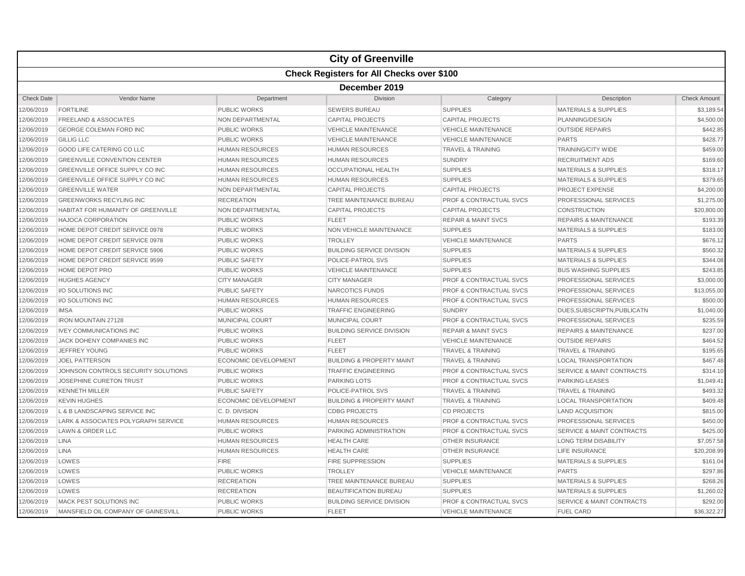# City of Greenville

## Check Registers for All Checks over $100

### December 2019

| Check Date | Vendor Name | Department | Division | Category | Description | Check Amount |
|---|---|---|---|---|---|---|
| 12/06/2019 | FORTILINE | PUBLIC WORKS | SEWERS BUREAU | SUPPLIES | MATERIALS & SUPPLIES | $3,189.54 |
| 12/06/2019 | FREELAND & ASSOCIATES | NON DEPARTMENTAL | CAPITAL PROJECTS | CAPITAL PROJECTS | PLANNING/DESIGN | $4,500.00 |
| 12/06/2019 | GEORGE COLEMAN FORD INC | PUBLIC WORKS | VEHICLE MAINTENANCE | VEHICLE MAINTENANCE | OUTSIDE REPAIRS | $442.85 |
| 12/06/2019 | GILLIG LLC | PUBLIC WORKS | VEHICLE MAINTENANCE | VEHICLE MAINTENANCE | PARTS | $428.77 |
| 12/06/2019 | GOOD LIFE CATERING CO LLC | HUMAN RESOURCES | HUMAN RESOURCES | TRAVEL & TRAINING | TRAINING/CITY WIDE | $459.00 |
| 12/06/2019 | GREENVILLE CONVENTION CENTER | HUMAN RESOURCES | HUMAN RESOURCES | SUNDRY | RECRUITMENT ADS | $169.60 |
| 12/06/2019 | GREENVILLE OFFICE SUPPLY CO INC | HUMAN RESOURCES | OCCUPATIONAL HEALTH | SUPPLIES | MATERIALS & SUPPLIES | $318.17 |
| 12/06/2019 | GREENVILLE OFFICE SUPPLY CO INC | HUMAN RESOURCES | HUMAN RESOURCES | SUPPLIES | MATERIALS & SUPPLIES | $379.65 |
| 12/06/2019 | GREENVILLE WATER | NON DEPARTMENTAL | CAPITAL PROJECTS | CAPITAL PROJECTS | PROJECT EXPENSE | $4,200.00 |
| 12/06/2019 | GREENWORKS RECYLING INC | RECREATION | TREE MAINTENANCE BUREAU | PROF & CONTRACTUAL SVCS | PROFESSIONAL SERVICES | $1,275.00 |
| 12/06/2019 | HABITAT FOR HUMANITY OF GREENVILLE | NON DEPARTMENTAL | CAPITAL PROJECTS | CAPITAL PROJECTS | CONSTRUCTION | $20,800.00 |
| 12/06/2019 | HAJOCA CORPORATION | PUBLIC WORKS | FLEET | REPAIR & MAINT SVCS | REPAIRS & MAINTENANCE | $193.39 |
| 12/06/2019 | HOME DEPOT CREDIT SERVICE 0978 | PUBLIC WORKS | NON VEHICLE MAINTENANCE | SUPPLIES | MATERIALS & SUPPLIES | $183.00 |
| 12/06/2019 | HOME DEPOT CREDIT SERVICE 0978 | PUBLIC WORKS | TROLLEY | VEHICLE MAINTENANCE | PARTS | $676.12 |
| 12/06/2019 | HOME DEPOT CREDIT SERVICE 5906 | PUBLIC WORKS | BUILDING SERVICE DIVISION | SUPPLIES | MATERIALS & SUPPLIES | $560.32 |
| 12/06/2019 | HOME DEPOT CREDIT SERVICE 9599 | PUBLIC SAFETY | POLICE-PATROL SVS | SUPPLIES | MATERIALS & SUPPLIES | $344.08 |
| 12/06/2019 | HOME DEPOT PRO | PUBLIC WORKS | VEHICLE MAINTENANCE | SUPPLIES | BUS WASHING SUPPLIES | $243.85 |
| 12/06/2019 | HUGHES AGENCY | CITY MANAGER | CITY MANAGER | PROF & CONTRACTUAL SVCS | PROFESSIONAL SERVICES | $3,000.00 |
| 12/06/2019 | I/O SOLUTIONS INC | PUBLIC SAFETY | NARCOTICS FUNDS | PROF & CONTRACTUAL SVCS | PROFESSIONAL SERVICES | $13,055.00 |
| 12/06/2019 | I/O SOLUTIONS INC | HUMAN RESOURCES | HUMAN RESOURCES | PROF & CONTRACTUAL SVCS | PROFESSIONAL SERVICES | $500.00 |
| 12/06/2019 | IMSA | PUBLIC WORKS | TRAFFIC ENGINEERING | SUNDRY | DUES,SUBSCRIPTN,PUBLICATN | $1,040.00 |
| 12/06/2019 | IRON MOUNTAIN 27128 | MUNICIPAL COURT | MUNICIPAL COURT | PROF & CONTRACTUAL SVCS | PROFESSIONAL SERVICES | $235.59 |
| 12/06/2019 | IVEY COMMUNICATIONS INC | PUBLIC WORKS | BUILDING SERVICE DIVISION | REPAIR & MAINT SVCS | REPAIRS & MAINTENANCE | $237.00 |
| 12/06/2019 | JACK DOHENY COMPANIES INC | PUBLIC WORKS | FLEET | VEHICLE MAINTENANCE | OUTSIDE REPAIRS | $464.52 |
| 12/06/2019 | JEFFREY YOUNG | PUBLIC WORKS | FLEET | TRAVEL & TRAINING | TRAVEL & TRAINING | $195.65 |
| 12/06/2019 | JOEL PATTERSON | ECONOMIC DEVELOPMENT | BUILDING & PROPERTY MAINT | TRAVEL & TRAINING | LOCAL TRANSPORTATION | $467.48 |
| 12/06/2019 | JOHNSON CONTROLS SECURITY SOLUTIONS | PUBLIC WORKS | TRAFFIC ENGINEERING | PROF & CONTRACTUAL SVCS | SERVICE & MAINT CONTRACTS | $314.10 |
| 12/06/2019 | JOSEPHINE CURETON TRUST | PUBLIC WORKS | PARKING LOTS | PROF & CONTRACTUAL SVCS | PARKING-LEASES | $1,049.41 |
| 12/06/2019 | KENNETH MILLER | PUBLIC SAFETY | POLICE-PATROL SVS | TRAVEL & TRAINING | TRAVEL & TRAINING | $493.32 |
| 12/06/2019 | KEVIN HUGHES | ECONOMIC DEVELOPMENT | BUILDING & PROPERTY MAINT | TRAVEL & TRAINING | LOCAL TRANSPORTATION | $409.48 |
| 12/06/2019 | L & B LANDSCAPING SERVICE INC | C. D. DIVISION | CDBG PROJECTS | CD PROJECTS | LAND ACQUISITION | $815.00 |
| 12/06/2019 | LARK & ASSOCIATES POLYGRAPH SERVICE | HUMAN RESOURCES | HUMAN RESOURCES | PROF & CONTRACTUAL SVCS | PROFESSIONAL SERVICES | $450.00 |
| 12/06/2019 | LAWN & ORDER LLC | PUBLIC WORKS | PARKING ADMINISTRATION | PROF & CONTRACTUAL SVCS | SERVICE & MAINT CONTRACTS | $425.00 |
| 12/06/2019 | LINA | HUMAN RESOURCES | HEALTH CARE | OTHER INSURANCE | LONG TERM DISABILITY | $7,057.58 |
| 12/06/2019 | LINA | HUMAN RESOURCES | HEALTH CARE | OTHER INSURANCE | LIFE INSURANCE | $20,208.99 |
| 12/06/2019 | LOWES | FIRE | FIRE SUPPRESSION | SUPPLIES | MATERIALS & SUPPLIES | $161.04 |
| 12/06/2019 | LOWES | PUBLIC WORKS | TROLLEY | VEHICLE MAINTENANCE | PARTS | $297.86 |
| 12/06/2019 | LOWES | RECREATION | TREE MAINTENANCE BUREAU | SUPPLIES | MATERIALS & SUPPLIES | $268.26 |
| 12/06/2019 | LOWES | RECREATION | BEAUTIFICATION BUREAU | SUPPLIES | MATERIALS & SUPPLIES | $1,260.02 |
| 12/06/2019 | MACK PEST SOLUTIONS INC | PUBLIC WORKS | BUILDING SERVICE DIVISION | PROF & CONTRACTUAL SVCS | SERVICE & MAINT CONTRACTS | $292.00 |
| 12/06/2019 | MANSFIELD OIL COMPANY OF GAINESVILL | PUBLIC WORKS | FLEET | VEHICLE MAINTENANCE | FUEL CARD | $36,322.27 |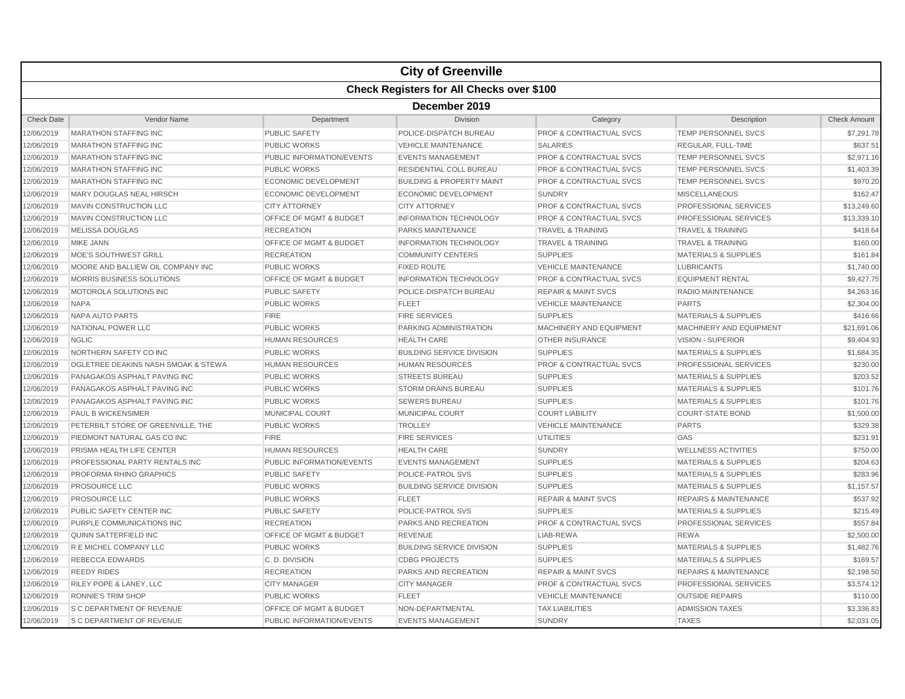# City of Greenville

## Check Registers for All Checks over $100

### December 2019

| Check Date | Vendor Name | Department | Division | Category | Description | Check Amount |
|---|---|---|---|---|---|---|
| 12/06/2019 | MARATHON STAFFING INC | PUBLIC SAFETY | POLICE-DISPATCH BUREAU | PROF & CONTRACTUAL SVCS | TEMP PERSONNEL SVCS | $7,291.78 |
| 12/06/2019 | MARATHON STAFFING INC | PUBLIC WORKS | VEHICLE MAINTENANCE | SALARIES | REGULAR, FULL-TIME | $637.51 |
| 12/06/2019 | MARATHON STAFFING INC | PUBLIC INFORMATION/EVENTS | EVENTS MANAGEMENT | PROF & CONTRACTUAL SVCS | TEMP PERSONNEL SVCS | $2,971.16 |
| 12/06/2019 | MARATHON STAFFING INC | PUBLIC WORKS | RESIDENTIAL COLL BUREAU | PROF & CONTRACTUAL SVCS | TEMP PERSONNEL SVCS | $1,403.39 |
| 12/06/2019 | MARATHON STAFFING INC | ECONOMIC DEVELOPMENT | BUILDING & PROPERTY MAINT | PROF & CONTRACTUAL SVCS | TEMP PERSONNEL SVCS | $970.20 |
| 12/06/2019 | MARY DOUGLAS NEAL HIRSCH | ECONOMIC DEVELOPMENT | ECONOMIC DEVELOPMENT | SUNDRY | MISCELLANEOUS | $162.47 |
| 12/06/2019 | MAVIN CONSTRUCTION LLC | CITY ATTORNEY | CITY ATTORNEY | PROF & CONTRACTUAL SVCS | PROFESSIONAL SERVICES | $13,249.60 |
| 12/06/2019 | MAVIN CONSTRUCTION LLC | OFFICE OF MGMT & BUDGET | INFORMATION TECHNOLOGY | PROF & CONTRACTUAL SVCS | PROFESSIONAL SERVICES | $13,339.10 |
| 12/06/2019 | MELISSA DOUGLAS | RECREATION | PARKS MAINTENANCE | TRAVEL & TRAINING | TRAVEL & TRAINING | $418.64 |
| 12/06/2019 | MIKE JANN | OFFICE OF MGMT & BUDGET | INFORMATION TECHNOLOGY | TRAVEL & TRAINING | TRAVEL & TRAINING | $160.00 |
| 12/06/2019 | MOE'S SOUTHWEST GRILL | RECREATION | COMMUNITY CENTERS | SUPPLIES | MATERIALS & SUPPLIES | $161.84 |
| 12/06/2019 | MOORE AND BALLIEW OIL COMPANY INC | PUBLIC WORKS | FIXED ROUTE | VEHICLE MAINTENANCE | LUBRICANTS | $1,740.00 |
| 12/06/2019 | MORRIS BUSINESS SOLUTIONS | OFFICE OF MGMT & BUDGET | INFORMATION TECHNOLOGY | PROF & CONTRACTUAL SVCS | EQUIPMENT RENTAL | $9,427.75 |
| 12/06/2019 | MOTOROLA SOLUTIONS INC | PUBLIC SAFETY | POLICE-DISPATCH BUREAU | REPAIR & MAINT SVCS | RADIO MAINTENANCE | $4,263.16 |
| 12/06/2019 | NAPA | PUBLIC WORKS | FLEET | VEHICLE MAINTENANCE | PARTS | $2,304.00 |
| 12/06/2019 | NAPA AUTO PARTS | FIRE | FIRE SERVICES | SUPPLIES | MATERIALS & SUPPLIES | $416.66 |
| 12/06/2019 | NATIONAL POWER LLC | PUBLIC WORKS | PARKING ADMINISTRATION | MACHINERY AND EQUIPMENT | MACHINERY AND EQUIPMENT | $21,691.06 |
| 12/06/2019 | NGLIC | HUMAN RESOURCES | HEALTH CARE | OTHER INSURANCE | VISION - SUPERIOR | $9,404.93 |
| 12/06/2019 | NORTHERN SAFETY CO INC | PUBLIC WORKS | BUILDING SERVICE DIVISION | SUPPLIES | MATERIALS & SUPPLIES | $1,684.35 |
| 12/06/2019 | OGLETREE DEAKINS NASH SMOAK & STEWA | HUMAN RESOURCES | HUMAN RESOURCES | PROF & CONTRACTUAL SVCS | PROFESSIONAL SERVICES | $230.00 |
| 12/06/2019 | PANAGAKOS ASPHALT PAVING INC | PUBLIC WORKS | STREETS BUREAU | SUPPLIES | MATERIALS & SUPPLIES | $203.52 |
| 12/06/2019 | PANAGAKOS ASPHALT PAVING INC | PUBLIC WORKS | STORM DRAINS BUREAU | SUPPLIES | MATERIALS & SUPPLIES | $101.76 |
| 12/06/2019 | PANAGAKOS ASPHALT PAVING INC | PUBLIC WORKS | SEWERS BUREAU | SUPPLIES | MATERIALS & SUPPLIES | $101.76 |
| 12/06/2019 | PAUL B WICKENSIMER | MUNICIPAL COURT | MUNICIPAL COURT | COURT LIABILITY | COURT-STATE BOND | $1,500.00 |
| 12/06/2019 | PETERBILT STORE OF GREENVILLE, THE | PUBLIC WORKS | TROLLEY | VEHICLE MAINTENANCE | PARTS | $329.38 |
| 12/06/2019 | PIEDMONT NATURAL GAS CO INC | FIRE | FIRE SERVICES | UTILITIES | GAS | $231.91 |
| 12/06/2019 | PRISMA HEALTH LIFE CENTER | HUMAN RESOURCES | HEALTH CARE | SUNDRY | WELLNESS ACTIVITIES | $750.00 |
| 12/06/2019 | PROFESSIONAL PARTY RENTALS INC | PUBLIC INFORMATION/EVENTS | EVENTS MANAGEMENT | SUPPLIES | MATERIALS & SUPPLIES | $204.63 |
| 12/06/2019 | PROFORMA RHINO GRAPHICS | PUBLIC SAFETY | POLICE-PATROL SVS | SUPPLIES | MATERIALS & SUPPLIES | $283.96 |
| 12/06/2019 | PROSOURCE LLC | PUBLIC WORKS | BUILDING SERVICE DIVISION | SUPPLIES | MATERIALS & SUPPLIES | $1,157.57 |
| 12/06/2019 | PROSOURCE LLC | PUBLIC WORKS | FLEET | REPAIR & MAINT SVCS | REPAIRS & MAINTENANCE | $537.92 |
| 12/06/2019 | PUBLIC SAFETY CENTER INC | PUBLIC SAFETY | POLICE-PATROL SVS | SUPPLIES | MATERIALS & SUPPLIES | $215.49 |
| 12/06/2019 | PURPLE COMMUNICATIONS INC | RECREATION | PARKS AND RECREATION | PROF & CONTRACTUAL SVCS | PROFESSIONAL SERVICES | $557.84 |
| 12/06/2019 | QUINN SATTERFIELD INC | OFFICE OF MGMT & BUDGET | REVENUE | LIAB-REWA | REWA | $2,500.00 |
| 12/06/2019 | R E MICHEL COMPANY LLC | PUBLIC WORKS | BUILDING SERVICE DIVISION | SUPPLIES | MATERIALS & SUPPLIES | $1,482.76 |
| 12/06/2019 | REBECCA EDWARDS | C. D. DIVISION | CDBG PROJECTS | SUPPLIES | MATERIALS & SUPPLIES | $169.57 |
| 12/06/2019 | REEDY RIDES | RECREATION | PARKS AND RECREATION | REPAIR & MAINT SVCS | REPAIRS & MAINTENANCE | $2,198.50 |
| 12/06/2019 | RILEY POPE & LANEY, LLC | CITY MANAGER | CITY MANAGER | PROF & CONTRACTUAL SVCS | PROFESSIONAL SERVICES | $3,574.12 |
| 12/06/2019 | RONNIE'S TRIM SHOP | PUBLIC WORKS | FLEET | VEHICLE MAINTENANCE | OUTSIDE REPAIRS | $110.00 |
| 12/06/2019 | S C DEPARTMENT OF REVENUE | OFFICE OF MGMT & BUDGET | NON-DEPARTMENTAL | TAX LIABILITIES | ADMISSION TAXES | $3,336.83 |
| 12/06/2019 | S C DEPARTMENT OF REVENUE | PUBLIC INFORMATION/EVENTS | EVENTS MANAGEMENT | SUNDRY | TAXES | $2,031.05 |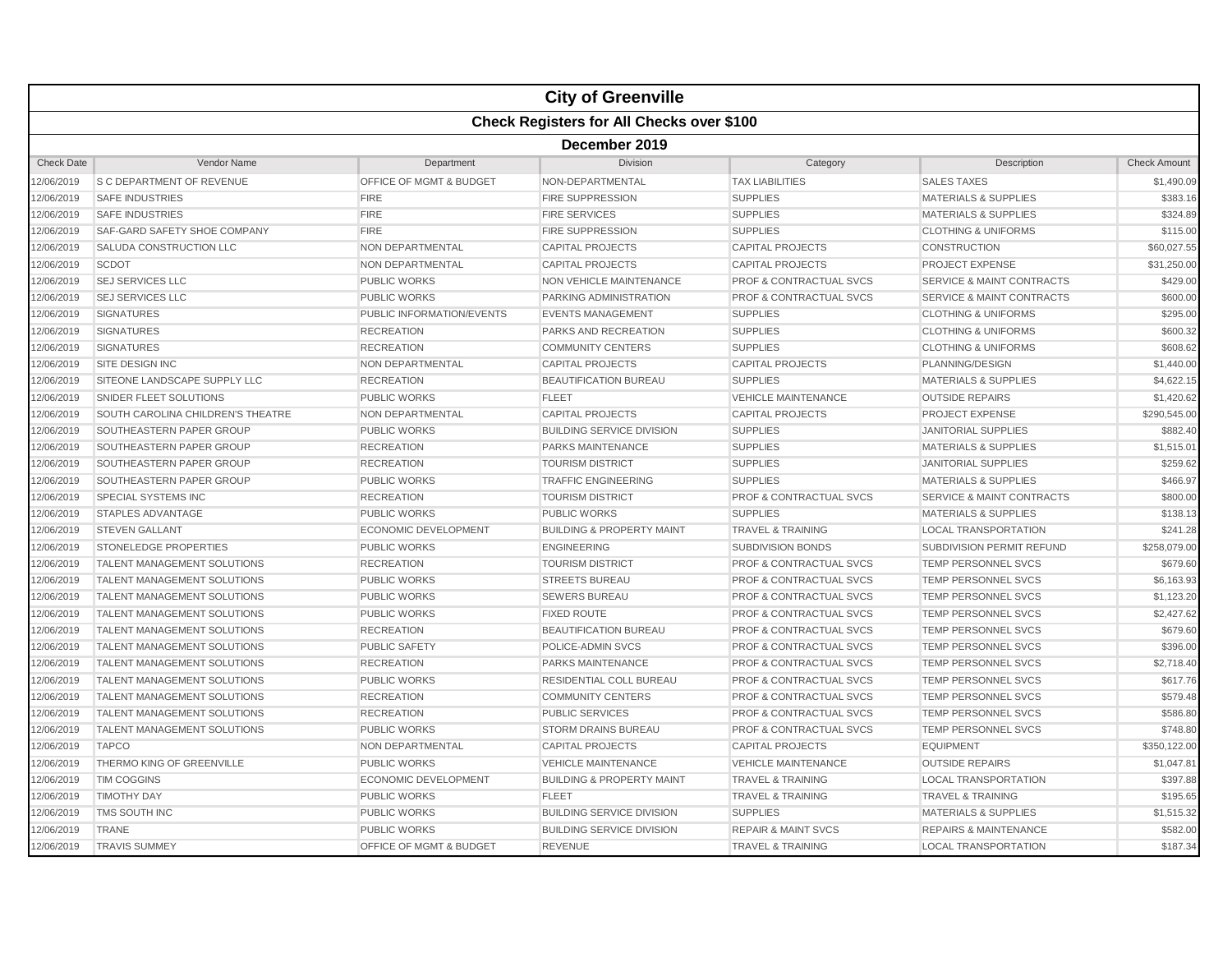# City of Greenville

## Check Registers for All Checks over $100

### December 2019

| Check Date | Vendor Name | Department | Division | Category | Description | Check Amount |
|---|---|---|---|---|---|---|
| 12/06/2019 | S C DEPARTMENT OF REVENUE | OFFICE OF MGMT & BUDGET | NON-DEPARTMENTAL | TAX LIABILITIES | SALES TAXES | $1,490.09 |
| 12/06/2019 | SAFE INDUSTRIES | FIRE | FIRE SUPPRESSION | SUPPLIES | MATERIALS & SUPPLIES | $383.16 |
| 12/06/2019 | SAFE INDUSTRIES | FIRE | FIRE SERVICES | SUPPLIES | MATERIALS & SUPPLIES | $324.89 |
| 12/06/2019 | SAF-GARD SAFETY SHOE COMPANY | FIRE | FIRE SUPPRESSION | SUPPLIES | CLOTHING & UNIFORMS | $115.00 |
| 12/06/2019 | SALUDA CONSTRUCTION LLC | NON DEPARTMENTAL | CAPITAL PROJECTS | CAPITAL PROJECTS | CONSTRUCTION | $60,027.55 |
| 12/06/2019 | SCDOT | NON DEPARTMENTAL | CAPITAL PROJECTS | CAPITAL PROJECTS | PROJECT EXPENSE | $31,250.00 |
| 12/06/2019 | SEJ SERVICES LLC | PUBLIC WORKS | NON VEHICLE MAINTENANCE | PROF & CONTRACTUAL SVCS | SERVICE & MAINT CONTRACTS | $429.00 |
| 12/06/2019 | SEJ SERVICES LLC | PUBLIC WORKS | PARKING ADMINISTRATION | PROF & CONTRACTUAL SVCS | SERVICE & MAINT CONTRACTS | $600.00 |
| 12/06/2019 | SIGNATURES | PUBLIC INFORMATION/EVENTS | EVENTS MANAGEMENT | SUPPLIES | CLOTHING & UNIFORMS | $295.00 |
| 12/06/2019 | SIGNATURES | RECREATION | PARKS AND RECREATION | SUPPLIES | CLOTHING & UNIFORMS | $600.32 |
| 12/06/2019 | SIGNATURES | RECREATION | COMMUNITY CENTERS | SUPPLIES | CLOTHING & UNIFORMS | $608.62 |
| 12/06/2019 | SITE DESIGN INC | NON DEPARTMENTAL | CAPITAL PROJECTS | CAPITAL PROJECTS | PLANNING/DESIGN | $1,440.00 |
| 12/06/2019 | SITEONE LANDSCAPE SUPPLY LLC | RECREATION | BEAUTIFICATION BUREAU | SUPPLIES | MATERIALS & SUPPLIES | $4,622.15 |
| 12/06/2019 | SNIDER FLEET SOLUTIONS | PUBLIC WORKS | FLEET | VEHICLE MAINTENANCE | OUTSIDE REPAIRS | $1,420.62 |
| 12/06/2019 | SOUTH CAROLINA CHILDREN'S THEATRE | NON DEPARTMENTAL | CAPITAL PROJECTS | CAPITAL PROJECTS | PROJECT EXPENSE | $290,545.00 |
| 12/06/2019 | SOUTHEASTERN PAPER GROUP | PUBLIC WORKS | BUILDING SERVICE DIVISION | SUPPLIES | JANITORIAL SUPPLIES | $882.40 |
| 12/06/2019 | SOUTHEASTERN PAPER GROUP | RECREATION | PARKS MAINTENANCE | SUPPLIES | MATERIALS & SUPPLIES | $1,515.01 |
| 12/06/2019 | SOUTHEASTERN PAPER GROUP | RECREATION | TOURISM DISTRICT | SUPPLIES | JANITORIAL SUPPLIES | $259.62 |
| 12/06/2019 | SOUTHEASTERN PAPER GROUP | PUBLIC WORKS | TRAFFIC ENGINEERING | SUPPLIES | MATERIALS & SUPPLIES | $466.97 |
| 12/06/2019 | SPECIAL SYSTEMS INC | RECREATION | TOURISM DISTRICT | PROF & CONTRACTUAL SVCS | SERVICE & MAINT CONTRACTS | $800.00 |
| 12/06/2019 | STAPLES ADVANTAGE | PUBLIC WORKS | PUBLIC WORKS | SUPPLIES | MATERIALS & SUPPLIES | $138.13 |
| 12/06/2019 | STEVEN GALLANT | ECONOMIC DEVELOPMENT | BUILDING & PROPERTY MAINT | TRAVEL & TRAINING | LOCAL TRANSPORTATION | $241.28 |
| 12/06/2019 | STONELEDGE PROPERTIES | PUBLIC WORKS | ENGINEERING | SUBDIVISION BONDS | SUBDIVISION PERMIT REFUND | $258,079.00 |
| 12/06/2019 | TALENT MANAGEMENT SOLUTIONS | RECREATION | TOURISM DISTRICT | PROF & CONTRACTUAL SVCS | TEMP PERSONNEL SVCS | $679.60 |
| 12/06/2019 | TALENT MANAGEMENT SOLUTIONS | PUBLIC WORKS | STREETS BUREAU | PROF & CONTRACTUAL SVCS | TEMP PERSONNEL SVCS | $6,163.93 |
| 12/06/2019 | TALENT MANAGEMENT SOLUTIONS | PUBLIC WORKS | SEWERS BUREAU | PROF & CONTRACTUAL SVCS | TEMP PERSONNEL SVCS | $1,123.20 |
| 12/06/2019 | TALENT MANAGEMENT SOLUTIONS | PUBLIC WORKS | FIXED ROUTE | PROF & CONTRACTUAL SVCS | TEMP PERSONNEL SVCS | $2,427.62 |
| 12/06/2019 | TALENT MANAGEMENT SOLUTIONS | RECREATION | BEAUTIFICATION BUREAU | PROF & CONTRACTUAL SVCS | TEMP PERSONNEL SVCS | $679.60 |
| 12/06/2019 | TALENT MANAGEMENT SOLUTIONS | PUBLIC SAFETY | POLICE-ADMIN SVCS | PROF & CONTRACTUAL SVCS | TEMP PERSONNEL SVCS | $396.00 |
| 12/06/2019 | TALENT MANAGEMENT SOLUTIONS | RECREATION | PARKS MAINTENANCE | PROF & CONTRACTUAL SVCS | TEMP PERSONNEL SVCS | $2,718.40 |
| 12/06/2019 | TALENT MANAGEMENT SOLUTIONS | PUBLIC WORKS | RESIDENTIAL COLL BUREAU | PROF & CONTRACTUAL SVCS | TEMP PERSONNEL SVCS | $617.76 |
| 12/06/2019 | TALENT MANAGEMENT SOLUTIONS | RECREATION | COMMUNITY CENTERS | PROF & CONTRACTUAL SVCS | TEMP PERSONNEL SVCS | $579.48 |
| 12/06/2019 | TALENT MANAGEMENT SOLUTIONS | RECREATION | PUBLIC SERVICES | PROF & CONTRACTUAL SVCS | TEMP PERSONNEL SVCS | $586.80 |
| 12/06/2019 | TALENT MANAGEMENT SOLUTIONS | PUBLIC WORKS | STORM DRAINS BUREAU | PROF & CONTRACTUAL SVCS | TEMP PERSONNEL SVCS | $748.80 |
| 12/06/2019 | TAPCO | NON DEPARTMENTAL | CAPITAL PROJECTS | CAPITAL PROJECTS | EQUIPMENT | $350,122.00 |
| 12/06/2019 | THERMO KING OF GREENVILLE | PUBLIC WORKS | VEHICLE MAINTENANCE | VEHICLE MAINTENANCE | OUTSIDE REPAIRS | $1,047.81 |
| 12/06/2019 | TIM COGGINS | ECONOMIC DEVELOPMENT | BUILDING & PROPERTY MAINT | TRAVEL & TRAINING | LOCAL TRANSPORTATION | $397.88 |
| 12/06/2019 | TIMOTHY DAY | PUBLIC WORKS | FLEET | TRAVEL & TRAINING | TRAVEL & TRAINING | $195.65 |
| 12/06/2019 | TMS SOUTH INC | PUBLIC WORKS | BUILDING SERVICE DIVISION | SUPPLIES | MATERIALS & SUPPLIES | $1,515.32 |
| 12/06/2019 | TRANE | PUBLIC WORKS | BUILDING SERVICE DIVISION | REPAIR & MAINT SVCS | REPAIRS & MAINTENANCE | $582.00 |
| 12/06/2019 | TRAVIS SUMMEY | OFFICE OF MGMT & BUDGET | REVENUE | TRAVEL & TRAINING | LOCAL TRANSPORTATION | $187.34 |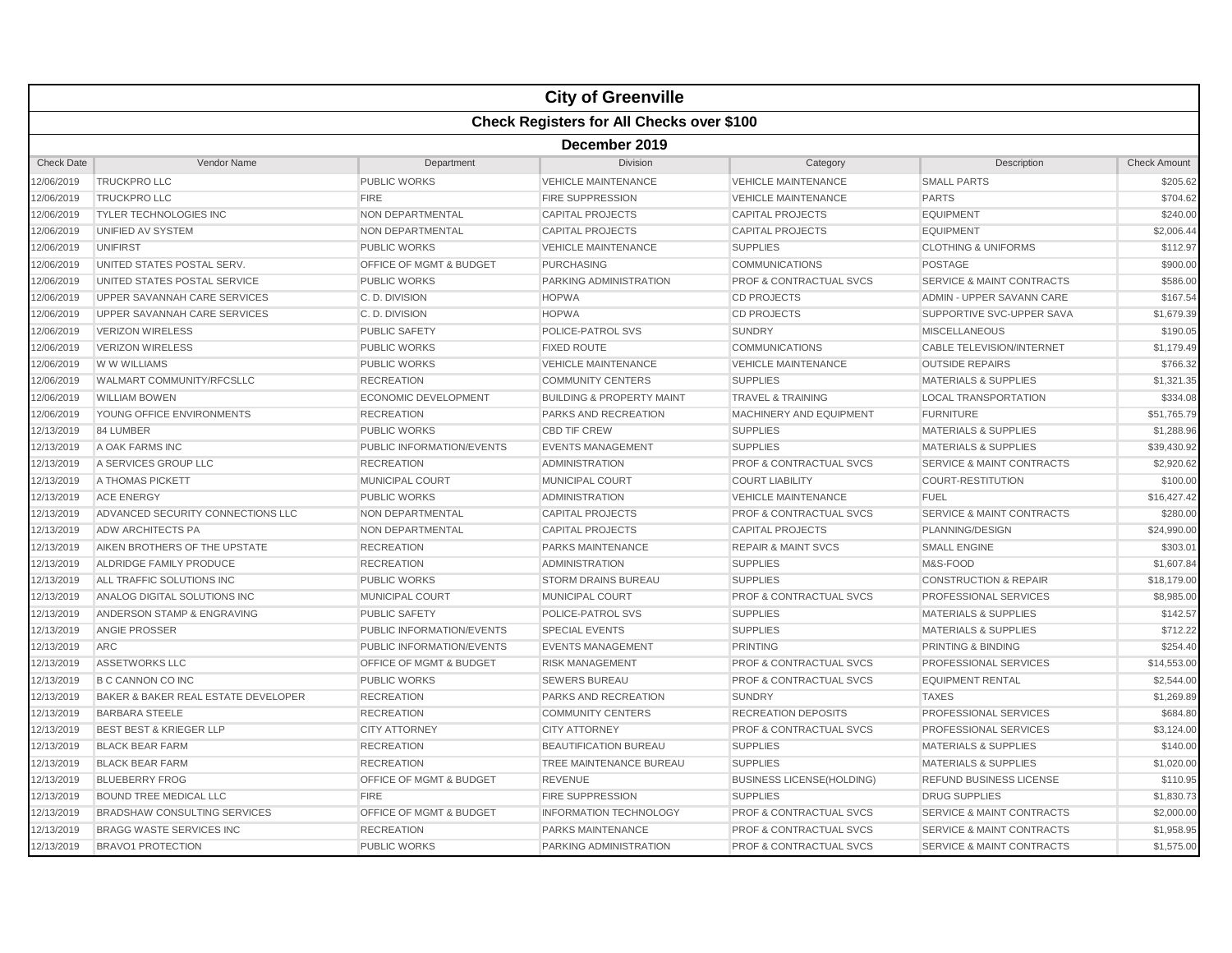# City of Greenville

## Check Registers for All Checks over $100

### December 2019

| Check Date | Vendor Name | Department | Division | Category | Description | Check Amount |
|---|---|---|---|---|---|---|
| 12/06/2019 | TRUCKPRO LLC | PUBLIC WORKS | VEHICLE MAINTENANCE | VEHICLE MAINTENANCE | SMALL PARTS | $205.62 |
| 12/06/2019 | TRUCKPRO LLC | FIRE | FIRE SUPPRESSION | VEHICLE MAINTENANCE | PARTS | $704.62 |
| 12/06/2019 | TYLER TECHNOLOGIES INC | NON DEPARTMENTAL | CAPITAL PROJECTS | CAPITAL PROJECTS | EQUIPMENT | $240.00 |
| 12/06/2019 | UNIFIED AV SYSTEM | NON DEPARTMENTAL | CAPITAL PROJECTS | CAPITAL PROJECTS | EQUIPMENT | $2,006.44 |
| 12/06/2019 | UNIFIRST | PUBLIC WORKS | VEHICLE MAINTENANCE | SUPPLIES | CLOTHING & UNIFORMS | $112.97 |
| 12/06/2019 | UNITED STATES POSTAL SERV. | OFFICE OF MGMT & BUDGET | PURCHASING | COMMUNICATIONS | POSTAGE | $900.00 |
| 12/06/2019 | UNITED STATES POSTAL SERVICE | PUBLIC WORKS | PARKING ADMINISTRATION | PROF & CONTRACTUAL SVCS | SERVICE & MAINT CONTRACTS | $586.00 |
| 12/06/2019 | UPPER SAVANNAH CARE SERVICES | C. D. DIVISION | HOPWA | CD PROJECTS | ADMIN - UPPER SAVANN CARE | $167.54 |
| 12/06/2019 | UPPER SAVANNAH CARE SERVICES | C. D. DIVISION | HOPWA | CD PROJECTS | SUPPORTIVE SVC-UPPER SAVA | $1,679.39 |
| 12/06/2019 | VERIZON WIRELESS | PUBLIC SAFETY | POLICE-PATROL SVS | SUNDRY | MISCELLANEOUS | $190.05 |
| 12/06/2019 | VERIZON WIRELESS | PUBLIC WORKS | FIXED ROUTE | COMMUNICATIONS | CABLE TELEVISION/INTERNET | $1,179.49 |
| 12/06/2019 | W W WILLIAMS | PUBLIC WORKS | VEHICLE MAINTENANCE | VEHICLE MAINTENANCE | OUTSIDE REPAIRS | $766.32 |
| 12/06/2019 | WALMART COMMUNITY/RFCSLLC | RECREATION | COMMUNITY CENTERS | SUPPLIES | MATERIALS & SUPPLIES | $1,321.35 |
| 12/06/2019 | WILLIAM BOWEN | ECONOMIC DEVELOPMENT | BUILDING & PROPERTY MAINT | TRAVEL & TRAINING | LOCAL TRANSPORTATION | $334.08 |
| 12/06/2019 | YOUNG OFFICE ENVIRONMENTS | RECREATION | PARKS AND RECREATION | MACHINERY AND EQUIPMENT | FURNITURE | $51,765.79 |
| 12/13/2019 | 84 LUMBER | PUBLIC WORKS | CBD TIF CREW | SUPPLIES | MATERIALS & SUPPLIES | $1,288.96 |
| 12/13/2019 | A OAK FARMS INC | PUBLIC INFORMATION/EVENTS | EVENTS MANAGEMENT | SUPPLIES | MATERIALS & SUPPLIES | $39,430.92 |
| 12/13/2019 | A SERVICES GROUP LLC | RECREATION | ADMINISTRATION | PROF & CONTRACTUAL SVCS | SERVICE & MAINT CONTRACTS | $2,920.62 |
| 12/13/2019 | A THOMAS PICKETT | MUNICIPAL COURT | MUNICIPAL COURT | COURT LIABILITY | COURT-RESTITUTION | $100.00 |
| 12/13/2019 | ACE ENERGY | PUBLIC WORKS | ADMINISTRATION | VEHICLE MAINTENANCE | FUEL | $16,427.42 |
| 12/13/2019 | ADVANCED SECURITY CONNECTIONS LLC | NON DEPARTMENTAL | CAPITAL PROJECTS | PROF & CONTRACTUAL SVCS | SERVICE & MAINT CONTRACTS | $280.00 |
| 12/13/2019 | ADW ARCHITECTS PA | NON DEPARTMENTAL | CAPITAL PROJECTS | CAPITAL PROJECTS | PLANNING/DESIGN | $24,990.00 |
| 12/13/2019 | AIKEN BROTHERS OF THE UPSTATE | RECREATION | PARKS MAINTENANCE | REPAIR & MAINT SVCS | SMALL ENGINE | $303.01 |
| 12/13/2019 | ALDRIDGE FAMILY PRODUCE | RECREATION | ADMINISTRATION | SUPPLIES | M&S-FOOD | $1,607.84 |
| 12/13/2019 | ALL TRAFFIC SOLUTIONS INC | PUBLIC WORKS | STORM DRAINS BUREAU | SUPPLIES | CONSTRUCTION & REPAIR | $18,179.00 |
| 12/13/2019 | ANALOG DIGITAL SOLUTIONS INC | MUNICIPAL COURT | MUNICIPAL COURT | PROF & CONTRACTUAL SVCS | PROFESSIONAL SERVICES | $8,985.00 |
| 12/13/2019 | ANDERSON STAMP & ENGRAVING | PUBLIC SAFETY | POLICE-PATROL SVS | SUPPLIES | MATERIALS & SUPPLIES | $142.57 |
| 12/13/2019 | ANGIE PROSSER | PUBLIC INFORMATION/EVENTS | SPECIAL EVENTS | SUPPLIES | MATERIALS & SUPPLIES | $712.22 |
| 12/13/2019 | ARC | PUBLIC INFORMATION/EVENTS | EVENTS MANAGEMENT | PRINTING | PRINTING & BINDING | $254.40 |
| 12/13/2019 | ASSETWORKS LLC | OFFICE OF MGMT & BUDGET | RISK MANAGEMENT | PROF & CONTRACTUAL SVCS | PROFESSIONAL SERVICES | $14,553.00 |
| 12/13/2019 | B C CANNON CO INC | PUBLIC WORKS | SEWERS BUREAU | PROF & CONTRACTUAL SVCS | EQUIPMENT RENTAL | $2,544.00 |
| 12/13/2019 | BAKER & BAKER REAL ESTATE DEVELOPER | RECREATION | PARKS AND RECREATION | SUNDRY | TAXES | $1,269.89 |
| 12/13/2019 | BARBARA STEELE | RECREATION | COMMUNITY CENTERS | RECREATION DEPOSITS | PROFESSIONAL SERVICES | $684.80 |
| 12/13/2019 | BEST BEST & KRIEGER LLP | CITY ATTORNEY | CITY ATTORNEY | PROF & CONTRACTUAL SVCS | PROFESSIONAL SERVICES | $3,124.00 |
| 12/13/2019 | BLACK BEAR FARM | RECREATION | BEAUTIFICATION BUREAU | SUPPLIES | MATERIALS & SUPPLIES | $140.00 |
| 12/13/2019 | BLACK BEAR FARM | RECREATION | TREE MAINTENANCE BUREAU | SUPPLIES | MATERIALS & SUPPLIES | $1,020.00 |
| 12/13/2019 | BLUEBERRY FROG | OFFICE OF MGMT & BUDGET | REVENUE | BUSINESS LICENSE(HOLDING) | REFUND BUSINESS LICENSE | $110.95 |
| 12/13/2019 | BOUND TREE MEDICAL LLC | FIRE | FIRE SUPPRESSION | SUPPLIES | DRUG SUPPLIES | $1,830.73 |
| 12/13/2019 | BRADSHAW CONSULTING SERVICES | OFFICE OF MGMT & BUDGET | INFORMATION TECHNOLOGY | PROF & CONTRACTUAL SVCS | SERVICE & MAINT CONTRACTS | $2,000.00 |
| 12/13/2019 | BRAGG WASTE SERVICES INC | RECREATION | PARKS MAINTENANCE | PROF & CONTRACTUAL SVCS | SERVICE & MAINT CONTRACTS | $1,958.95 |
| 12/13/2019 | BRAVO1 PROTECTION | PUBLIC WORKS | PARKING ADMINISTRATION | PROF & CONTRACTUAL SVCS | SERVICE & MAINT CONTRACTS | $1,575.00 |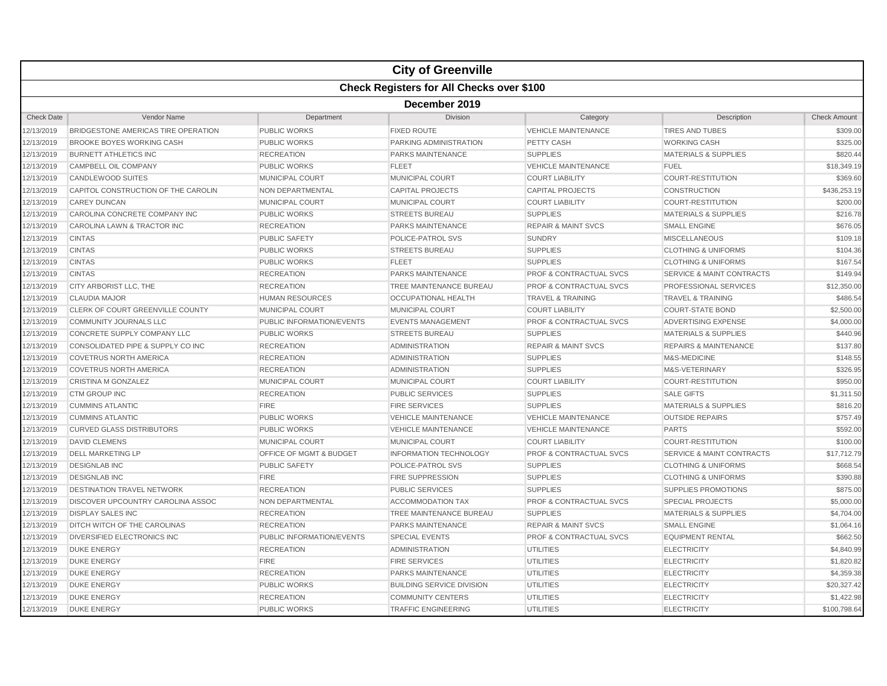# City of Greenville

## Check Registers for All Checks over $100

### December 2019

| Check Date | Vendor Name | Department | Division | Category | Description | Check Amount |
|---|---|---|---|---|---|---|
| 12/13/2019 | BRIDGESTONE AMERICAS TIRE OPERATION | PUBLIC WORKS | FIXED ROUTE | VEHICLE MAINTENANCE | TIRES AND TUBES | $309.00 |
| 12/13/2019 | BROOKE BOYES WORKING CASH | PUBLIC WORKS | PARKING ADMINISTRATION | PETTY CASH | WORKING CASH | $325.00 |
| 12/13/2019 | BURNETT ATHLETICS INC | RECREATION | PARKS MAINTENANCE | SUPPLIES | MATERIALS & SUPPLIES | $820.44 |
| 12/13/2019 | CAMPBELL OIL COMPANY | PUBLIC WORKS | FLEET | VEHICLE MAINTENANCE | FUEL | $18,349.19 |
| 12/13/2019 | CANDLEWOOD SUITES | MUNICIPAL COURT | MUNICIPAL COURT | COURT LIABILITY | COURT-RESTITUTION | $369.60 |
| 12/13/2019 | CAPITOL CONSTRUCTION OF THE CAROLIN | NON DEPARTMENTAL | CAPITAL PROJECTS | CAPITAL PROJECTS | CONSTRUCTION | $436,253.19 |
| 12/13/2019 | CAREY DUNCAN | MUNICIPAL COURT | MUNICIPAL COURT | COURT LIABILITY | COURT-RESTITUTION | $200.00 |
| 12/13/2019 | CAROLINA CONCRETE COMPANY INC | PUBLIC WORKS | STREETS BUREAU | SUPPLIES | MATERIALS & SUPPLIES | $216.78 |
| 12/13/2019 | CAROLINA LAWN & TRACTOR INC | RECREATION | PARKS MAINTENANCE | REPAIR & MAINT SVCS | SMALL ENGINE | $676.05 |
| 12/13/2019 | CINTAS | PUBLIC SAFETY | POLICE-PATROL SVS | SUNDRY | MISCELLANEOUS | $109.18 |
| 12/13/2019 | CINTAS | PUBLIC WORKS | STREETS BUREAU | SUPPLIES | CLOTHING & UNIFORMS | $104.36 |
| 12/13/2019 | CINTAS | PUBLIC WORKS | FLEET | SUPPLIES | CLOTHING & UNIFORMS | $167.54 |
| 12/13/2019 | CINTAS | RECREATION | PARKS MAINTENANCE | PROF & CONTRACTUAL SVCS | SERVICE & MAINT CONTRACTS | $149.94 |
| 12/13/2019 | CITY ARBORIST LLC, THE | RECREATION | TREE MAINTENANCE BUREAU | PROF & CONTRACTUAL SVCS | PROFESSIONAL SERVICES | $12,350.00 |
| 12/13/2019 | CLAUDIA MAJOR | HUMAN RESOURCES | OCCUPATIONAL HEALTH | TRAVEL & TRAINING | TRAVEL & TRAINING | $486.54 |
| 12/13/2019 | CLERK OF COURT GREENVILLE COUNTY | MUNICIPAL COURT | MUNICIPAL COURT | COURT LIABILITY | COURT-STATE BOND | $2,500.00 |
| 12/13/2019 | COMMUNITY JOURNALS LLC | PUBLIC INFORMATION/EVENTS | EVENTS MANAGEMENT | PROF & CONTRACTUAL SVCS | ADVERTISING EXPENSE | $4,000.00 |
| 12/13/2019 | CONCRETE SUPPLY COMPANY LLC | PUBLIC WORKS | STREETS BUREAU | SUPPLIES | MATERIALS & SUPPLIES | $440.96 |
| 12/13/2019 | CONSOLIDATED PIPE & SUPPLY CO INC | RECREATION | ADMINISTRATION | REPAIR & MAINT SVCS | REPAIRS & MAINTENANCE | $137.80 |
| 12/13/2019 | COVETRUS NORTH AMERICA | RECREATION | ADMINISTRATION | SUPPLIES | M&S-MEDICINE | $148.55 |
| 12/13/2019 | COVETRUS NORTH AMERICA | RECREATION | ADMINISTRATION | SUPPLIES | M&S-VETERINARY | $326.95 |
| 12/13/2019 | CRISTINA M GONZALEZ | MUNICIPAL COURT | MUNICIPAL COURT | COURT LIABILITY | COURT-RESTITUTION | $950.00 |
| 12/13/2019 | CTM GROUP INC | RECREATION | PUBLIC SERVICES | SUPPLIES | SALE GIFTS | $1,311.50 |
| 12/13/2019 | CUMMINS ATLANTIC | FIRE | FIRE SERVICES | SUPPLIES | MATERIALS & SUPPLIES | $816.20 |
| 12/13/2019 | CUMMINS ATLANTIC | PUBLIC WORKS | VEHICLE MAINTENANCE | VEHICLE MAINTENANCE | OUTSIDE REPAIRS | $757.49 |
| 12/13/2019 | CURVED GLASS DISTRIBUTORS | PUBLIC WORKS | VEHICLE MAINTENANCE | VEHICLE MAINTENANCE | PARTS | $592.00 |
| 12/13/2019 | DAVID CLEMENS | MUNICIPAL COURT | MUNICIPAL COURT | COURT LIABILITY | COURT-RESTITUTION | $100.00 |
| 12/13/2019 | DELL MARKETING LP | OFFICE OF MGMT & BUDGET | INFORMATION TECHNOLOGY | PROF & CONTRACTUAL SVCS | SERVICE & MAINT CONTRACTS | $17,712.79 |
| 12/13/2019 | DESIGNLAB INC | PUBLIC SAFETY | POLICE-PATROL SVS | SUPPLIES | CLOTHING & UNIFORMS | $668.54 |
| 12/13/2019 | DESIGNLAB INC | FIRE | FIRE SUPPRESSION | SUPPLIES | CLOTHING & UNIFORMS | $390.88 |
| 12/13/2019 | DESTINATION TRAVEL NETWORK | RECREATION | PUBLIC SERVICES | SUPPLIES | SUPPLIES PROMOTIONS | $875.00 |
| 12/13/2019 | DISCOVER UPCOUNTRY CAROLINA ASSOC | NON DEPARTMENTAL | ACCOMMODATION TAX | PROF & CONTRACTUAL SVCS | SPECIAL PROJECTS | $5,000.00 |
| 12/13/2019 | DISPLAY SALES INC | RECREATION | TREE MAINTENANCE BUREAU | SUPPLIES | MATERIALS & SUPPLIES | $4,704.00 |
| 12/13/2019 | DITCH WITCH OF THE CAROLINAS | RECREATION | PARKS MAINTENANCE | REPAIR & MAINT SVCS | SMALL ENGINE | $1,064.16 |
| 12/13/2019 | DIVERSIFIED ELECTRONICS INC | PUBLIC INFORMATION/EVENTS | SPECIAL EVENTS | PROF & CONTRACTUAL SVCS | EQUIPMENT RENTAL | $662.50 |
| 12/13/2019 | DUKE ENERGY | RECREATION | ADMINISTRATION | UTILITIES | ELECTRICITY | $4,840.99 |
| 12/13/2019 | DUKE ENERGY | FIRE | FIRE SERVICES | UTILITIES | ELECTRICITY | $1,820.82 |
| 12/13/2019 | DUKE ENERGY | RECREATION | PARKS MAINTENANCE | UTILITIES | ELECTRICITY | $4,359.38 |
| 12/13/2019 | DUKE ENERGY | PUBLIC WORKS | BUILDING SERVICE DIVISION | UTILITIES | ELECTRICITY | $20,327.42 |
| 12/13/2019 | DUKE ENERGY | RECREATION | COMMUNITY CENTERS | UTILITIES | ELECTRICITY | $1,422.98 |
| 12/13/2019 | DUKE ENERGY | PUBLIC WORKS | TRAFFIC ENGINEERING | UTILITIES | ELECTRICITY | $100,798.64 |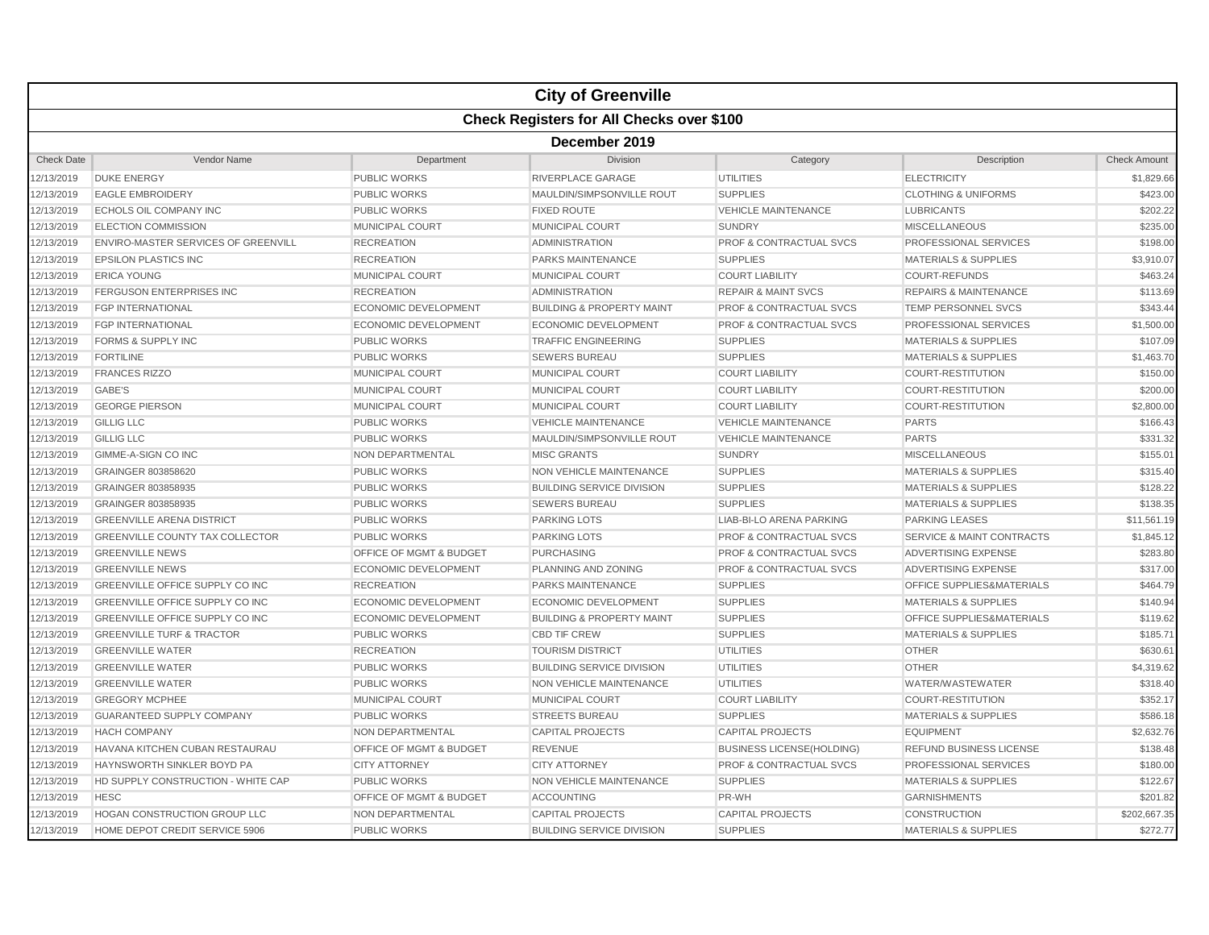# City of Greenville

## Check Registers for All Checks over $100

### December 2019

| Check Date | Vendor Name | Department | Division | Category | Description | Check Amount |
|---|---|---|---|---|---|---|
| 12/13/2019 | DUKE ENERGY | PUBLIC WORKS | RIVERPLACE GARAGE | UTILITIES | ELECTRICITY | $1,829.66 |
| 12/13/2019 | EAGLE EMBROIDERY | PUBLIC WORKS | MAULDIN/SIMPSONVILLE ROUT | SUPPLIES | CLOTHING & UNIFORMS | $423.00 |
| 12/13/2019 | ECHOLS OIL COMPANY INC | PUBLIC WORKS | FIXED ROUTE | VEHICLE MAINTENANCE | LUBRICANTS | $202.22 |
| 12/13/2019 | ELECTION COMMISSION | MUNICIPAL COURT | MUNICIPAL COURT | SUNDRY | MISCELLANEOUS | $235.00 |
| 12/13/2019 | ENVIRO-MASTER SERVICES OF GREENVILL | RECREATION | ADMINISTRATION | PROF & CONTRACTUAL SVCS | PROFESSIONAL SERVICES | $198.00 |
| 12/13/2019 | EPSILON PLASTICS INC | RECREATION | PARKS MAINTENANCE | SUPPLIES | MATERIALS & SUPPLIES | $3,910.07 |
| 12/13/2019 | ERICA YOUNG | MUNICIPAL COURT | MUNICIPAL COURT | COURT LIABILITY | COURT-REFUNDS | $463.24 |
| 12/13/2019 | FERGUSON ENTERPRISES INC | RECREATION | ADMINISTRATION | REPAIR & MAINT SVCS | REPAIRS & MAINTENANCE | $113.69 |
| 12/13/2019 | FGP INTERNATIONAL | ECONOMIC DEVELOPMENT | BUILDING & PROPERTY MAINT | PROF & CONTRACTUAL SVCS | TEMP PERSONNEL SVCS | $343.44 |
| 12/13/2019 | FGP INTERNATIONAL | ECONOMIC DEVELOPMENT | ECONOMIC DEVELOPMENT | PROF & CONTRACTUAL SVCS | PROFESSIONAL SERVICES | $1,500.00 |
| 12/13/2019 | FORMS & SUPPLY INC | PUBLIC WORKS | TRAFFIC ENGINEERING | SUPPLIES | MATERIALS & SUPPLIES | $107.09 |
| 12/13/2019 | FORTILINE | PUBLIC WORKS | SEWERS BUREAU | SUPPLIES | MATERIALS & SUPPLIES | $1,463.70 |
| 12/13/2019 | FRANCES RIZZO | MUNICIPAL COURT | MUNICIPAL COURT | COURT LIABILITY | COURT-RESTITUTION | $150.00 |
| 12/13/2019 | GABE'S | MUNICIPAL COURT | MUNICIPAL COURT | COURT LIABILITY | COURT-RESTITUTION | $200.00 |
| 12/13/2019 | GEORGE PIERSON | MUNICIPAL COURT | MUNICIPAL COURT | COURT LIABILITY | COURT-RESTITUTION | $2,800.00 |
| 12/13/2019 | GILLIG LLC | PUBLIC WORKS | VEHICLE MAINTENANCE | VEHICLE MAINTENANCE | PARTS | $166.43 |
| 12/13/2019 | GILLIG LLC | PUBLIC WORKS | MAULDIN/SIMPSONVILLE ROUT | VEHICLE MAINTENANCE | PARTS | $331.32 |
| 12/13/2019 | GIMME-A-SIGN CO INC | NON DEPARTMENTAL | MISC GRANTS | SUNDRY | MISCELLANEOUS | $155.01 |
| 12/13/2019 | GRAINGER 803858620 | PUBLIC WORKS | NON VEHICLE MAINTENANCE | SUPPLIES | MATERIALS & SUPPLIES | $315.40 |
| 12/13/2019 | GRAINGER 803858935 | PUBLIC WORKS | BUILDING SERVICE DIVISION | SUPPLIES | MATERIALS & SUPPLIES | $128.22 |
| 12/13/2019 | GRAINGER 803858935 | PUBLIC WORKS | SEWERS BUREAU | SUPPLIES | MATERIALS & SUPPLIES | $138.35 |
| 12/13/2019 | GREENVILLE ARENA DISTRICT | PUBLIC WORKS | PARKING LOTS | LIAB-BI-LO ARENA PARKING | PARKING LEASES | $11,561.19 |
| 12/13/2019 | GREENVILLE COUNTY TAX COLLECTOR | PUBLIC WORKS | PARKING LOTS | PROF & CONTRACTUAL SVCS | SERVICE & MAINT CONTRACTS | $1,845.12 |
| 12/13/2019 | GREENVILLE NEWS | OFFICE OF MGMT & BUDGET | PURCHASING | PROF & CONTRACTUAL SVCS | ADVERTISING EXPENSE | $283.80 |
| 12/13/2019 | GREENVILLE NEWS | ECONOMIC DEVELOPMENT | PLANNING AND ZONING | PROF & CONTRACTUAL SVCS | ADVERTISING EXPENSE | $317.00 |
| 12/13/2019 | GREENVILLE OFFICE SUPPLY CO INC | RECREATION | PARKS MAINTENANCE | SUPPLIES | OFFICE SUPPLIES&MATERIALS | $464.79 |
| 12/13/2019 | GREENVILLE OFFICE SUPPLY CO INC | ECONOMIC DEVELOPMENT | ECONOMIC DEVELOPMENT | SUPPLIES | MATERIALS & SUPPLIES | $140.94 |
| 12/13/2019 | GREENVILLE OFFICE SUPPLY CO INC | ECONOMIC DEVELOPMENT | BUILDING & PROPERTY MAINT | SUPPLIES | OFFICE SUPPLIES&MATERIALS | $119.62 |
| 12/13/2019 | GREENVILLE TURF & TRACTOR | PUBLIC WORKS | CBD TIF CREW | SUPPLIES | MATERIALS & SUPPLIES | $185.71 |
| 12/13/2019 | GREENVILLE WATER | RECREATION | TOURISM DISTRICT | UTILITIES | OTHER | $630.61 |
| 12/13/2019 | GREENVILLE WATER | PUBLIC WORKS | BUILDING SERVICE DIVISION | UTILITIES | OTHER | $4,319.62 |
| 12/13/2019 | GREENVILLE WATER | PUBLIC WORKS | NON VEHICLE MAINTENANCE | UTILITIES | WATER/WASTEWATER | $318.40 |
| 12/13/2019 | GREGORY MCPHEE | MUNICIPAL COURT | MUNICIPAL COURT | COURT LIABILITY | COURT-RESTITUTION | $352.17 |
| 12/13/2019 | GUARANTEED SUPPLY COMPANY | PUBLIC WORKS | STREETS BUREAU | SUPPLIES | MATERIALS & SUPPLIES | $586.18 |
| 12/13/2019 | HACH COMPANY | NON DEPARTMENTAL | CAPITAL PROJECTS | CAPITAL PROJECTS | EQUIPMENT | $2,632.76 |
| 12/13/2019 | HAVANA KITCHEN CUBAN RESTAURAU | OFFICE OF MGMT & BUDGET | REVENUE | BUSINESS LICENSE(HOLDING) | REFUND BUSINESS LICENSE | $138.48 |
| 12/13/2019 | HAYNSWORTH SINKLER BOYD PA | CITY ATTORNEY | CITY ATTORNEY | PROF & CONTRACTUAL SVCS | PROFESSIONAL SERVICES | $180.00 |
| 12/13/2019 | HD SUPPLY CONSTRUCTION - WHITE CAP | PUBLIC WORKS | NON VEHICLE MAINTENANCE | SUPPLIES | MATERIALS & SUPPLIES | $122.67 |
| 12/13/2019 | HESC | OFFICE OF MGMT & BUDGET | ACCOUNTING | PR-WH | GARNISHMENTS | $201.82 |
| 12/13/2019 | HOGAN CONSTRUCTION GROUP LLC | NON DEPARTMENTAL | CAPITAL PROJECTS | CAPITAL PROJECTS | CONSTRUCTION | $202,667.35 |
| 12/13/2019 | HOME DEPOT CREDIT SERVICE 5906 | PUBLIC WORKS | BUILDING SERVICE DIVISION | SUPPLIES | MATERIALS & SUPPLIES | $272.77 |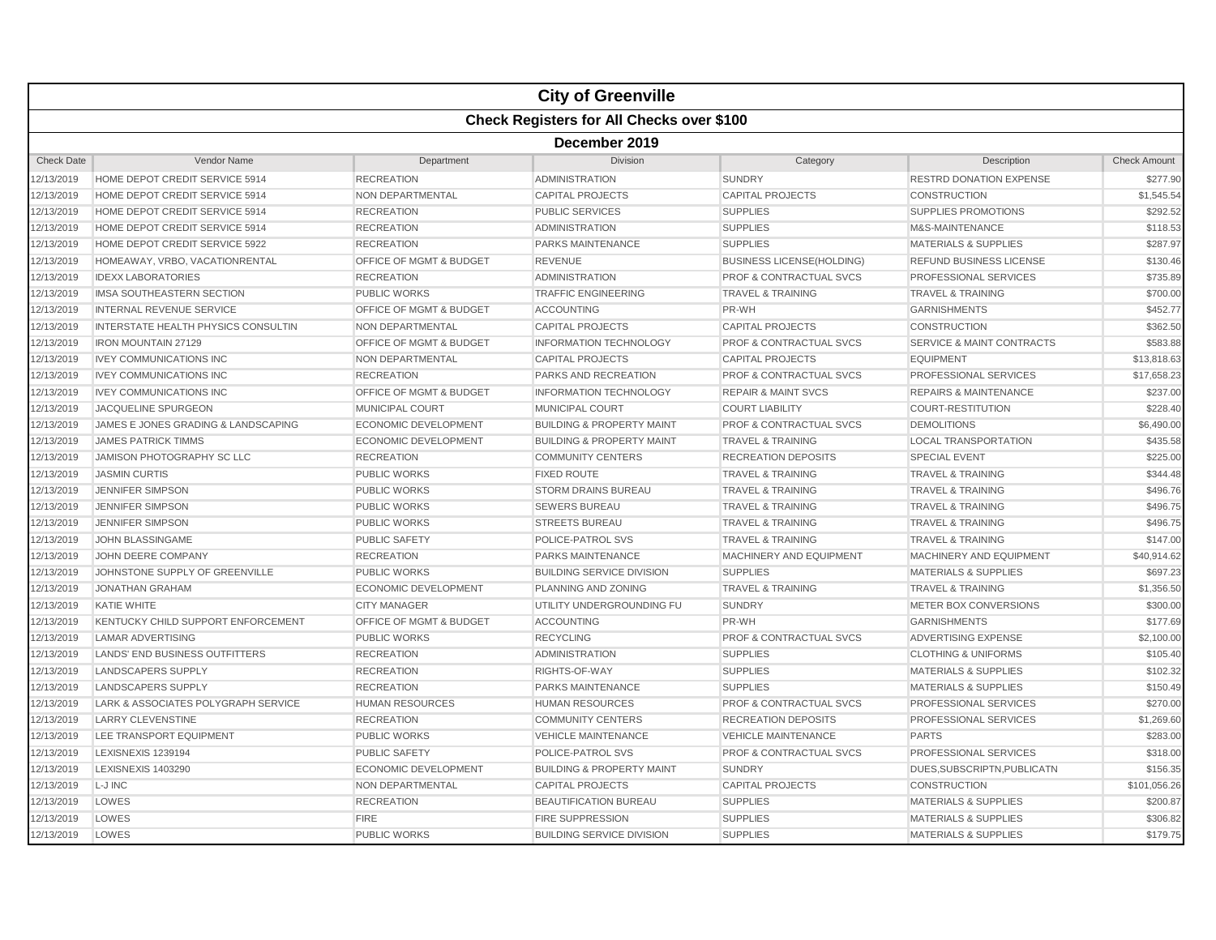# City of Greenville

## Check Registers for All Checks over $100

### December 2019

| Check Date | Vendor Name | Department | Division | Category | Description | Check Amount |
|---|---|---|---|---|---|---|
| 12/13/2019 | HOME DEPOT CREDIT SERVICE 5914 | RECREATION | ADMINISTRATION | SUNDRY | RESTRD DONATION EXPENSE | $277.90 |
| 12/13/2019 | HOME DEPOT CREDIT SERVICE 5914 | NON DEPARTMENTAL | CAPITAL PROJECTS | CAPITAL PROJECTS | CONSTRUCTION | $1,545.54 |
| 12/13/2019 | HOME DEPOT CREDIT SERVICE 5914 | RECREATION | PUBLIC SERVICES | SUPPLIES | SUPPLIES PROMOTIONS | $292.52 |
| 12/13/2019 | HOME DEPOT CREDIT SERVICE 5914 | RECREATION | ADMINISTRATION | SUPPLIES | M&S-MAINTENANCE | $118.53 |
| 12/13/2019 | HOME DEPOT CREDIT SERVICE 5922 | RECREATION | PARKS MAINTENANCE | SUPPLIES | MATERIALS & SUPPLIES | $287.97 |
| 12/13/2019 | HOMEAWAY, VRBO, VACATIONRENTAL | OFFICE OF MGMT & BUDGET | REVENUE | BUSINESS LICENSE(HOLDING) | REFUND BUSINESS LICENSE | $130.46 |
| 12/13/2019 | IDEXX LABORATORIES | RECREATION | ADMINISTRATION | PROF & CONTRACTUAL SVCS | PROFESSIONAL SERVICES | $735.89 |
| 12/13/2019 | IMSA SOUTHEASTERN SECTION | PUBLIC WORKS | TRAFFIC ENGINEERING | TRAVEL & TRAINING | TRAVEL & TRAINING | $700.00 |
| 12/13/2019 | INTERNAL REVENUE SERVICE | OFFICE OF MGMT & BUDGET | ACCOUNTING | PR-WH | GARNISHMENTS | $452.77 |
| 12/13/2019 | INTERSTATE HEALTH PHYSICS CONSULTIN | NON DEPARTMENTAL | CAPITAL PROJECTS | CAPITAL PROJECTS | CONSTRUCTION | $362.50 |
| 12/13/2019 | IRON MOUNTAIN 27129 | OFFICE OF MGMT & BUDGET | INFORMATION TECHNOLOGY | PROF & CONTRACTUAL SVCS | SERVICE & MAINT CONTRACTS | $583.88 |
| 12/13/2019 | IVEY COMMUNICATIONS INC | NON DEPARTMENTAL | CAPITAL PROJECTS | CAPITAL PROJECTS | EQUIPMENT | $13,818.63 |
| 12/13/2019 | IVEY COMMUNICATIONS INC | RECREATION | PARKS AND RECREATION | PROF & CONTRACTUAL SVCS | PROFESSIONAL SERVICES | $17,658.23 |
| 12/13/2019 | IVEY COMMUNICATIONS INC | OFFICE OF MGMT & BUDGET | INFORMATION TECHNOLOGY | REPAIR & MAINT SVCS | REPAIRS & MAINTENANCE | $237.00 |
| 12/13/2019 | JACQUELINE SPURGEON | MUNICIPAL COURT | MUNICIPAL COURT | COURT LIABILITY | COURT-RESTITUTION | $228.40 |
| 12/13/2019 | JAMES E JONES GRADING & LANDSCAPING | ECONOMIC DEVELOPMENT | BUILDING & PROPERTY MAINT | PROF & CONTRACTUAL SVCS | DEMOLITIONS | $6,490.00 |
| 12/13/2019 | JAMES PATRICK TIMMS | ECONOMIC DEVELOPMENT | BUILDING & PROPERTY MAINT | TRAVEL & TRAINING | LOCAL TRANSPORTATION | $435.58 |
| 12/13/2019 | JAMISON PHOTOGRAPHY SC LLC | RECREATION | COMMUNITY CENTERS | RECREATION DEPOSITS | SPECIAL EVENT | $225.00 |
| 12/13/2019 | JASMIN CURTIS | PUBLIC WORKS | FIXED ROUTE | TRAVEL & TRAINING | TRAVEL & TRAINING | $344.48 |
| 12/13/2019 | JENNIFER SIMPSON | PUBLIC WORKS | STORM DRAINS BUREAU | TRAVEL & TRAINING | TRAVEL & TRAINING | $496.76 |
| 12/13/2019 | JENNIFER SIMPSON | PUBLIC WORKS | SEWERS BUREAU | TRAVEL & TRAINING | TRAVEL & TRAINING | $496.75 |
| 12/13/2019 | JENNIFER SIMPSON | PUBLIC WORKS | STREETS BUREAU | TRAVEL & TRAINING | TRAVEL & TRAINING | $496.75 |
| 12/13/2019 | JOHN BLASSINGAME | PUBLIC SAFETY | POLICE-PATROL SVS | TRAVEL & TRAINING | TRAVEL & TRAINING | $147.00 |
| 12/13/2019 | JOHN DEERE COMPANY | RECREATION | PARKS MAINTENANCE | MACHINERY AND EQUIPMENT | MACHINERY AND EQUIPMENT | $40,914.62 |
| 12/13/2019 | JOHNSTONE SUPPLY OF GREENVILLE | PUBLIC WORKS | BUILDING SERVICE DIVISION | SUPPLIES | MATERIALS & SUPPLIES | $697.23 |
| 12/13/2019 | JONATHAN GRAHAM | ECONOMIC DEVELOPMENT | PLANNING AND ZONING | TRAVEL & TRAINING | TRAVEL & TRAINING | $1,356.50 |
| 12/13/2019 | KATIE WHITE | CITY MANAGER | UTILITY UNDERGROUNDING FU | SUNDRY | METER BOX CONVERSIONS | $300.00 |
| 12/13/2019 | KENTUCKY CHILD SUPPORT ENFORCEMENT | OFFICE OF MGMT & BUDGET | ACCOUNTING | PR-WH | GARNISHMENTS | $177.69 |
| 12/13/2019 | LAMAR ADVERTISING | PUBLIC WORKS | RECYCLING | PROF & CONTRACTUAL SVCS | ADVERTISING EXPENSE | $2,100.00 |
| 12/13/2019 | LANDS' END BUSINESS OUTFITTERS | RECREATION | ADMINISTRATION | SUPPLIES | CLOTHING & UNIFORMS | $105.40 |
| 12/13/2019 | LANDSCAPERS SUPPLY | RECREATION | RIGHTS-OF-WAY | SUPPLIES | MATERIALS & SUPPLIES | $102.32 |
| 12/13/2019 | LANDSCAPERS SUPPLY | RECREATION | PARKS MAINTENANCE | SUPPLIES | MATERIALS & SUPPLIES | $150.49 |
| 12/13/2019 | LARK & ASSOCIATES POLYGRAPH SERVICE | HUMAN RESOURCES | HUMAN RESOURCES | PROF & CONTRACTUAL SVCS | PROFESSIONAL SERVICES | $270.00 |
| 12/13/2019 | LARRY CLEVENSTINE | RECREATION | COMMUNITY CENTERS | RECREATION DEPOSITS | PROFESSIONAL SERVICES | $1,269.60 |
| 12/13/2019 | LEE TRANSPORT EQUIPMENT | PUBLIC WORKS | VEHICLE MAINTENANCE | VEHICLE MAINTENANCE | PARTS | $283.00 |
| 12/13/2019 | LEXISNEXIS 1239194 | PUBLIC SAFETY | POLICE-PATROL SVS | PROF & CONTRACTUAL SVCS | PROFESSIONAL SERVICES | $318.00 |
| 12/13/2019 | LEXISNEXIS 1403290 | ECONOMIC DEVELOPMENT | BUILDING & PROPERTY MAINT | SUNDRY | DUES,SUBSCRIPTN,PUBLICATN | $156.35 |
| 12/13/2019 | L-J INC | NON DEPARTMENTAL | CAPITAL PROJECTS | CAPITAL PROJECTS | CONSTRUCTION | $101,056.26 |
| 12/13/2019 | LOWES | RECREATION | BEAUTIFICATION BUREAU | SUPPLIES | MATERIALS & SUPPLIES | $200.87 |
| 12/13/2019 | LOWES | FIRE | FIRE SUPPRESSION | SUPPLIES | MATERIALS & SUPPLIES | $306.82 |
| 12/13/2019 | LOWES | PUBLIC WORKS | BUILDING SERVICE DIVISION | SUPPLIES | MATERIALS & SUPPLIES | $179.75 |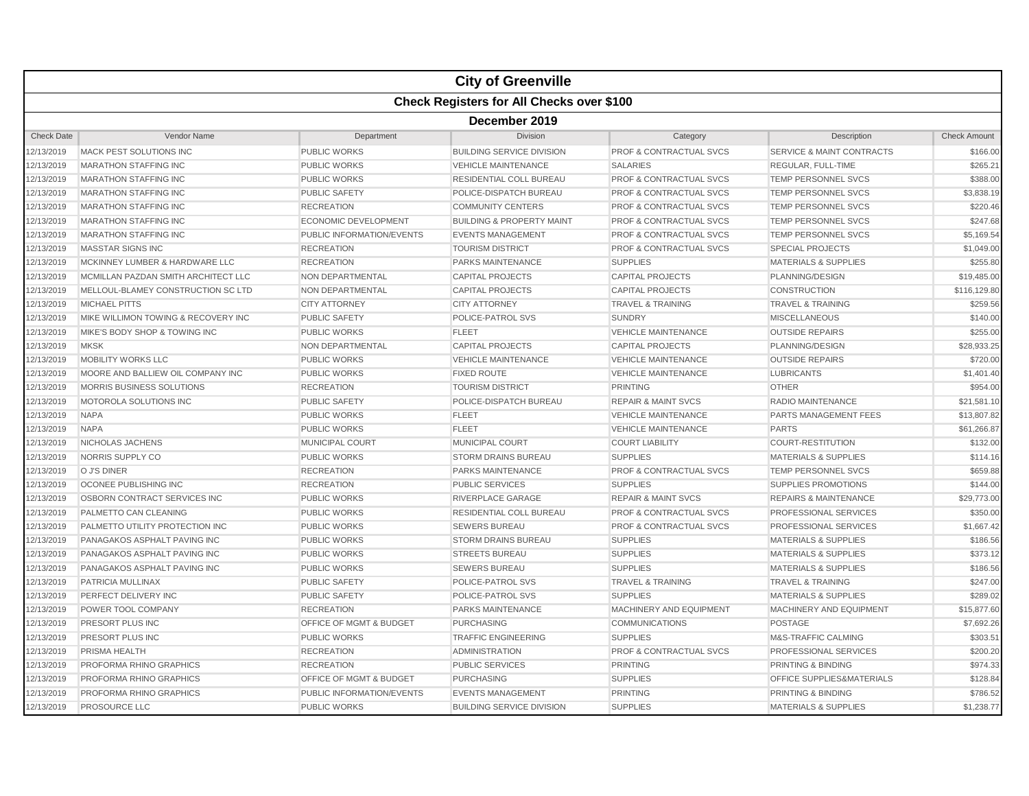# City of Greenville

## Check Registers for All Checks over $100

### December 2019

| Check Date | Vendor Name | Department | Division | Category | Description | Check Amount |
|---|---|---|---|---|---|---|
| 12/13/2019 | MACK PEST SOLUTIONS INC | PUBLIC WORKS | BUILDING SERVICE DIVISION | PROF & CONTRACTUAL SVCS | SERVICE & MAINT CONTRACTS | $166.00 |
| 12/13/2019 | MARATHON STAFFING INC | PUBLIC WORKS | VEHICLE MAINTENANCE | SALARIES | REGULAR, FULL-TIME | $265.21 |
| 12/13/2019 | MARATHON STAFFING INC | PUBLIC WORKS | RESIDENTIAL COLL BUREAU | PROF & CONTRACTUAL SVCS | TEMP PERSONNEL SVCS | $388.00 |
| 12/13/2019 | MARATHON STAFFING INC | PUBLIC SAFETY | POLICE-DISPATCH BUREAU | PROF & CONTRACTUAL SVCS | TEMP PERSONNEL SVCS | $3,838.19 |
| 12/13/2019 | MARATHON STAFFING INC | RECREATION | COMMUNITY CENTERS | PROF & CONTRACTUAL SVCS | TEMP PERSONNEL SVCS | $220.46 |
| 12/13/2019 | MARATHON STAFFING INC | ECONOMIC DEVELOPMENT | BUILDING & PROPERTY MAINT | PROF & CONTRACTUAL SVCS | TEMP PERSONNEL SVCS | $247.68 |
| 12/13/2019 | MARATHON STAFFING INC | PUBLIC INFORMATION/EVENTS | EVENTS MANAGEMENT | PROF & CONTRACTUAL SVCS | TEMP PERSONNEL SVCS | $5,169.54 |
| 12/13/2019 | MASSTAR SIGNS INC | RECREATION | TOURISM DISTRICT | PROF & CONTRACTUAL SVCS | SPECIAL PROJECTS | $1,049.00 |
| 12/13/2019 | MCKINNEY LUMBER & HARDWARE LLC | RECREATION | PARKS MAINTENANCE | SUPPLIES | MATERIALS & SUPPLIES | $255.80 |
| 12/13/2019 | MCMILLAN PAZDAN SMITH ARCHITECT LLC | NON DEPARTMENTAL | CAPITAL PROJECTS | CAPITAL PROJECTS | PLANNING/DESIGN | $19,485.00 |
| 12/13/2019 | MELLOUL-BLAMEY CONSTRUCTION SC LTD | NON DEPARTMENTAL | CAPITAL PROJECTS | CAPITAL PROJECTS | CONSTRUCTION | $116,129.80 |
| 12/13/2019 | MICHAEL PITTS | CITY ATTORNEY | CITY ATTORNEY | TRAVEL & TRAINING | TRAVEL & TRAINING | $259.56 |
| 12/13/2019 | MIKE WILLIMON TOWING & RECOVERY INC | PUBLIC SAFETY | POLICE-PATROL SVS | SUNDRY | MISCELLANEOUS | $140.00 |
| 12/13/2019 | MIKE'S BODY SHOP & TOWING INC | PUBLIC WORKS | FLEET | VEHICLE MAINTENANCE | OUTSIDE REPAIRS | $255.00 |
| 12/13/2019 | MKSK | NON DEPARTMENTAL | CAPITAL PROJECTS | CAPITAL PROJECTS | PLANNING/DESIGN | $28,933.25 |
| 12/13/2019 | MOBILITY WORKS LLC | PUBLIC WORKS | VEHICLE MAINTENANCE | VEHICLE MAINTENANCE | OUTSIDE REPAIRS | $720.00 |
| 12/13/2019 | MOORE AND BALLIEW OIL COMPANY INC | PUBLIC WORKS | FIXED ROUTE | VEHICLE MAINTENANCE | LUBRICANTS | $1,401.40 |
| 12/13/2019 | MORRIS BUSINESS SOLUTIONS | RECREATION | TOURISM DISTRICT | PRINTING | OTHER | $954.00 |
| 12/13/2019 | MOTOROLA SOLUTIONS INC | PUBLIC SAFETY | POLICE-DISPATCH BUREAU | REPAIR & MAINT SVCS | RADIO MAINTENANCE | $21,581.10 |
| 12/13/2019 | NAPA | PUBLIC WORKS | FLEET | VEHICLE MAINTENANCE | PARTS MANAGEMENT FEES | $13,807.82 |
| 12/13/2019 | NAPA | PUBLIC WORKS | FLEET | VEHICLE MAINTENANCE | PARTS | $61,266.87 |
| 12/13/2019 | NICHOLAS JACHENS | MUNICIPAL COURT | MUNICIPAL COURT | COURT LIABILITY | COURT-RESTITUTION | $132.00 |
| 12/13/2019 | NORRIS SUPPLY CO | PUBLIC WORKS | STORM DRAINS BUREAU | SUPPLIES | MATERIALS & SUPPLIES | $114.16 |
| 12/13/2019 | O J'S DINER | RECREATION | PARKS MAINTENANCE | PROF & CONTRACTUAL SVCS | TEMP PERSONNEL SVCS | $659.88 |
| 12/13/2019 | OCONEE PUBLISHING INC | RECREATION | PUBLIC SERVICES | SUPPLIES | SUPPLIES PROMOTIONS | $144.00 |
| 12/13/2019 | OSBORN CONTRACT SERVICES INC | PUBLIC WORKS | RIVERPLACE GARAGE | REPAIR & MAINT SVCS | REPAIRS & MAINTENANCE | $29,773.00 |
| 12/13/2019 | PALMETTO CAN CLEANING | PUBLIC WORKS | RESIDENTIAL COLL BUREAU | PROF & CONTRACTUAL SVCS | PROFESSIONAL SERVICES | $350.00 |
| 12/13/2019 | PALMETTO UTILITY PROTECTION INC | PUBLIC WORKS | SEWERS BUREAU | PROF & CONTRACTUAL SVCS | PROFESSIONAL SERVICES | $1,667.42 |
| 12/13/2019 | PANAGAKOS ASPHALT PAVING INC | PUBLIC WORKS | STORM DRAINS BUREAU | SUPPLIES | MATERIALS & SUPPLIES | $186.56 |
| 12/13/2019 | PANAGAKOS ASPHALT PAVING INC | PUBLIC WORKS | STREETS BUREAU | SUPPLIES | MATERIALS & SUPPLIES | $373.12 |
| 12/13/2019 | PANAGAKOS ASPHALT PAVING INC | PUBLIC WORKS | SEWERS BUREAU | SUPPLIES | MATERIALS & SUPPLIES | $186.56 |
| 12/13/2019 | PATRICIA MULLINAX | PUBLIC SAFETY | POLICE-PATROL SVS | TRAVEL & TRAINING | TRAVEL & TRAINING | $247.00 |
| 12/13/2019 | PERFECT DELIVERY INC | PUBLIC SAFETY | POLICE-PATROL SVS | SUPPLIES | MATERIALS & SUPPLIES | $289.02 |
| 12/13/2019 | POWER TOOL COMPANY | RECREATION | PARKS MAINTENANCE | MACHINERY AND EQUIPMENT | MACHINERY AND EQUIPMENT | $15,877.60 |
| 12/13/2019 | PRESORT PLUS INC | OFFICE OF MGMT & BUDGET | PURCHASING | COMMUNICATIONS | POSTAGE | $7,692.26 |
| 12/13/2019 | PRESORT PLUS INC | PUBLIC WORKS | TRAFFIC ENGINEERING | SUPPLIES | M&S-TRAFFIC CALMING | $303.51 |
| 12/13/2019 | PRISMA HEALTH | RECREATION | ADMINISTRATION | PROF & CONTRACTUAL SVCS | PROFESSIONAL SERVICES | $200.20 |
| 12/13/2019 | PROFORMA RHINO GRAPHICS | RECREATION | PUBLIC SERVICES | PRINTING | PRINTING & BINDING | $974.33 |
| 12/13/2019 | PROFORMA RHINO GRAPHICS | OFFICE OF MGMT & BUDGET | PURCHASING | SUPPLIES | OFFICE SUPPLIES&MATERIALS | $128.84 |
| 12/13/2019 | PROFORMA RHINO GRAPHICS | PUBLIC INFORMATION/EVENTS | EVENTS MANAGEMENT | PRINTING | PRINTING & BINDING | $786.52 |
| 12/13/2019 | PROSOURCE LLC | PUBLIC WORKS | BUILDING SERVICE DIVISION | SUPPLIES | MATERIALS & SUPPLIES | $1,238.77 |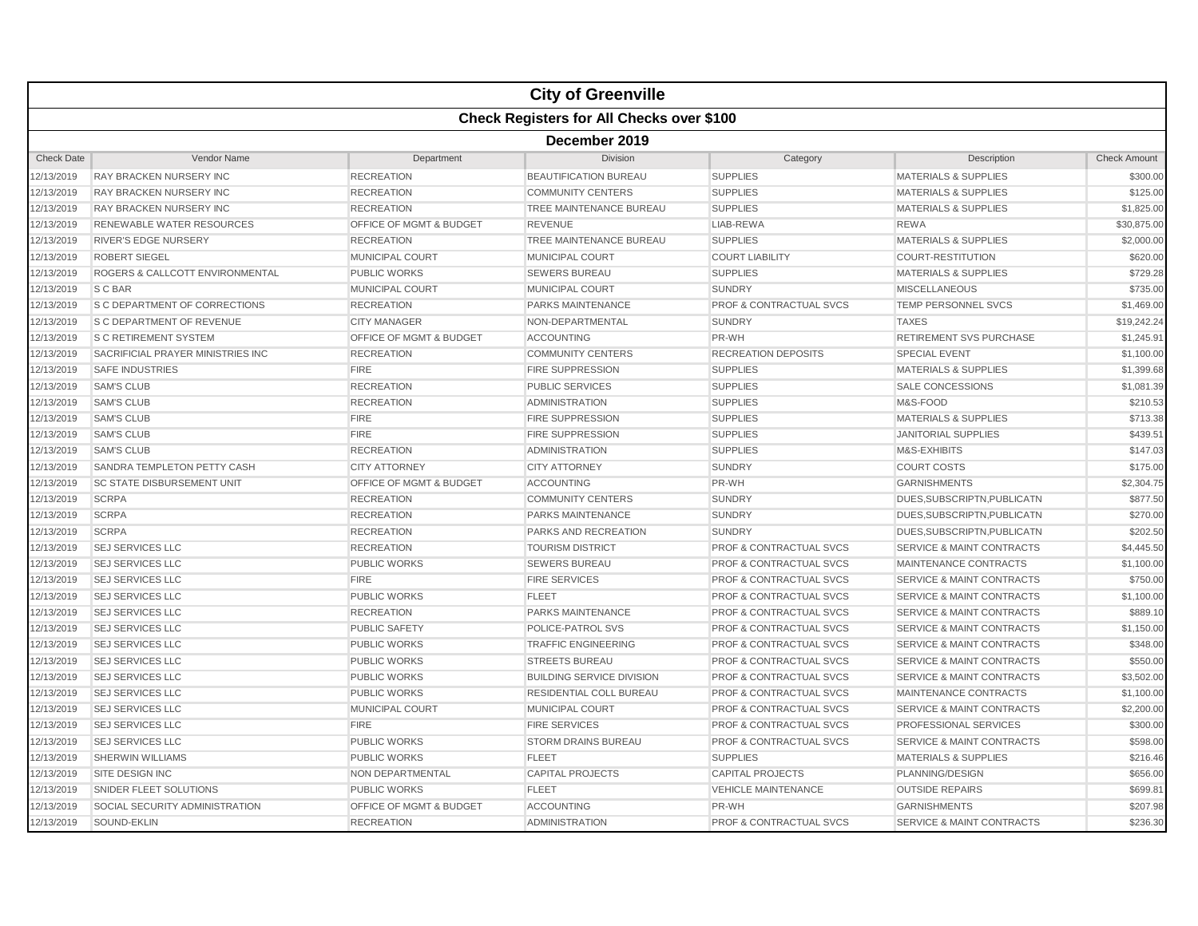# City of Greenville

## Check Registers for All Checks over $100

### December 2019

| Check Date | Vendor Name | Department | Division | Category | Description | Check Amount |
|---|---|---|---|---|---|---|
| 12/13/2019 | RAY BRACKEN NURSERY INC | RECREATION | BEAUTIFICATION BUREAU | SUPPLIES | MATERIALS & SUPPLIES | $300.00 |
| 12/13/2019 | RAY BRACKEN NURSERY INC | RECREATION | COMMUNITY CENTERS | SUPPLIES | MATERIALS & SUPPLIES | $125.00 |
| 12/13/2019 | RAY BRACKEN NURSERY INC | RECREATION | TREE MAINTENANCE BUREAU | SUPPLIES | MATERIALS & SUPPLIES | $1,825.00 |
| 12/13/2019 | RENEWABLE WATER RESOURCES | OFFICE OF MGMT & BUDGET | REVENUE | LIAB-REWA | REWA | $30,875.00 |
| 12/13/2019 | RIVER'S EDGE NURSERY | RECREATION | TREE MAINTENANCE BUREAU | SUPPLIES | MATERIALS & SUPPLIES | $2,000.00 |
| 12/13/2019 | ROBERT SIEGEL | MUNICIPAL COURT | MUNICIPAL COURT | COURT LIABILITY | COURT-RESTITUTION | $620.00 |
| 12/13/2019 | ROGERS & CALLCOTT ENVIRONMENTAL | PUBLIC WORKS | SEWERS BUREAU | SUPPLIES | MATERIALS & SUPPLIES | $729.28 |
| 12/13/2019 | S C BAR | MUNICIPAL COURT | MUNICIPAL COURT | SUNDRY | MISCELLANEOUS | $735.00 |
| 12/13/2019 | S C DEPARTMENT OF CORRECTIONS | RECREATION | PARKS MAINTENANCE | PROF & CONTRACTUAL SVCS | TEMP PERSONNEL SVCS | $1,469.00 |
| 12/13/2019 | S C DEPARTMENT OF REVENUE | CITY MANAGER | NON-DEPARTMENTAL | SUNDRY | TAXES | $19,242.24 |
| 12/13/2019 | S C RETIREMENT SYSTEM | OFFICE OF MGMT & BUDGET | ACCOUNTING | PR-WH | RETIREMENT SVS PURCHASE | $1,245.91 |
| 12/13/2019 | SACRIFICIAL PRAYER MINISTRIES INC | RECREATION | COMMUNITY CENTERS | RECREATION DEPOSITS | SPECIAL EVENT | $1,100.00 |
| 12/13/2019 | SAFE INDUSTRIES | FIRE | FIRE SUPPRESSION | SUPPLIES | MATERIALS & SUPPLIES | $1,399.68 |
| 12/13/2019 | SAM'S CLUB | RECREATION | PUBLIC SERVICES | SUPPLIES | SALE CONCESSIONS | $1,081.39 |
| 12/13/2019 | SAM'S CLUB | RECREATION | ADMINISTRATION | SUPPLIES | M&S-FOOD | $210.53 |
| 12/13/2019 | SAM'S CLUB | FIRE | FIRE SUPPRESSION | SUPPLIES | MATERIALS & SUPPLIES | $713.38 |
| 12/13/2019 | SAM'S CLUB | FIRE | FIRE SUPPRESSION | SUPPLIES | JANITORIAL SUPPLIES | $439.51 |
| 12/13/2019 | SAM'S CLUB | RECREATION | ADMINISTRATION | SUPPLIES | M&S-EXHIBITS | $147.03 |
| 12/13/2019 | SANDRA TEMPLETON PETTY CASH | CITY ATTORNEY | CITY ATTORNEY | SUNDRY | COURT COSTS | $175.00 |
| 12/13/2019 | SC STATE DISBURSEMENT UNIT | OFFICE OF MGMT & BUDGET | ACCOUNTING | PR-WH | GARNISHMENTS | $2,304.75 |
| 12/13/2019 | SCRPA | RECREATION | COMMUNITY CENTERS | SUNDRY | DUES,SUBSCRIPTN,PUBLICATN | $877.50 |
| 12/13/2019 | SCRPA | RECREATION | PARKS MAINTENANCE | SUNDRY | DUES,SUBSCRIPTN,PUBLICATN | $270.00 |
| 12/13/2019 | SCRPA | RECREATION | PARKS AND RECREATION | SUNDRY | DUES,SUBSCRIPTN,PUBLICATN | $202.50 |
| 12/13/2019 | SEJ SERVICES LLC | RECREATION | TOURISM DISTRICT | PROF & CONTRACTUAL SVCS | SERVICE & MAINT CONTRACTS | $4,445.50 |
| 12/13/2019 | SEJ SERVICES LLC | PUBLIC WORKS | SEWERS BUREAU | PROF & CONTRACTUAL SVCS | MAINTENANCE CONTRACTS | $1,100.00 |
| 12/13/2019 | SEJ SERVICES LLC | FIRE | FIRE SERVICES | PROF & CONTRACTUAL SVCS | SERVICE & MAINT CONTRACTS | $750.00 |
| 12/13/2019 | SEJ SERVICES LLC | PUBLIC WORKS | FLEET | PROF & CONTRACTUAL SVCS | SERVICE & MAINT CONTRACTS | $1,100.00 |
| 12/13/2019 | SEJ SERVICES LLC | RECREATION | PARKS MAINTENANCE | PROF & CONTRACTUAL SVCS | SERVICE & MAINT CONTRACTS | $889.10 |
| 12/13/2019 | SEJ SERVICES LLC | PUBLIC SAFETY | POLICE-PATROL SVS | PROF & CONTRACTUAL SVCS | SERVICE & MAINT CONTRACTS | $1,150.00 |
| 12/13/2019 | SEJ SERVICES LLC | PUBLIC WORKS | TRAFFIC ENGINEERING | PROF & CONTRACTUAL SVCS | SERVICE & MAINT CONTRACTS | $348.00 |
| 12/13/2019 | SEJ SERVICES LLC | PUBLIC WORKS | STREETS BUREAU | PROF & CONTRACTUAL SVCS | SERVICE & MAINT CONTRACTS | $550.00 |
| 12/13/2019 | SEJ SERVICES LLC | PUBLIC WORKS | BUILDING SERVICE DIVISION | PROF & CONTRACTUAL SVCS | SERVICE & MAINT CONTRACTS | $3,502.00 |
| 12/13/2019 | SEJ SERVICES LLC | PUBLIC WORKS | RESIDENTIAL COLL BUREAU | PROF & CONTRACTUAL SVCS | MAINTENANCE CONTRACTS | $1,100.00 |
| 12/13/2019 | SEJ SERVICES LLC | MUNICIPAL COURT | MUNICIPAL COURT | PROF & CONTRACTUAL SVCS | SERVICE & MAINT CONTRACTS | $2,200.00 |
| 12/13/2019 | SEJ SERVICES LLC | FIRE | FIRE SERVICES | PROF & CONTRACTUAL SVCS | PROFESSIONAL SERVICES | $300.00 |
| 12/13/2019 | SEJ SERVICES LLC | PUBLIC WORKS | STORM DRAINS BUREAU | PROF & CONTRACTUAL SVCS | SERVICE & MAINT CONTRACTS | $598.00 |
| 12/13/2019 | SHERWIN WILLIAMS | PUBLIC WORKS | FLEET | SUPPLIES | MATERIALS & SUPPLIES | $216.46 |
| 12/13/2019 | SITE DESIGN INC | NON DEPARTMENTAL | CAPITAL PROJECTS | CAPITAL PROJECTS | PLANNING/DESIGN | $656.00 |
| 12/13/2019 | SNIDER FLEET SOLUTIONS | PUBLIC WORKS | FLEET | VEHICLE MAINTENANCE | OUTSIDE REPAIRS | $699.81 |
| 12/13/2019 | SOCIAL SECURITY ADMINISTRATION | OFFICE OF MGMT & BUDGET | ACCOUNTING | PR-WH | GARNISHMENTS | $207.98 |
| 12/13/2019 | SOUND-EKLIN | RECREATION | ADMINISTRATION | PROF & CONTRACTUAL SVCS | SERVICE & MAINT CONTRACTS | $236.30 |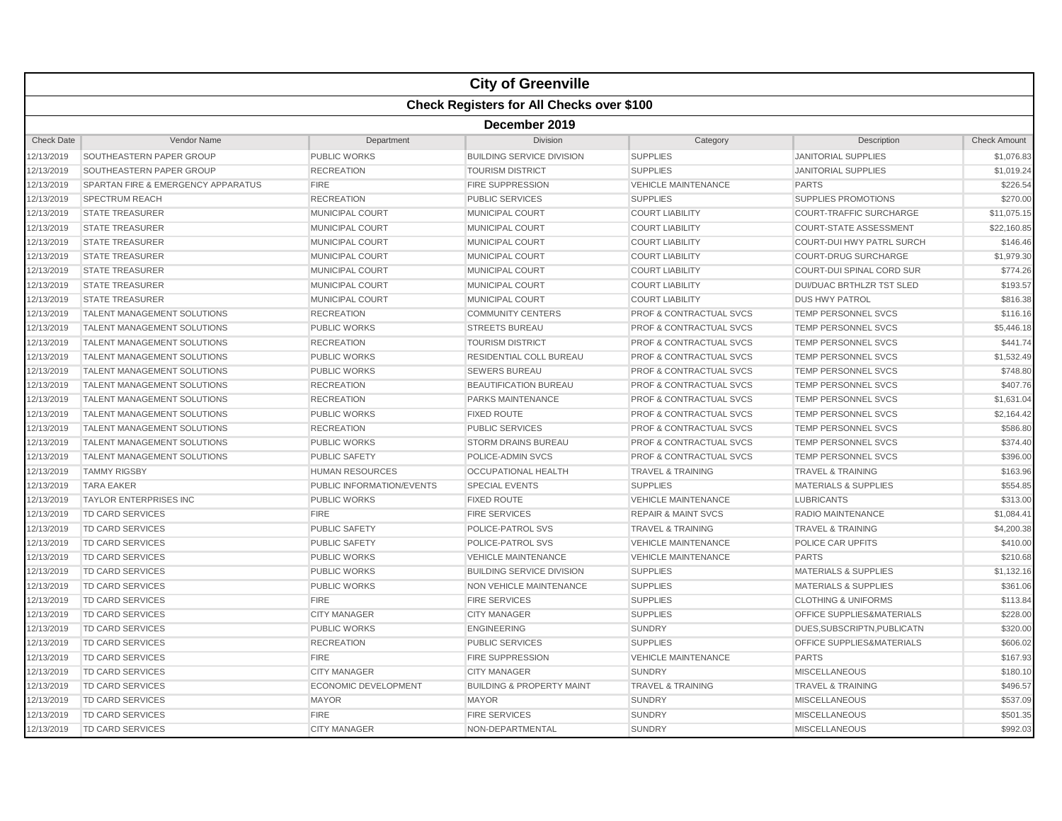# City of Greenville

## Check Registers for All Checks over $100

### December 2019

| Check Date | Vendor Name | Department | Division | Category | Description | Check Amount |
|---|---|---|---|---|---|---|
| 12/13/2019 | SOUTHEASTERN PAPER GROUP | PUBLIC WORKS | BUILDING SERVICE DIVISION | SUPPLIES | JANITORIAL SUPPLIES | $1,076.83 |
| 12/13/2019 | SOUTHEASTERN PAPER GROUP | RECREATION | TOURISM DISTRICT | SUPPLIES | JANITORIAL SUPPLIES | $1,019.24 |
| 12/13/2019 | SPARTAN FIRE & EMERGENCY APPARATUS | FIRE | FIRE SUPPRESSION | VEHICLE MAINTENANCE | PARTS | $226.54 |
| 12/13/2019 | SPECTRUM REACH | RECREATION | PUBLIC SERVICES | SUPPLIES | SUPPLIES PROMOTIONS | $270.00 |
| 12/13/2019 | STATE TREASURER | MUNICIPAL COURT | MUNICIPAL COURT | COURT LIABILITY | COURT-TRAFFIC SURCHARGE | $11,075.15 |
| 12/13/2019 | STATE TREASURER | MUNICIPAL COURT | MUNICIPAL COURT | COURT LIABILITY | COURT-STATE ASSESSMENT | $22,160.85 |
| 12/13/2019 | STATE TREASURER | MUNICIPAL COURT | MUNICIPAL COURT | COURT LIABILITY | COURT-DUI HWY PATRL SURCH | $146.46 |
| 12/13/2019 | STATE TREASURER | MUNICIPAL COURT | MUNICIPAL COURT | COURT LIABILITY | COURT-DRUG SURCHARGE | $1,979.30 |
| 12/13/2019 | STATE TREASURER | MUNICIPAL COURT | MUNICIPAL COURT | COURT LIABILITY | COURT-DUI SPINAL CORD SUR | $774.26 |
| 12/13/2019 | STATE TREASURER | MUNICIPAL COURT | MUNICIPAL COURT | COURT LIABILITY | DUI/DUAC BRTHLZR TST SLED | $193.57 |
| 12/13/2019 | STATE TREASURER | MUNICIPAL COURT | MUNICIPAL COURT | COURT LIABILITY | DUS HWY PATROL | $816.38 |
| 12/13/2019 | TALENT MANAGEMENT SOLUTIONS | RECREATION | COMMUNITY CENTERS | PROF & CONTRACTUAL SVCS | TEMP PERSONNEL SVCS | $116.16 |
| 12/13/2019 | TALENT MANAGEMENT SOLUTIONS | PUBLIC WORKS | STREETS BUREAU | PROF & CONTRACTUAL SVCS | TEMP PERSONNEL SVCS | $5,446.18 |
| 12/13/2019 | TALENT MANAGEMENT SOLUTIONS | RECREATION | TOURISM DISTRICT | PROF & CONTRACTUAL SVCS | TEMP PERSONNEL SVCS | $441.74 |
| 12/13/2019 | TALENT MANAGEMENT SOLUTIONS | PUBLIC WORKS | RESIDENTIAL COLL BUREAU | PROF & CONTRACTUAL SVCS | TEMP PERSONNEL SVCS | $1,532.49 |
| 12/13/2019 | TALENT MANAGEMENT SOLUTIONS | PUBLIC WORKS | SEWERS BUREAU | PROF & CONTRACTUAL SVCS | TEMP PERSONNEL SVCS | $748.80 |
| 12/13/2019 | TALENT MANAGEMENT SOLUTIONS | RECREATION | BEAUTIFICATION BUREAU | PROF & CONTRACTUAL SVCS | TEMP PERSONNEL SVCS | $407.76 |
| 12/13/2019 | TALENT MANAGEMENT SOLUTIONS | RECREATION | PARKS MAINTENANCE | PROF & CONTRACTUAL SVCS | TEMP PERSONNEL SVCS | $1,631.04 |
| 12/13/2019 | TALENT MANAGEMENT SOLUTIONS | PUBLIC WORKS | FIXED ROUTE | PROF & CONTRACTUAL SVCS | TEMP PERSONNEL SVCS | $2,164.42 |
| 12/13/2019 | TALENT MANAGEMENT SOLUTIONS | RECREATION | PUBLIC SERVICES | PROF & CONTRACTUAL SVCS | TEMP PERSONNEL SVCS | $586.80 |
| 12/13/2019 | TALENT MANAGEMENT SOLUTIONS | PUBLIC WORKS | STORM DRAINS BUREAU | PROF & CONTRACTUAL SVCS | TEMP PERSONNEL SVCS | $374.40 |
| 12/13/2019 | TALENT MANAGEMENT SOLUTIONS | PUBLIC SAFETY | POLICE-ADMIN SVCS | PROF & CONTRACTUAL SVCS | TEMP PERSONNEL SVCS | $396.00 |
| 12/13/2019 | TAMMY RIGSBY | HUMAN RESOURCES | OCCUPATIONAL HEALTH | TRAVEL & TRAINING | TRAVEL & TRAINING | $163.96 |
| 12/13/2019 | TARA EAKER | PUBLIC INFORMATION/EVENTS | SPECIAL EVENTS | SUPPLIES | MATERIALS & SUPPLIES | $554.85 |
| 12/13/2019 | TAYLOR ENTERPRISES INC | PUBLIC WORKS | FIXED ROUTE | VEHICLE MAINTENANCE | LUBRICANTS | $313.00 |
| 12/13/2019 | TD CARD SERVICES | FIRE | FIRE SERVICES | REPAIR & MAINT SVCS | RADIO MAINTENANCE | $1,084.41 |
| 12/13/2019 | TD CARD SERVICES | PUBLIC SAFETY | POLICE-PATROL SVS | TRAVEL & TRAINING | TRAVEL & TRAINING | $4,200.38 |
| 12/13/2019 | TD CARD SERVICES | PUBLIC SAFETY | POLICE-PATROL SVS | VEHICLE MAINTENANCE | POLICE CAR UPFITS | $410.00 |
| 12/13/2019 | TD CARD SERVICES | PUBLIC WORKS | VEHICLE MAINTENANCE | VEHICLE MAINTENANCE | PARTS | $210.68 |
| 12/13/2019 | TD CARD SERVICES | PUBLIC WORKS | BUILDING SERVICE DIVISION | SUPPLIES | MATERIALS & SUPPLIES | $1,132.16 |
| 12/13/2019 | TD CARD SERVICES | PUBLIC WORKS | NON VEHICLE MAINTENANCE | SUPPLIES | MATERIALS & SUPPLIES | $361.06 |
| 12/13/2019 | TD CARD SERVICES | FIRE | FIRE SERVICES | SUPPLIES | CLOTHING & UNIFORMS | $113.84 |
| 12/13/2019 | TD CARD SERVICES | CITY MANAGER | CITY MANAGER | SUPPLIES | OFFICE SUPPLIES&MATERIALS | $228.00 |
| 12/13/2019 | TD CARD SERVICES | PUBLIC WORKS | ENGINEERING | SUNDRY | DUES,SUBSCRIPTN,PUBLICATN | $320.00 |
| 12/13/2019 | TD CARD SERVICES | RECREATION | PUBLIC SERVICES | SUPPLIES | OFFICE SUPPLIES&MATERIALS | $606.02 |
| 12/13/2019 | TD CARD SERVICES | FIRE | FIRE SUPPRESSION | VEHICLE MAINTENANCE | PARTS | $167.93 |
| 12/13/2019 | TD CARD SERVICES | CITY MANAGER | CITY MANAGER | SUNDRY | MISCELLANEOUS | $180.10 |
| 12/13/2019 | TD CARD SERVICES | ECONOMIC DEVELOPMENT | BUILDING & PROPERTY MAINT | TRAVEL & TRAINING | TRAVEL & TRAINING | $496.57 |
| 12/13/2019 | TD CARD SERVICES | MAYOR | MAYOR | SUNDRY | MISCELLANEOUS | $537.09 |
| 12/13/2019 | TD CARD SERVICES | FIRE | FIRE SERVICES | SUNDRY | MISCELLANEOUS | $501.35 |
| 12/13/2019 | TD CARD SERVICES | CITY MANAGER | NON-DEPARTMENTAL | SUNDRY | MISCELLANEOUS | $992.03 |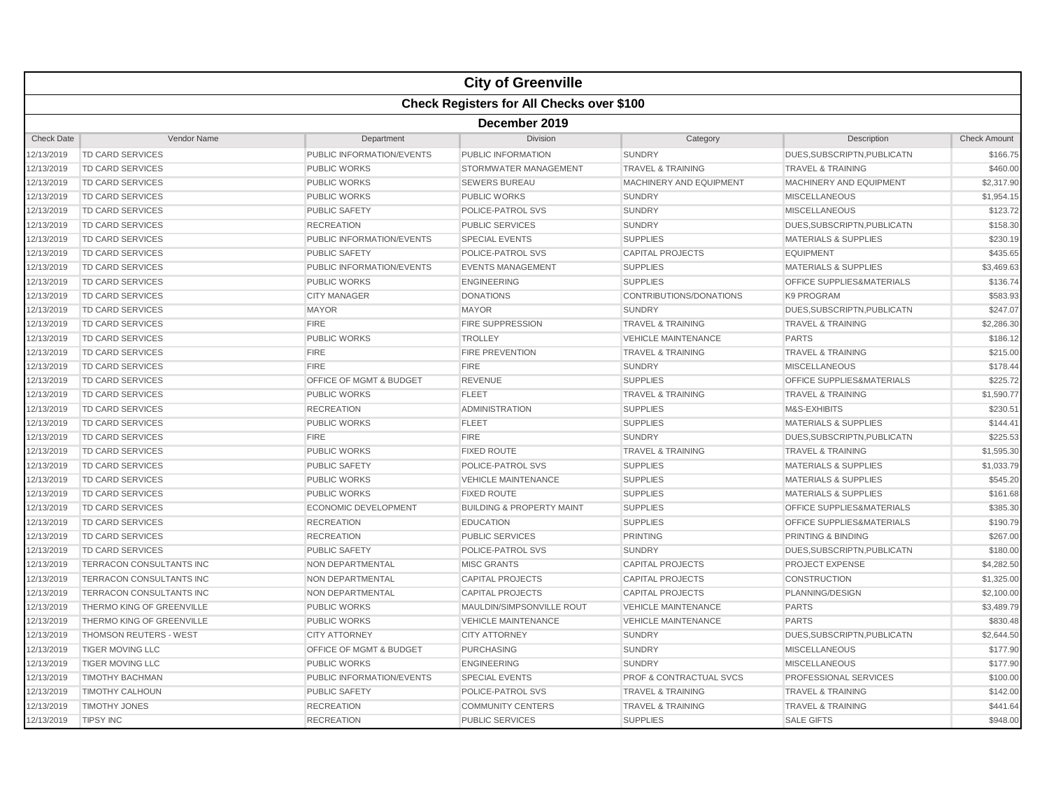# City of Greenville

## Check Registers for All Checks over $100

### December 2019

| Check Date | Vendor Name | Department | Division | Category | Description | Check Amount |
|---|---|---|---|---|---|---|
| 12/13/2019 | TD CARD SERVICES | PUBLIC INFORMATION/EVENTS | PUBLIC INFORMATION | SUNDRY | DUES,SUBSCRIPTN,PUBLICATN | $166.75 |
| 12/13/2019 | TD CARD SERVICES | PUBLIC WORKS | STORMWATER MANAGEMENT | TRAVEL & TRAINING | TRAVEL & TRAINING | $460.00 |
| 12/13/2019 | TD CARD SERVICES | PUBLIC WORKS | SEWERS BUREAU | MACHINERY AND EQUIPMENT | MACHINERY AND EQUIPMENT | $2,317.90 |
| 12/13/2019 | TD CARD SERVICES | PUBLIC WORKS | PUBLIC WORKS | SUNDRY | MISCELLANEOUS | $1,954.15 |
| 12/13/2019 | TD CARD SERVICES | PUBLIC SAFETY | POLICE-PATROL SVS | SUNDRY | MISCELLANEOUS | $123.72 |
| 12/13/2019 | TD CARD SERVICES | RECREATION | PUBLIC SERVICES | SUNDRY | DUES,SUBSCRIPTN,PUBLICATN | $158.30 |
| 12/13/2019 | TD CARD SERVICES | PUBLIC INFORMATION/EVENTS | SPECIAL EVENTS | SUPPLIES | MATERIALS & SUPPLIES | $230.19 |
| 12/13/2019 | TD CARD SERVICES | PUBLIC SAFETY | POLICE-PATROL SVS | CAPITAL PROJECTS | EQUIPMENT | $435.65 |
| 12/13/2019 | TD CARD SERVICES | PUBLIC INFORMATION/EVENTS | EVENTS MANAGEMENT | SUPPLIES | MATERIALS & SUPPLIES | $3,469.63 |
| 12/13/2019 | TD CARD SERVICES | PUBLIC WORKS | ENGINEERING | SUPPLIES | OFFICE SUPPLIES&MATERIALS | $136.74 |
| 12/13/2019 | TD CARD SERVICES | CITY MANAGER | DONATIONS | CONTRIBUTIONS/DONATIONS | K9 PROGRAM | $583.93 |
| 12/13/2019 | TD CARD SERVICES | MAYOR | MAYOR | SUNDRY | DUES,SUBSCRIPTN,PUBLICATN | $247.07 |
| 12/13/2019 | TD CARD SERVICES | FIRE | FIRE SUPPRESSION | TRAVEL & TRAINING | TRAVEL & TRAINING | $2,286.30 |
| 12/13/2019 | TD CARD SERVICES | PUBLIC WORKS | TROLLEY | VEHICLE MAINTENANCE | PARTS | $186.12 |
| 12/13/2019 | TD CARD SERVICES | FIRE | FIRE PREVENTION | TRAVEL & TRAINING | TRAVEL & TRAINING | $215.00 |
| 12/13/2019 | TD CARD SERVICES | FIRE | FIRE | SUNDRY | MISCELLANEOUS | $178.44 |
| 12/13/2019 | TD CARD SERVICES | OFFICE OF MGMT & BUDGET | REVENUE | SUPPLIES | OFFICE SUPPLIES&MATERIALS | $225.72 |
| 12/13/2019 | TD CARD SERVICES | PUBLIC WORKS | FLEET | TRAVEL & TRAINING | TRAVEL & TRAINING | $1,590.77 |
| 12/13/2019 | TD CARD SERVICES | RECREATION | ADMINISTRATION | SUPPLIES | M&S-EXHIBITS | $230.51 |
| 12/13/2019 | TD CARD SERVICES | PUBLIC WORKS | FLEET | SUPPLIES | MATERIALS & SUPPLIES | $144.41 |
| 12/13/2019 | TD CARD SERVICES | FIRE | FIRE | SUNDRY | DUES,SUBSCRIPTN,PUBLICATN | $225.53 |
| 12/13/2019 | TD CARD SERVICES | PUBLIC WORKS | FIXED ROUTE | TRAVEL & TRAINING | TRAVEL & TRAINING | $1,595.30 |
| 12/13/2019 | TD CARD SERVICES | PUBLIC SAFETY | POLICE-PATROL SVS | SUPPLIES | MATERIALS & SUPPLIES | $1,033.79 |
| 12/13/2019 | TD CARD SERVICES | PUBLIC WORKS | VEHICLE MAINTENANCE | SUPPLIES | MATERIALS & SUPPLIES | $545.20 |
| 12/13/2019 | TD CARD SERVICES | PUBLIC WORKS | FIXED ROUTE | SUPPLIES | MATERIALS & SUPPLIES | $161.68 |
| 12/13/2019 | TD CARD SERVICES | ECONOMIC DEVELOPMENT | BUILDING & PROPERTY MAINT | SUPPLIES | OFFICE SUPPLIES&MATERIALS | $385.30 |
| 12/13/2019 | TD CARD SERVICES | RECREATION | EDUCATION | SUPPLIES | OFFICE SUPPLIES&MATERIALS | $190.79 |
| 12/13/2019 | TD CARD SERVICES | RECREATION | PUBLIC SERVICES | PRINTING | PRINTING & BINDING | $267.00 |
| 12/13/2019 | TD CARD SERVICES | PUBLIC SAFETY | POLICE-PATROL SVS | SUNDRY | DUES,SUBSCRIPTN,PUBLICATN | $180.00 |
| 12/13/2019 | TERRACON CONSULTANTS INC | NON DEPARTMENTAL | MISC GRANTS | CAPITAL PROJECTS | PROJECT EXPENSE | $4,282.50 |
| 12/13/2019 | TERRACON CONSULTANTS INC | NON DEPARTMENTAL | CAPITAL PROJECTS | CAPITAL PROJECTS | CONSTRUCTION | $1,325.00 |
| 12/13/2019 | TERRACON CONSULTANTS INC | NON DEPARTMENTAL | CAPITAL PROJECTS | CAPITAL PROJECTS | PLANNING/DESIGN | $2,100.00 |
| 12/13/2019 | THERMO KING OF GREENVILLE | PUBLIC WORKS | MAULDIN/SIMPSONVILLE ROUT | VEHICLE MAINTENANCE | PARTS | $3,489.79 |
| 12/13/2019 | THERMO KING OF GREENVILLE | PUBLIC WORKS | VEHICLE MAINTENANCE | VEHICLE MAINTENANCE | PARTS | $830.48 |
| 12/13/2019 | THOMSON REUTERS - WEST | CITY ATTORNEY | CITY ATTORNEY | SUNDRY | DUES,SUBSCRIPTN,PUBLICATN | $2,644.50 |
| 12/13/2019 | TIGER MOVING LLC | OFFICE OF MGMT & BUDGET | PURCHASING | SUNDRY | MISCELLANEOUS | $177.90 |
| 12/13/2019 | TIGER MOVING LLC | PUBLIC WORKS | ENGINEERING | SUNDRY | MISCELLANEOUS | $177.90 |
| 12/13/2019 | TIMOTHY BACHMAN | PUBLIC INFORMATION/EVENTS | SPECIAL EVENTS | PROF & CONTRACTUAL SVCS | PROFESSIONAL SERVICES | $100.00 |
| 12/13/2019 | TIMOTHY CALHOUN | PUBLIC SAFETY | POLICE-PATROL SVS | TRAVEL & TRAINING | TRAVEL & TRAINING | $142.00 |
| 12/13/2019 | TIMOTHY JONES | RECREATION | COMMUNITY CENTERS | TRAVEL & TRAINING | TRAVEL & TRAINING | $441.64 |
| 12/13/2019 | TIPSY INC | RECREATION | PUBLIC SERVICES | SUPPLIES | SALE GIFTS | $948.00 |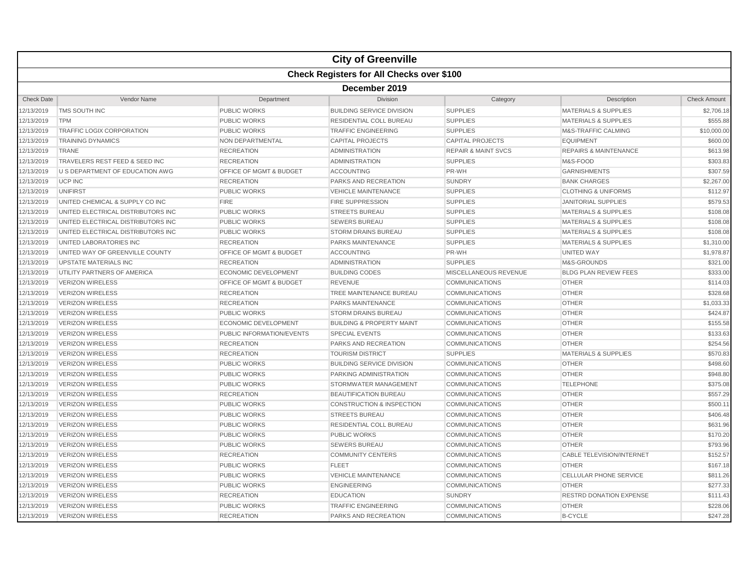# City of Greenville

## Check Registers for All Checks over $100

### December 2019

| Check Date | Vendor Name | Department | Division | Category | Description | Check Amount |
|---|---|---|---|---|---|---|
| 12/13/2019 | TMS SOUTH INC | PUBLIC WORKS | BUILDING SERVICE DIVISION | SUPPLIES | MATERIALS & SUPPLIES | $2,706.18 |
| 12/13/2019 | TPM | PUBLIC WORKS | RESIDENTIAL COLL BUREAU | SUPPLIES | MATERIALS & SUPPLIES | $555.88 |
| 12/13/2019 | TRAFFIC LOGIX CORPORATION | PUBLIC WORKS | TRAFFIC ENGINEERING | SUPPLIES | M&S-TRAFFIC CALMING | $10,000.00 |
| 12/13/2019 | TRAINING DYNAMICS | NON DEPARTMENTAL | CAPITAL PROJECTS | CAPITAL PROJECTS | EQUIPMENT | $600.00 |
| 12/13/2019 | TRANE | RECREATION | ADMINISTRATION | REPAIR & MAINT SVCS | REPAIRS & MAINTENANCE | $613.98 |
| 12/13/2019 | TRAVELERS REST FEED & SEED INC | RECREATION | ADMINISTRATION | SUPPLIES | M&S-FOOD | $303.83 |
| 12/13/2019 | U S DEPARTMENT OF EDUCATION AWG | OFFICE OF MGMT & BUDGET | ACCOUNTING | PR-WH | GARNISHMENTS | $307.59 |
| 12/13/2019 | UCP INC | RECREATION | PARKS AND RECREATION | SUNDRY | BANK CHARGES | $2,267.00 |
| 12/13/2019 | UNIFIRST | PUBLIC WORKS | VEHICLE MAINTENANCE | SUPPLIES | CLOTHING & UNIFORMS | $112.97 |
| 12/13/2019 | UNITED CHEMICAL & SUPPLY CO INC | FIRE | FIRE SUPPRESSION | SUPPLIES | JANITORIAL SUPPLIES | $579.53 |
| 12/13/2019 | UNITED ELECTRICAL DISTRIBUTORS INC | PUBLIC WORKS | STREETS BUREAU | SUPPLIES | MATERIALS & SUPPLIES | $108.08 |
| 12/13/2019 | UNITED ELECTRICAL DISTRIBUTORS INC | PUBLIC WORKS | SEWERS BUREAU | SUPPLIES | MATERIALS & SUPPLIES | $108.08 |
| 12/13/2019 | UNITED ELECTRICAL DISTRIBUTORS INC | PUBLIC WORKS | STORM DRAINS BUREAU | SUPPLIES | MATERIALS & SUPPLIES | $108.08 |
| 12/13/2019 | UNITED LABORATORIES INC | RECREATION | PARKS MAINTENANCE | SUPPLIES | MATERIALS & SUPPLIES | $1,310.00 |
| 12/13/2019 | UNITED WAY OF GREENVILLE COUNTY | OFFICE OF MGMT & BUDGET | ACCOUNTING | PR-WH | UNITED WAY | $1,978.87 |
| 12/13/2019 | UPSTATE MATERIALS INC | RECREATION | ADMINISTRATION | SUPPLIES | M&S-GROUNDS | $321.00 |
| 12/13/2019 | UTILITY PARTNERS OF AMERICA | ECONOMIC DEVELOPMENT | BUILDING CODES | MISCELLANEOUS REVENUE | BLDG PLAN REVIEW FEES | $333.00 |
| 12/13/2019 | VERIZON WIRELESS | OFFICE OF MGMT & BUDGET | REVENUE | COMMUNICATIONS | OTHER | $114.03 |
| 12/13/2019 | VERIZON WIRELESS | RECREATION | TREE MAINTENANCE BUREAU | COMMUNICATIONS | OTHER | $328.68 |
| 12/13/2019 | VERIZON WIRELESS | RECREATION | PARKS MAINTENANCE | COMMUNICATIONS | OTHER | $1,033.33 |
| 12/13/2019 | VERIZON WIRELESS | PUBLIC WORKS | STORM DRAINS BUREAU | COMMUNICATIONS | OTHER | $424.87 |
| 12/13/2019 | VERIZON WIRELESS | ECONOMIC DEVELOPMENT | BUILDING & PROPERTY MAINT | COMMUNICATIONS | OTHER | $155.58 |
| 12/13/2019 | VERIZON WIRELESS | PUBLIC INFORMATION/EVENTS | SPECIAL EVENTS | COMMUNICATIONS | OTHER | $133.63 |
| 12/13/2019 | VERIZON WIRELESS | RECREATION | PARKS AND RECREATION | COMMUNICATIONS | OTHER | $254.56 |
| 12/13/2019 | VERIZON WIRELESS | RECREATION | TOURISM DISTRICT | SUPPLIES | MATERIALS & SUPPLIES | $570.83 |
| 12/13/2019 | VERIZON WIRELESS | PUBLIC WORKS | BUILDING SERVICE DIVISION | COMMUNICATIONS | OTHER | $498.60 |
| 12/13/2019 | VERIZON WIRELESS | PUBLIC WORKS | PARKING ADMINISTRATION | COMMUNICATIONS | OTHER | $948.80 |
| 12/13/2019 | VERIZON WIRELESS | PUBLIC WORKS | STORMWATER MANAGEMENT | COMMUNICATIONS | TELEPHONE | $375.08 |
| 12/13/2019 | VERIZON WIRELESS | RECREATION | BEAUTIFICATION BUREAU | COMMUNICATIONS | OTHER | $557.29 |
| 12/13/2019 | VERIZON WIRELESS | PUBLIC WORKS | CONSTRUCTION & INSPECTION | COMMUNICATIONS | OTHER | $500.11 |
| 12/13/2019 | VERIZON WIRELESS | PUBLIC WORKS | STREETS BUREAU | COMMUNICATIONS | OTHER | $406.48 |
| 12/13/2019 | VERIZON WIRELESS | PUBLIC WORKS | RESIDENTIAL COLL BUREAU | COMMUNICATIONS | OTHER | $631.96 |
| 12/13/2019 | VERIZON WIRELESS | PUBLIC WORKS | PUBLIC WORKS | COMMUNICATIONS | OTHER | $170.20 |
| 12/13/2019 | VERIZON WIRELESS | PUBLIC WORKS | SEWERS BUREAU | COMMUNICATIONS | OTHER | $793.96 |
| 12/13/2019 | VERIZON WIRELESS | RECREATION | COMMUNITY CENTERS | COMMUNICATIONS | CABLE TELEVISION/INTERNET | $152.57 |
| 12/13/2019 | VERIZON WIRELESS | PUBLIC WORKS | FLEET | COMMUNICATIONS | OTHER | $167.18 |
| 12/13/2019 | VERIZON WIRELESS | PUBLIC WORKS | VEHICLE MAINTENANCE | COMMUNICATIONS | CELLULAR PHONE SERVICE | $811.26 |
| 12/13/2019 | VERIZON WIRELESS | PUBLIC WORKS | ENGINEERING | COMMUNICATIONS | OTHER | $277.33 |
| 12/13/2019 | VERIZON WIRELESS | RECREATION | EDUCATION | SUNDRY | RESTRD DONATION EXPENSE | $111.43 |
| 12/13/2019 | VERIZON WIRELESS | PUBLIC WORKS | TRAFFIC ENGINEERING | COMMUNICATIONS | OTHER | $228.06 |
| 12/13/2019 | VERIZON WIRELESS | RECREATION | PARKS AND RECREATION | COMMUNICATIONS | B-CYCLE | $247.28 |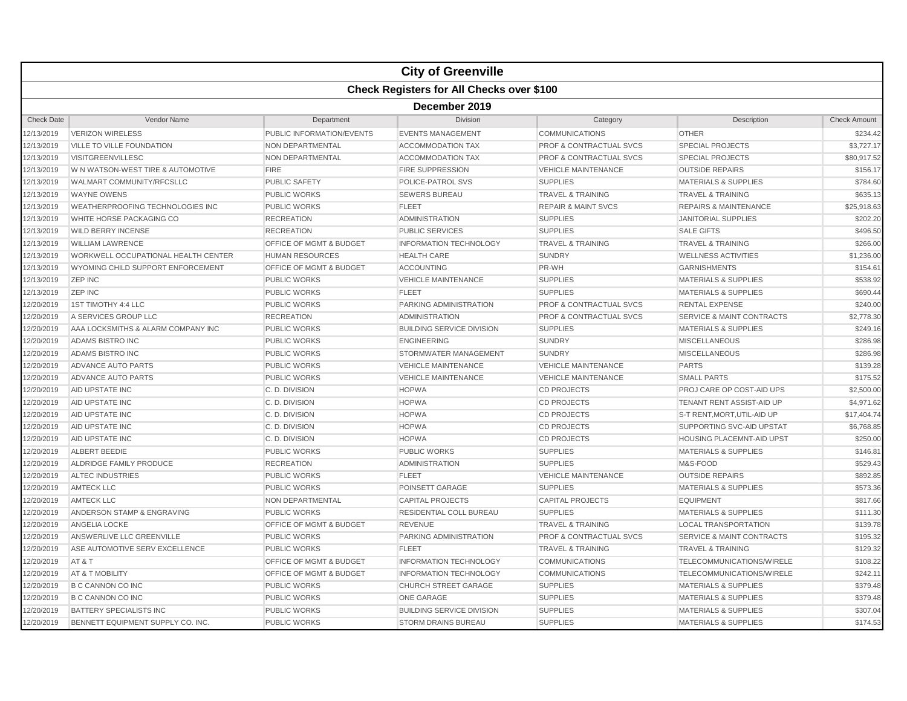# City of Greenville

## Check Registers for All Checks over $100

### December 2019

| Check Date | Vendor Name | Department | Division | Category | Description | Check Amount |
|---|---|---|---|---|---|---|
| 12/13/2019 | VERIZON WIRELESS | PUBLIC INFORMATION/EVENTS | EVENTS MANAGEMENT | COMMUNICATIONS | OTHER | $234.42 |
| 12/13/2019 | VILLE TO VILLE FOUNDATION | NON DEPARTMENTAL | ACCOMMODATION TAX | PROF & CONTRACTUAL SVCS | SPECIAL PROJECTS | $3,727.17 |
| 12/13/2019 | VISITGREENVILLESC | NON DEPARTMENTAL | ACCOMMODATION TAX | PROF & CONTRACTUAL SVCS | SPECIAL PROJECTS | $80,917.52 |
| 12/13/2019 | W N WATSON-WEST TIRE & AUTOMOTIVE | FIRE | FIRE SUPPRESSION | VEHICLE MAINTENANCE | OUTSIDE REPAIRS | $156.17 |
| 12/13/2019 | WALMART COMMUNITY/RFCSLLC | PUBLIC SAFETY | POLICE-PATROL SVS | SUPPLIES | MATERIALS & SUPPLIES | $784.60 |
| 12/13/2019 | WAYNE OWENS | PUBLIC WORKS | SEWERS BUREAU | TRAVEL & TRAINING | TRAVEL & TRAINING | $635.13 |
| 12/13/2019 | WEATHERPROOFING TECHNOLOGIES INC | PUBLIC WORKS | FLEET | REPAIR & MAINT SVCS | REPAIRS & MAINTENANCE | $25,918.63 |
| 12/13/2019 | WHITE HORSE PACKAGING CO | RECREATION | ADMINISTRATION | SUPPLIES | JANITORIAL SUPPLIES | $202.20 |
| 12/13/2019 | WILD BERRY INCENSE | RECREATION | PUBLIC SERVICES | SUPPLIES | SALE GIFTS | $496.50 |
| 12/13/2019 | WILLIAM LAWRENCE | OFFICE OF MGMT & BUDGET | INFORMATION TECHNOLOGY | TRAVEL & TRAINING | TRAVEL & TRAINING | $266.00 |
| 12/13/2019 | WORKWELL OCCUPATIONAL HEALTH CENTER | HUMAN RESOURCES | HEALTH CARE | SUNDRY | WELLNESS ACTIVITIES | $1,236.00 |
| 12/13/2019 | WYOMING CHILD SUPPORT ENFORCEMENT | OFFICE OF MGMT & BUDGET | ACCOUNTING | PR-WH | GARNISHMENTS | $154.61 |
| 12/13/2019 | ZEP INC | PUBLIC WORKS | VEHICLE MAINTENANCE | SUPPLIES | MATERIALS & SUPPLIES | $538.92 |
| 12/13/2019 | ZEP INC | PUBLIC WORKS | FLEET | SUPPLIES | MATERIALS & SUPPLIES | $690.44 |
| 12/20/2019 | 1ST TIMOTHY 4:4 LLC | PUBLIC WORKS | PARKING ADMINISTRATION | PROF & CONTRACTUAL SVCS | RENTAL EXPENSE | $240.00 |
| 12/20/2019 | A SERVICES GROUP LLC | RECREATION | ADMINISTRATION | PROF & CONTRACTUAL SVCS | SERVICE & MAINT CONTRACTS | $2,778.30 |
| 12/20/2019 | AAA LOCKSMITHS & ALARM COMPANY INC | PUBLIC WORKS | BUILDING SERVICE DIVISION | SUPPLIES | MATERIALS & SUPPLIES | $249.16 |
| 12/20/2019 | ADAMS BISTRO INC | PUBLIC WORKS | ENGINEERING | SUNDRY | MISCELLANEOUS | $286.98 |
| 12/20/2019 | ADAMS BISTRO INC | PUBLIC WORKS | STORMWATER MANAGEMENT | SUNDRY | MISCELLANEOUS | $286.98 |
| 12/20/2019 | ADVANCE AUTO PARTS | PUBLIC WORKS | VEHICLE MAINTENANCE | VEHICLE MAINTENANCE | PARTS | $139.28 |
| 12/20/2019 | ADVANCE AUTO PARTS | PUBLIC WORKS | VEHICLE MAINTENANCE | VEHICLE MAINTENANCE | SMALL PARTS | $175.52 |
| 12/20/2019 | AID UPSTATE INC | C. D. DIVISION | HOPWA | CD PROJECTS | PROJ CARE OP COST-AID UPS | $2,500.00 |
| 12/20/2019 | AID UPSTATE INC | C. D. DIVISION | HOPWA | CD PROJECTS | TENANT RENT ASSIST-AID UP | $4,971.62 |
| 12/20/2019 | AID UPSTATE INC | C. D. DIVISION | HOPWA | CD PROJECTS | S-T RENT,MORT,UTIL-AID UP | $17,404.74 |
| 12/20/2019 | AID UPSTATE INC | C. D. DIVISION | HOPWA | CD PROJECTS | SUPPORTING SVC-AID UPSTAT | $6,768.85 |
| 12/20/2019 | AID UPSTATE INC | C. D. DIVISION | HOPWA | CD PROJECTS | HOUSING PLACEMNT-AID UPST | $250.00 |
| 12/20/2019 | ALBERT BEEDIE | PUBLIC WORKS | PUBLIC WORKS | SUPPLIES | MATERIALS & SUPPLIES | $146.81 |
| 12/20/2019 | ALDRIDGE FAMILY PRODUCE | RECREATION | ADMINISTRATION | SUPPLIES | M&S-FOOD | $529.43 |
| 12/20/2019 | ALTEC INDUSTRIES | PUBLIC WORKS | FLEET | VEHICLE MAINTENANCE | OUTSIDE REPAIRS | $892.85 |
| 12/20/2019 | AMTECK LLC | PUBLIC WORKS | POINSETT GARAGE | SUPPLIES | MATERIALS & SUPPLIES | $573.36 |
| 12/20/2019 | AMTECK LLC | NON DEPARTMENTAL | CAPITAL PROJECTS | CAPITAL PROJECTS | EQUIPMENT | $817.66 |
| 12/20/2019 | ANDERSON STAMP & ENGRAVING | PUBLIC WORKS | RESIDENTIAL COLL BUREAU | SUPPLIES | MATERIALS & SUPPLIES | $111.30 |
| 12/20/2019 | ANGELIA LOCKE | OFFICE OF MGMT & BUDGET | REVENUE | TRAVEL & TRAINING | LOCAL TRANSPORTATION | $139.78 |
| 12/20/2019 | ANSWERLIVE LLC GREENVILLE | PUBLIC WORKS | PARKING ADMINISTRATION | PROF & CONTRACTUAL SVCS | SERVICE & MAINT CONTRACTS | $195.32 |
| 12/20/2019 | ASE AUTOMOTIVE SERV EXCELLENCE | PUBLIC WORKS | FLEET | TRAVEL & TRAINING | TRAVEL & TRAINING | $129.32 |
| 12/20/2019 | AT & T | OFFICE OF MGMT & BUDGET | INFORMATION TECHNOLOGY | COMMUNICATIONS | TELECOMMUNICATIONS/WIRELE | $108.22 |
| 12/20/2019 | AT & T MOBILITY | OFFICE OF MGMT & BUDGET | INFORMATION TECHNOLOGY | COMMUNICATIONS | TELECOMMUNICATIONS/WIRELE | $242.11 |
| 12/20/2019 | B C CANNON CO INC | PUBLIC WORKS | CHURCH STREET GARAGE | SUPPLIES | MATERIALS & SUPPLIES | $379.48 |
| 12/20/2019 | B C CANNON CO INC | PUBLIC WORKS | ONE GARAGE | SUPPLIES | MATERIALS & SUPPLIES | $379.48 |
| 12/20/2019 | BATTERY SPECIALISTS INC | PUBLIC WORKS | BUILDING SERVICE DIVISION | SUPPLIES | MATERIALS & SUPPLIES | $307.04 |
| 12/20/2019 | BENNETT EQUIPMENT SUPPLY CO. INC. | PUBLIC WORKS | STORM DRAINS BUREAU | SUPPLIES | MATERIALS & SUPPLIES | $174.53 |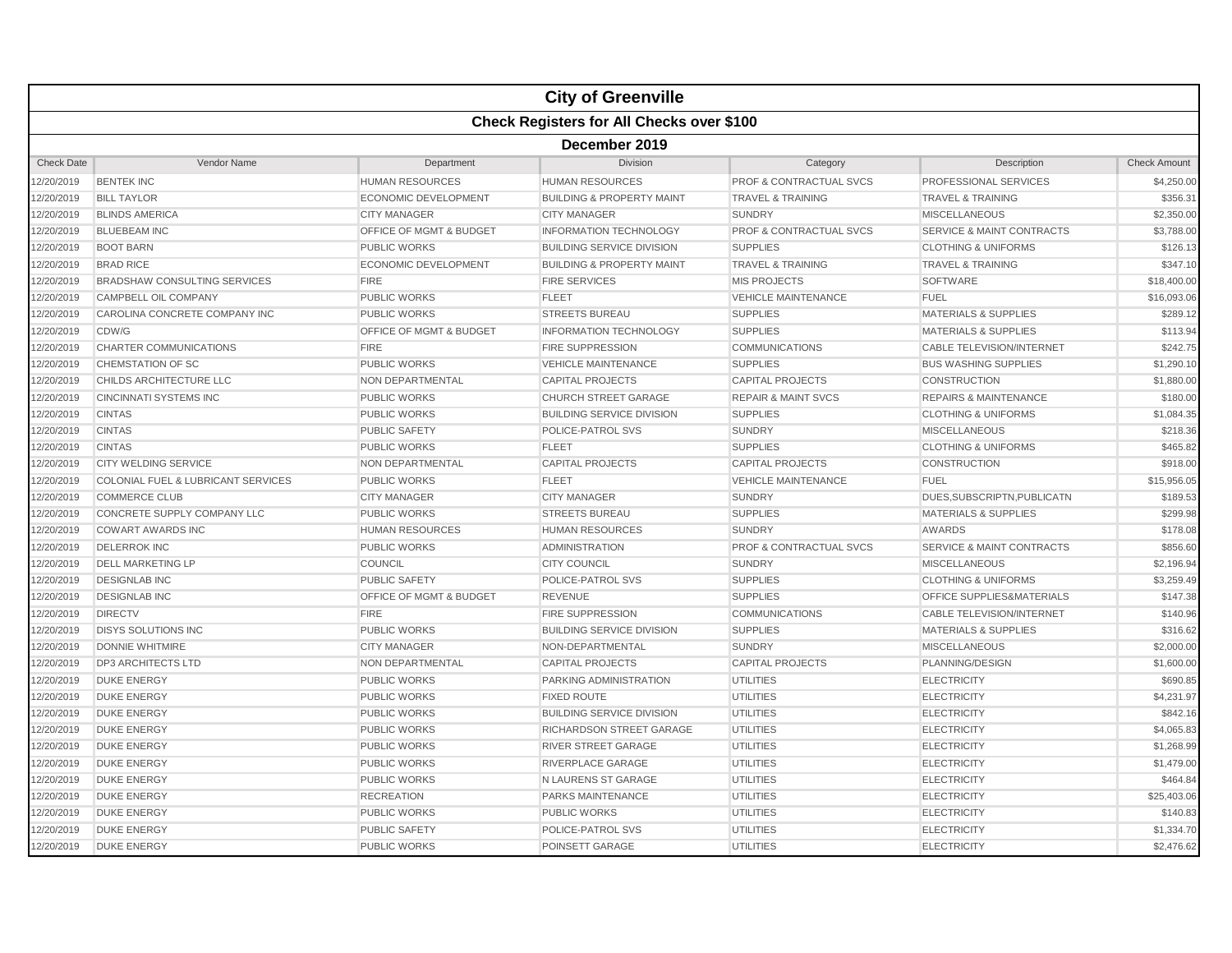# City of Greenville

## Check Registers for All Checks over $100

### December 2019

| Check Date | Vendor Name | Department | Division | Category | Description | Check Amount |
|---|---|---|---|---|---|---|
| 12/20/2019 | BENTEK INC | HUMAN RESOURCES | HUMAN RESOURCES | PROF & CONTRACTUAL SVCS | PROFESSIONAL SERVICES | $4,250.00 |
| 12/20/2019 | BILL TAYLOR | ECONOMIC DEVELOPMENT | BUILDING & PROPERTY MAINT | TRAVEL & TRAINING | TRAVEL & TRAINING | $356.31 |
| 12/20/2019 | BLINDS AMERICA | CITY MANAGER | CITY MANAGER | SUNDRY | MISCELLANEOUS | $2,350.00 |
| 12/20/2019 | BLUEBEAM INC | OFFICE OF MGMT & BUDGET | INFORMATION TECHNOLOGY | PROF & CONTRACTUAL SVCS | SERVICE & MAINT CONTRACTS | $3,788.00 |
| 12/20/2019 | BOOT BARN | PUBLIC WORKS | BUILDING SERVICE DIVISION | SUPPLIES | CLOTHING & UNIFORMS | $126.13 |
| 12/20/2019 | BRAD RICE | ECONOMIC DEVELOPMENT | BUILDING & PROPERTY MAINT | TRAVEL & TRAINING | TRAVEL & TRAINING | $347.10 |
| 12/20/2019 | BRADSHAW CONSULTING SERVICES | FIRE | FIRE SERVICES | MIS PROJECTS | SOFTWARE | $18,400.00 |
| 12/20/2019 | CAMPBELL OIL COMPANY | PUBLIC WORKS | FLEET | VEHICLE MAINTENANCE | FUEL | $16,093.06 |
| 12/20/2019 | CAROLINA CONCRETE COMPANY INC | PUBLIC WORKS | STREETS BUREAU | SUPPLIES | MATERIALS & SUPPLIES | $289.12 |
| 12/20/2019 | CDW/G | OFFICE OF MGMT & BUDGET | INFORMATION TECHNOLOGY | SUPPLIES | MATERIALS & SUPPLIES | $113.94 |
| 12/20/2019 | CHARTER COMMUNICATIONS | FIRE | FIRE SUPPRESSION | COMMUNICATIONS | CABLE TELEVISION/INTERNET | $242.75 |
| 12/20/2019 | CHEMSTATION OF SC | PUBLIC WORKS | VEHICLE MAINTENANCE | SUPPLIES | BUS WASHING SUPPLIES | $1,290.10 |
| 12/20/2019 | CHILDS ARCHITECTURE LLC | NON DEPARTMENTAL | CAPITAL PROJECTS | CAPITAL PROJECTS | CONSTRUCTION | $1,880.00 |
| 12/20/2019 | CINCINNATI SYSTEMS INC | PUBLIC WORKS | CHURCH STREET GARAGE | REPAIR & MAINT SVCS | REPAIRS & MAINTENANCE | $180.00 |
| 12/20/2019 | CINTAS | PUBLIC WORKS | BUILDING SERVICE DIVISION | SUPPLIES | CLOTHING & UNIFORMS | $1,084.35 |
| 12/20/2019 | CINTAS | PUBLIC SAFETY | POLICE-PATROL SVS | SUNDRY | MISCELLANEOUS | $218.36 |
| 12/20/2019 | CINTAS | PUBLIC WORKS | FLEET | SUPPLIES | CLOTHING & UNIFORMS | $465.82 |
| 12/20/2019 | CITY WELDING SERVICE | NON DEPARTMENTAL | CAPITAL PROJECTS | CAPITAL PROJECTS | CONSTRUCTION | $918.00 |
| 12/20/2019 | COLONIAL FUEL & LUBRICANT SERVICES | PUBLIC WORKS | FLEET | VEHICLE MAINTENANCE | FUEL | $15,956.05 |
| 12/20/2019 | COMMERCE CLUB | CITY MANAGER | CITY MANAGER | SUNDRY | DUES,SUBSCRIPTN,PUBLICATN | $189.53 |
| 12/20/2019 | CONCRETE SUPPLY COMPANY LLC | PUBLIC WORKS | STREETS BUREAU | SUPPLIES | MATERIALS & SUPPLIES | $299.98 |
| 12/20/2019 | COWART AWARDS INC | HUMAN RESOURCES | HUMAN RESOURCES | SUNDRY | AWARDS | $178.08 |
| 12/20/2019 | DELERROK INC | PUBLIC WORKS | ADMINISTRATION | PROF & CONTRACTUAL SVCS | SERVICE & MAINT CONTRACTS | $856.60 |
| 12/20/2019 | DELL MARKETING LP | COUNCIL | CITY COUNCIL | SUNDRY | MISCELLANEOUS | $2,196.94 |
| 12/20/2019 | DESIGNLAB INC | PUBLIC SAFETY | POLICE-PATROL SVS | SUPPLIES | CLOTHING & UNIFORMS | $3,259.49 |
| 12/20/2019 | DESIGNLAB INC | OFFICE OF MGMT & BUDGET | REVENUE | SUPPLIES | OFFICE SUPPLIES&MATERIALS | $147.38 |
| 12/20/2019 | DIRECTV | FIRE | FIRE SUPPRESSION | COMMUNICATIONS | CABLE TELEVISION/INTERNET | $140.96 |
| 12/20/2019 | DISYS SOLUTIONS INC | PUBLIC WORKS | BUILDING SERVICE DIVISION | SUPPLIES | MATERIALS & SUPPLIES | $316.62 |
| 12/20/2019 | DONNIE WHITMIRE | CITY MANAGER | NON-DEPARTMENTAL | SUNDRY | MISCELLANEOUS | $2,000.00 |
| 12/20/2019 | DP3 ARCHITECTS LTD | NON DEPARTMENTAL | CAPITAL PROJECTS | CAPITAL PROJECTS | PLANNING/DESIGN | $1,600.00 |
| 12/20/2019 | DUKE ENERGY | PUBLIC WORKS | PARKING ADMINISTRATION | UTILITIES | ELECTRICITY | $690.85 |
| 12/20/2019 | DUKE ENERGY | PUBLIC WORKS | FIXED ROUTE | UTILITIES | ELECTRICITY | $4,231.97 |
| 12/20/2019 | DUKE ENERGY | PUBLIC WORKS | BUILDING SERVICE DIVISION | UTILITIES | ELECTRICITY | $842.16 |
| 12/20/2019 | DUKE ENERGY | PUBLIC WORKS | RICHARDSON STREET GARAGE | UTILITIES | ELECTRICITY | $4,065.83 |
| 12/20/2019 | DUKE ENERGY | PUBLIC WORKS | RIVER STREET GARAGE | UTILITIES | ELECTRICITY | $1,268.99 |
| 12/20/2019 | DUKE ENERGY | PUBLIC WORKS | RIVERPLACE GARAGE | UTILITIES | ELECTRICITY | $1,479.00 |
| 12/20/2019 | DUKE ENERGY | PUBLIC WORKS | N LAURENS ST GARAGE | UTILITIES | ELECTRICITY | $464.84 |
| 12/20/2019 | DUKE ENERGY | RECREATION | PARKS MAINTENANCE | UTILITIES | ELECTRICITY | $25,403.06 |
| 12/20/2019 | DUKE ENERGY | PUBLIC WORKS | PUBLIC WORKS | UTILITIES | ELECTRICITY | $140.83 |
| 12/20/2019 | DUKE ENERGY | PUBLIC SAFETY | POLICE-PATROL SVS | UTILITIES | ELECTRICITY | $1,334.70 |
| 12/20/2019 | DUKE ENERGY | PUBLIC WORKS | POINSETT GARAGE | UTILITIES | ELECTRICITY | $2,476.62 |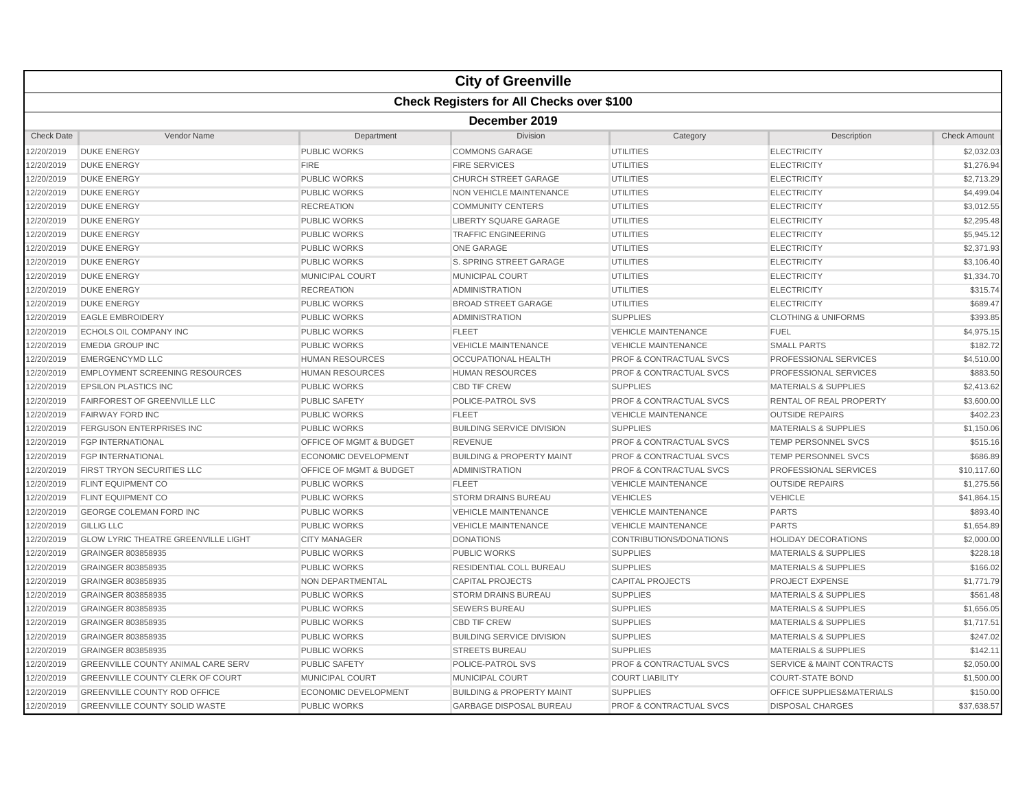# City of Greenville

## Check Registers for All Checks over $100

### December 2019

| Check Date | Vendor Name | Department | Division | Category | Description | Check Amount |
|---|---|---|---|---|---|---|
| 12/20/2019 | DUKE ENERGY | PUBLIC WORKS | COMMONS GARAGE | UTILITIES | ELECTRICITY | $2,032.03 |
| 12/20/2019 | DUKE ENERGY | FIRE | FIRE SERVICES | UTILITIES | ELECTRICITY | $1,276.94 |
| 12/20/2019 | DUKE ENERGY | PUBLIC WORKS | CHURCH STREET GARAGE | UTILITIES | ELECTRICITY | $2,713.29 |
| 12/20/2019 | DUKE ENERGY | PUBLIC WORKS | NON VEHICLE MAINTENANCE | UTILITIES | ELECTRICITY | $4,499.04 |
| 12/20/2019 | DUKE ENERGY | RECREATION | COMMUNITY CENTERS | UTILITIES | ELECTRICITY | $3,012.55 |
| 12/20/2019 | DUKE ENERGY | PUBLIC WORKS | LIBERTY SQUARE GARAGE | UTILITIES | ELECTRICITY | $2,295.48 |
| 12/20/2019 | DUKE ENERGY | PUBLIC WORKS | TRAFFIC ENGINEERING | UTILITIES | ELECTRICITY | $5,945.12 |
| 12/20/2019 | DUKE ENERGY | PUBLIC WORKS | ONE GARAGE | UTILITIES | ELECTRICITY | $2,371.93 |
| 12/20/2019 | DUKE ENERGY | PUBLIC WORKS | S. SPRING STREET GARAGE | UTILITIES | ELECTRICITY | $3,106.40 |
| 12/20/2019 | DUKE ENERGY | MUNICIPAL COURT | MUNICIPAL COURT | UTILITIES | ELECTRICITY | $1,334.70 |
| 12/20/2019 | DUKE ENERGY | RECREATION | ADMINISTRATION | UTILITIES | ELECTRICITY | $315.74 |
| 12/20/2019 | DUKE ENERGY | PUBLIC WORKS | BROAD STREET GARAGE | UTILITIES | ELECTRICITY | $689.47 |
| 12/20/2019 | EAGLE EMBROIDERY | PUBLIC WORKS | ADMINISTRATION | SUPPLIES | CLOTHING & UNIFORMS | $393.85 |
| 12/20/2019 | ECHOLS OIL COMPANY INC | PUBLIC WORKS | FLEET | VEHICLE MAINTENANCE | FUEL | $4,975.15 |
| 12/20/2019 | EMEDIA GROUP INC | PUBLIC WORKS | VEHICLE MAINTENANCE | VEHICLE MAINTENANCE | SMALL PARTS | $182.72 |
| 12/20/2019 | EMERGENCYMD LLC | HUMAN RESOURCES | OCCUPATIONAL HEALTH | PROF & CONTRACTUAL SVCS | PROFESSIONAL SERVICES | $4,510.00 |
| 12/20/2019 | EMPLOYMENT SCREENING RESOURCES | HUMAN RESOURCES | HUMAN RESOURCES | PROF & CONTRACTUAL SVCS | PROFESSIONAL SERVICES | $883.50 |
| 12/20/2019 | EPSILON PLASTICS INC | PUBLIC WORKS | CBD TIF CREW | SUPPLIES | MATERIALS & SUPPLIES | $2,413.62 |
| 12/20/2019 | FAIRFOREST OF GREENVILLE LLC | PUBLIC SAFETY | POLICE-PATROL SVS | PROF & CONTRACTUAL SVCS | RENTAL OF REAL PROPERTY | $3,600.00 |
| 12/20/2019 | FAIRWAY FORD INC | PUBLIC WORKS | FLEET | VEHICLE MAINTENANCE | OUTSIDE REPAIRS | $402.23 |
| 12/20/2019 | FERGUSON ENTERPRISES INC | PUBLIC WORKS | BUILDING SERVICE DIVISION | SUPPLIES | MATERIALS & SUPPLIES | $1,150.06 |
| 12/20/2019 | FGP INTERNATIONAL | OFFICE OF MGMT & BUDGET | REVENUE | PROF & CONTRACTUAL SVCS | TEMP PERSONNEL SVCS | $515.16 |
| 12/20/2019 | FGP INTERNATIONAL | ECONOMIC DEVELOPMENT | BUILDING & PROPERTY MAINT | PROF & CONTRACTUAL SVCS | TEMP PERSONNEL SVCS | $686.89 |
| 12/20/2019 | FIRST TRYON SECURITIES LLC | OFFICE OF MGMT & BUDGET | ADMINISTRATION | PROF & CONTRACTUAL SVCS | PROFESSIONAL SERVICES | $10,117.60 |
| 12/20/2019 | FLINT EQUIPMENT CO | PUBLIC WORKS | FLEET | VEHICLE MAINTENANCE | OUTSIDE REPAIRS | $1,275.56 |
| 12/20/2019 | FLINT EQUIPMENT CO | PUBLIC WORKS | STORM DRAINS BUREAU | VEHICLES | VEHICLE | $41,864.15 |
| 12/20/2019 | GEORGE COLEMAN FORD INC | PUBLIC WORKS | VEHICLE MAINTENANCE | VEHICLE MAINTENANCE | PARTS | $893.40 |
| 12/20/2019 | GILLIG LLC | PUBLIC WORKS | VEHICLE MAINTENANCE | VEHICLE MAINTENANCE | PARTS | $1,654.89 |
| 12/20/2019 | GLOW LYRIC THEATRE GREENVILLE LIGHT | CITY MANAGER | DONATIONS | CONTRIBUTIONS/DONATIONS | HOLIDAY DECORATIONS | $2,000.00 |
| 12/20/2019 | GRAINGER 803858935 | PUBLIC WORKS | PUBLIC WORKS | SUPPLIES | MATERIALS & SUPPLIES | $228.18 |
| 12/20/2019 | GRAINGER 803858935 | PUBLIC WORKS | RESIDENTIAL COLL BUREAU | SUPPLIES | MATERIALS & SUPPLIES | $166.02 |
| 12/20/2019 | GRAINGER 803858935 | NON DEPARTMENTAL | CAPITAL PROJECTS | CAPITAL PROJECTS | PROJECT EXPENSE | $1,771.79 |
| 12/20/2019 | GRAINGER 803858935 | PUBLIC WORKS | STORM DRAINS BUREAU | SUPPLIES | MATERIALS & SUPPLIES | $561.48 |
| 12/20/2019 | GRAINGER 803858935 | PUBLIC WORKS | SEWERS BUREAU | SUPPLIES | MATERIALS & SUPPLIES | $1,656.05 |
| 12/20/2019 | GRAINGER 803858935 | PUBLIC WORKS | CBD TIF CREW | SUPPLIES | MATERIALS & SUPPLIES | $1,717.51 |
| 12/20/2019 | GRAINGER 803858935 | PUBLIC WORKS | BUILDING SERVICE DIVISION | SUPPLIES | MATERIALS & SUPPLIES | $247.02 |
| 12/20/2019 | GRAINGER 803858935 | PUBLIC WORKS | STREETS BUREAU | SUPPLIES | MATERIALS & SUPPLIES | $142.11 |
| 12/20/2019 | GREENVILLE COUNTY ANIMAL CARE SERV | PUBLIC SAFETY | POLICE-PATROL SVS | PROF & CONTRACTUAL SVCS | SERVICE & MAINT CONTRACTS | $2,050.00 |
| 12/20/2019 | GREENVILLE COUNTY CLERK OF COURT | MUNICIPAL COURT | MUNICIPAL COURT | COURT LIABILITY | COURT-STATE BOND | $1,500.00 |
| 12/20/2019 | GREENVILLE COUNTY ROD OFFICE | ECONOMIC DEVELOPMENT | BUILDING & PROPERTY MAINT | SUPPLIES | OFFICE SUPPLIES&MATERIALS | $150.00 |
| 12/20/2019 | GREENVILLE COUNTY SOLID WASTE | PUBLIC WORKS | GARBAGE DISPOSAL BUREAU | PROF & CONTRACTUAL SVCS | DISPOSAL CHARGES | $37,638.57 |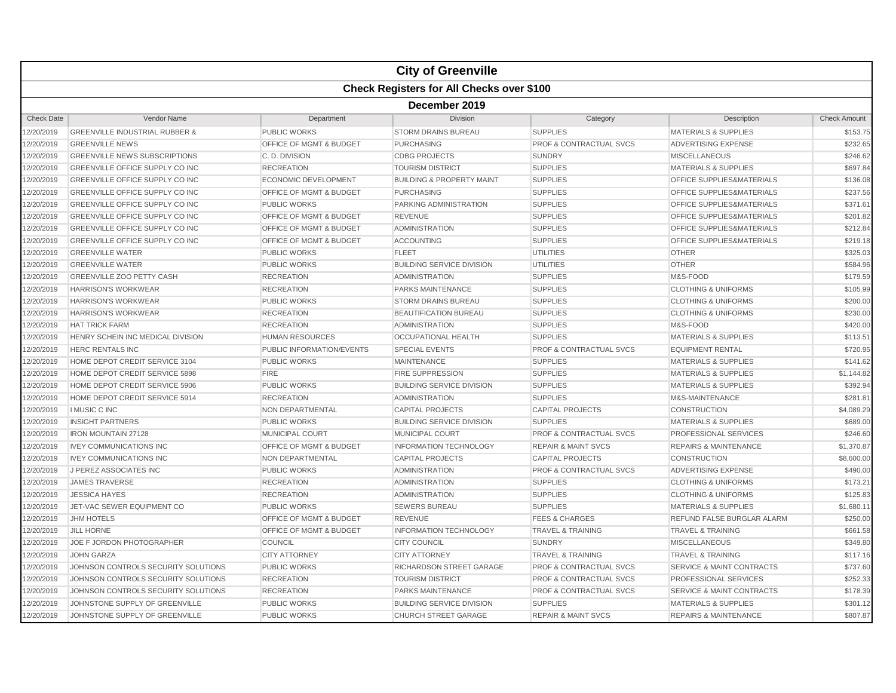# City of Greenville

## Check Registers for All Checks over $100

### December 2019

| Check Date | Vendor Name | Department | Division | Category | Description | Check Amount |
|---|---|---|---|---|---|---|
| 12/20/2019 | GREENVILLE INDUSTRIAL RUBBER & | PUBLIC WORKS | STORM DRAINS BUREAU | SUPPLIES | MATERIALS & SUPPLIES | $153.75 |
| 12/20/2019 | GREENVILLE NEWS | OFFICE OF MGMT & BUDGET | PURCHASING | PROF & CONTRACTUAL SVCS | ADVERTISING EXPENSE | $232.65 |
| 12/20/2019 | GREENVILLE NEWS SUBSCRIPTIONS | C. D. DIVISION | CDBG PROJECTS | SUNDRY | MISCELLANEOUS | $246.62 |
| 12/20/2019 | GREENVILLE OFFICE SUPPLY CO INC | RECREATION | TOURISM DISTRICT | SUPPLIES | MATERIALS & SUPPLIES | $697.84 |
| 12/20/2019 | GREENVILLE OFFICE SUPPLY CO INC | ECONOMIC DEVELOPMENT | BUILDING & PROPERTY MAINT | SUPPLIES | OFFICE SUPPLIES&MATERIALS | $136.08 |
| 12/20/2019 | GREENVILLE OFFICE SUPPLY CO INC | OFFICE OF MGMT & BUDGET | PURCHASING | SUPPLIES | OFFICE SUPPLIES&MATERIALS | $237.56 |
| 12/20/2019 | GREENVILLE OFFICE SUPPLY CO INC | PUBLIC WORKS | PARKING ADMINISTRATION | SUPPLIES | OFFICE SUPPLIES&MATERIALS | $371.61 |
| 12/20/2019 | GREENVILLE OFFICE SUPPLY CO INC | OFFICE OF MGMT & BUDGET | REVENUE | SUPPLIES | OFFICE SUPPLIES&MATERIALS | $201.82 |
| 12/20/2019 | GREENVILLE OFFICE SUPPLY CO INC | OFFICE OF MGMT & BUDGET | ADMINISTRATION | SUPPLIES | OFFICE SUPPLIES&MATERIALS | $212.84 |
| 12/20/2019 | GREENVILLE OFFICE SUPPLY CO INC | OFFICE OF MGMT & BUDGET | ACCOUNTING | SUPPLIES | OFFICE SUPPLIES&MATERIALS | $219.18 |
| 12/20/2019 | GREENVILLE WATER | PUBLIC WORKS | FLEET | UTILITIES | OTHER | $325.03 |
| 12/20/2019 | GREENVILLE WATER | PUBLIC WORKS | BUILDING SERVICE DIVISION | UTILITIES | OTHER | $584.96 |
| 12/20/2019 | GREENVILLE ZOO PETTY CASH | RECREATION | ADMINISTRATION | SUPPLIES | M&S-FOOD | $179.59 |
| 12/20/2019 | HARRISON'S WORKWEAR | RECREATION | PARKS MAINTENANCE | SUPPLIES | CLOTHING & UNIFORMS | $105.99 |
| 12/20/2019 | HARRISON'S WORKWEAR | PUBLIC WORKS | STORM DRAINS BUREAU | SUPPLIES | CLOTHING & UNIFORMS | $200.00 |
| 12/20/2019 | HARRISON'S WORKWEAR | RECREATION | BEAUTIFICATION BUREAU | SUPPLIES | CLOTHING & UNIFORMS | $230.00 |
| 12/20/2019 | HAT TRICK FARM | RECREATION | ADMINISTRATION | SUPPLIES | M&S-FOOD | $420.00 |
| 12/20/2019 | HENRY SCHEIN INC MEDICAL DIVISION | HUMAN RESOURCES | OCCUPATIONAL HEALTH | SUPPLIES | MATERIALS & SUPPLIES | $113.51 |
| 12/20/2019 | HERC RENTALS INC | PUBLIC INFORMATION/EVENTS | SPECIAL EVENTS | PROF & CONTRACTUAL SVCS | EQUIPMENT RENTAL | $720.95 |
| 12/20/2019 | HOME DEPOT CREDIT SERVICE 3104 | PUBLIC WORKS | MAINTENANCE | SUPPLIES | MATERIALS & SUPPLIES | $141.62 |
| 12/20/2019 | HOME DEPOT CREDIT SERVICE 5898 | FIRE | FIRE SUPPRESSION | SUPPLIES | MATERIALS & SUPPLIES | $1,144.82 |
| 12/20/2019 | HOME DEPOT CREDIT SERVICE 5906 | PUBLIC WORKS | BUILDING SERVICE DIVISION | SUPPLIES | MATERIALS & SUPPLIES | $392.94 |
| 12/20/2019 | HOME DEPOT CREDIT SERVICE 5914 | RECREATION | ADMINISTRATION | SUPPLIES | M&S-MAINTENANCE | $281.81 |
| 12/20/2019 | I MUSIC C INC | NON DEPARTMENTAL | CAPITAL PROJECTS | CAPITAL PROJECTS | CONSTRUCTION | $4,089.29 |
| 12/20/2019 | INSIGHT PARTNERS | PUBLIC WORKS | BUILDING SERVICE DIVISION | SUPPLIES | MATERIALS & SUPPLIES | $689.00 |
| 12/20/2019 | IRON MOUNTAIN 27128 | MUNICIPAL COURT | MUNICIPAL COURT | PROF & CONTRACTUAL SVCS | PROFESSIONAL SERVICES | $246.60 |
| 12/20/2019 | IVEY COMMUNICATIONS INC | OFFICE OF MGMT & BUDGET | INFORMATION TECHNOLOGY | REPAIR & MAINT SVCS | REPAIRS & MAINTENANCE | $1,370.87 |
| 12/20/2019 | IVEY COMMUNICATIONS INC | NON DEPARTMENTAL | CAPITAL PROJECTS | CAPITAL PROJECTS | CONSTRUCTION | $8,600.00 |
| 12/20/2019 | J PEREZ ASSOCIATES INC | PUBLIC WORKS | ADMINISTRATION | PROF & CONTRACTUAL SVCS | ADVERTISING EXPENSE | $490.00 |
| 12/20/2019 | JAMES TRAVERSE | RECREATION | ADMINISTRATION | SUPPLIES | CLOTHING & UNIFORMS | $173.21 |
| 12/20/2019 | JESSICA HAYES | RECREATION | ADMINISTRATION | SUPPLIES | CLOTHING & UNIFORMS | $125.83 |
| 12/20/2019 | JET-VAC SEWER EQUIPMENT CO | PUBLIC WORKS | SEWERS BUREAU | SUPPLIES | MATERIALS & SUPPLIES | $1,680.11 |
| 12/20/2019 | JHM HOTELS | OFFICE OF MGMT & BUDGET | REVENUE | FEES & CHARGES | REFUND FALSE BURGLAR ALARM | $250.00 |
| 12/20/2019 | JILL HORNE | OFFICE OF MGMT & BUDGET | INFORMATION TECHNOLOGY | TRAVEL & TRAINING | TRAVEL & TRAINING | $661.58 |
| 12/20/2019 | JOE F JORDON PHOTOGRAPHER | COUNCIL | CITY COUNCIL | SUNDRY | MISCELLANEOUS | $349.80 |
| 12/20/2019 | JOHN GARZA | CITY ATTORNEY | CITY ATTORNEY | TRAVEL & TRAINING | TRAVEL & TRAINING | $117.16 |
| 12/20/2019 | JOHNSON CONTROLS SECURITY SOLUTIONS | PUBLIC WORKS | RICHARDSON STREET GARAGE | PROF & CONTRACTUAL SVCS | SERVICE & MAINT CONTRACTS | $737.60 |
| 12/20/2019 | JOHNSON CONTROLS SECURITY SOLUTIONS | RECREATION | TOURISM DISTRICT | PROF & CONTRACTUAL SVCS | PROFESSIONAL SERVICES | $252.33 |
| 12/20/2019 | JOHNSON CONTROLS SECURITY SOLUTIONS | RECREATION | PARKS MAINTENANCE | PROF & CONTRACTUAL SVCS | SERVICE & MAINT CONTRACTS | $178.39 |
| 12/20/2019 | JOHNSTONE SUPPLY OF GREENVILLE | PUBLIC WORKS | BUILDING SERVICE DIVISION | SUPPLIES | MATERIALS & SUPPLIES | $301.12 |
| 12/20/2019 | JOHNSTONE SUPPLY OF GREENVILLE | PUBLIC WORKS | CHURCH STREET GARAGE | REPAIR & MAINT SVCS | REPAIRS & MAINTENANCE | $807.87 |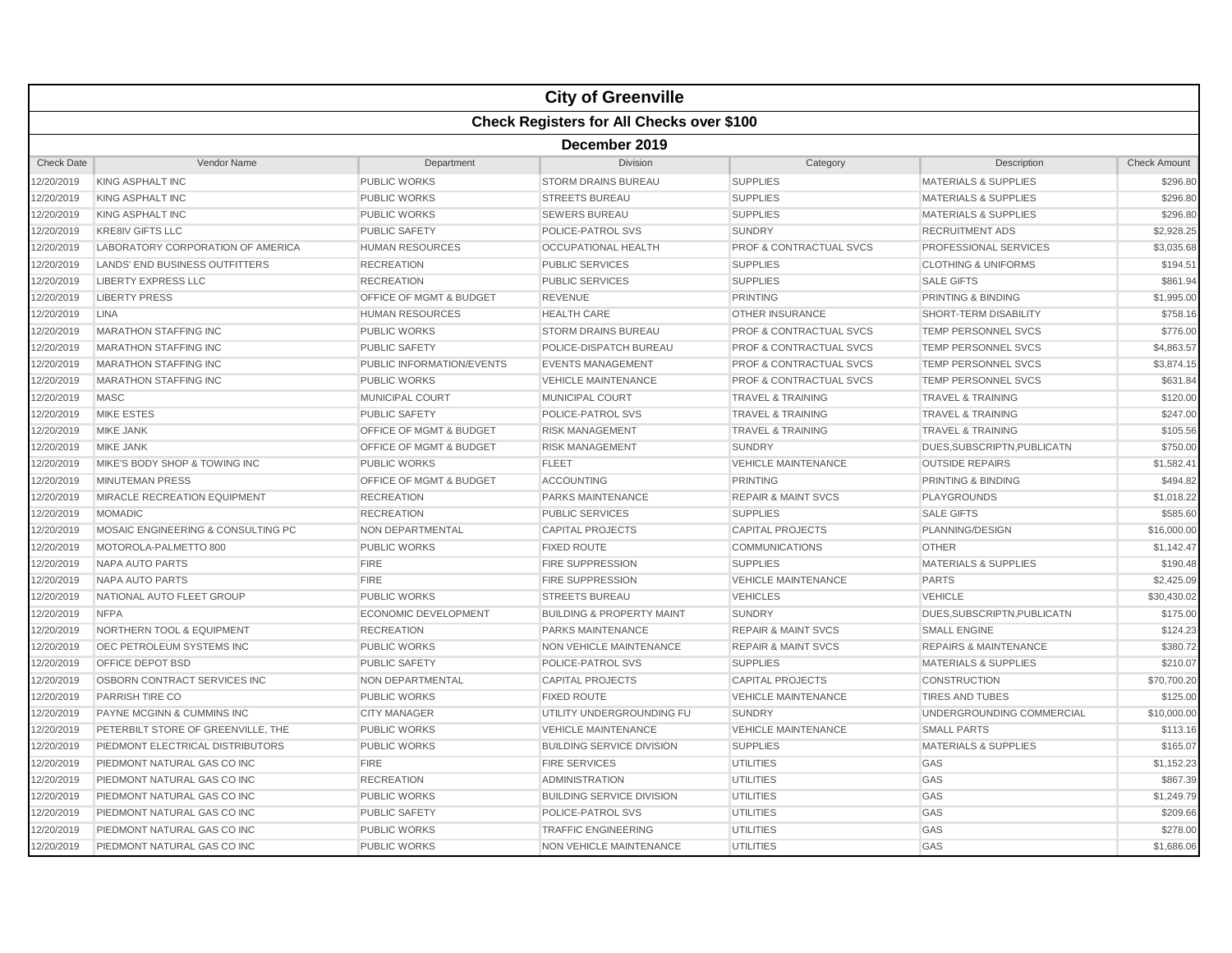# City of Greenville

## Check Registers for All Checks over $100

### December 2019

| Check Date | Vendor Name | Department | Division | Category | Description | Check Amount |
|---|---|---|---|---|---|---|
| 12/20/2019 | KING ASPHALT INC | PUBLIC WORKS | STORM DRAINS BUREAU | SUPPLIES | MATERIALS & SUPPLIES | $296.80 |
| 12/20/2019 | KING ASPHALT INC | PUBLIC WORKS | STREETS BUREAU | SUPPLIES | MATERIALS & SUPPLIES | $296.80 |
| 12/20/2019 | KING ASPHALT INC | PUBLIC WORKS | SEWERS BUREAU | SUPPLIES | MATERIALS & SUPPLIES | $296.80 |
| 12/20/2019 | KRE8IV GIFTS LLC | PUBLIC SAFETY | POLICE-PATROL SVS | SUNDRY | RECRUITMENT ADS | $2,928.25 |
| 12/20/2019 | LABORATORY CORPORATION OF AMERICA | HUMAN RESOURCES | OCCUPATIONAL HEALTH | PROF & CONTRACTUAL SVCS | PROFESSIONAL SERVICES | $3,035.68 |
| 12/20/2019 | LANDS' END BUSINESS OUTFITTERS | RECREATION | PUBLIC SERVICES | SUPPLIES | CLOTHING & UNIFORMS | $194.51 |
| 12/20/2019 | LIBERTY EXPRESS LLC | RECREATION | PUBLIC SERVICES | SUPPLIES | SALE GIFTS | $861.94 |
| 12/20/2019 | LIBERTY PRESS | OFFICE OF MGMT & BUDGET | REVENUE | PRINTING | PRINTING & BINDING | $1,995.00 |
| 12/20/2019 | LINA | HUMAN RESOURCES | HEALTH CARE | OTHER INSURANCE | SHORT-TERM DISABILITY | $758.16 |
| 12/20/2019 | MARATHON STAFFING INC | PUBLIC WORKS | STORM DRAINS BUREAU | PROF & CONTRACTUAL SVCS | TEMP PERSONNEL SVCS | $776.00 |
| 12/20/2019 | MARATHON STAFFING INC | PUBLIC SAFETY | POLICE-DISPATCH BUREAU | PROF & CONTRACTUAL SVCS | TEMP PERSONNEL SVCS | $4,863.57 |
| 12/20/2019 | MARATHON STAFFING INC | PUBLIC INFORMATION/EVENTS | EVENTS MANAGEMENT | PROF & CONTRACTUAL SVCS | TEMP PERSONNEL SVCS | $3,874.15 |
| 12/20/2019 | MARATHON STAFFING INC | PUBLIC WORKS | VEHICLE MAINTENANCE | PROF & CONTRACTUAL SVCS | TEMP PERSONNEL SVCS | $631.84 |
| 12/20/2019 | MASC | MUNICIPAL COURT | MUNICIPAL COURT | TRAVEL & TRAINING | TRAVEL & TRAINING | $120.00 |
| 12/20/2019 | MIKE ESTES | PUBLIC SAFETY | POLICE-PATROL SVS | TRAVEL & TRAINING | TRAVEL & TRAINING | $247.00 |
| 12/20/2019 | MIKE JANK | OFFICE OF MGMT & BUDGET | RISK MANAGEMENT | TRAVEL & TRAINING | TRAVEL & TRAINING | $105.56 |
| 12/20/2019 | MIKE JANK | OFFICE OF MGMT & BUDGET | RISK MANAGEMENT | SUNDRY | DUES,SUBSCRIPTN,PUBLICATN | $750.00 |
| 12/20/2019 | MIKE'S BODY SHOP & TOWING INC | PUBLIC WORKS | FLEET | VEHICLE MAINTENANCE | OUTSIDE REPAIRS | $1,582.41 |
| 12/20/2019 | MINUTEMAN PRESS | OFFICE OF MGMT & BUDGET | ACCOUNTING | PRINTING | PRINTING & BINDING | $494.82 |
| 12/20/2019 | MIRACLE RECREATION EQUIPMENT | RECREATION | PARKS MAINTENANCE | REPAIR & MAINT SVCS | PLAYGROUNDS | $1,018.22 |
| 12/20/2019 | MOMADIC | RECREATION | PUBLIC SERVICES | SUPPLIES | SALE GIFTS | $585.60 |
| 12/20/2019 | MOSAIC ENGINEERING & CONSULTING PC | NON DEPARTMENTAL | CAPITAL PROJECTS | CAPITAL PROJECTS | PLANNING/DESIGN | $16,000.00 |
| 12/20/2019 | MOTOROLA-PALMETTO 800 | PUBLIC WORKS | FIXED ROUTE | COMMUNICATIONS | OTHER | $1,142.47 |
| 12/20/2019 | NAPA AUTO PARTS | FIRE | FIRE SUPPRESSION | SUPPLIES | MATERIALS & SUPPLIES | $190.48 |
| 12/20/2019 | NAPA AUTO PARTS | FIRE | FIRE SUPPRESSION | VEHICLE MAINTENANCE | PARTS | $2,425.09 |
| 12/20/2019 | NATIONAL AUTO FLEET GROUP | PUBLIC WORKS | STREETS BUREAU | VEHICLES | VEHICLE | $30,430.02 |
| 12/20/2019 | NFPA | ECONOMIC DEVELOPMENT | BUILDING & PROPERTY MAINT | SUNDRY | DUES,SUBSCRIPTN,PUBLICATN | $175.00 |
| 12/20/2019 | NORTHERN TOOL & EQUIPMENT | RECREATION | PARKS MAINTENANCE | REPAIR & MAINT SVCS | SMALL ENGINE | $124.23 |
| 12/20/2019 | OEC PETROLEUM SYSTEMS INC | PUBLIC WORKS | NON VEHICLE MAINTENANCE | REPAIR & MAINT SVCS | REPAIRS & MAINTENANCE | $380.72 |
| 12/20/2019 | OFFICE DEPOT BSD | PUBLIC SAFETY | POLICE-PATROL SVS | SUPPLIES | MATERIALS & SUPPLIES | $210.07 |
| 12/20/2019 | OSBORN CONTRACT SERVICES INC | NON DEPARTMENTAL | CAPITAL PROJECTS | CAPITAL PROJECTS | CONSTRUCTION | $70,700.20 |
| 12/20/2019 | PARRISH TIRE CO | PUBLIC WORKS | FIXED ROUTE | VEHICLE MAINTENANCE | TIRES AND TUBES | $125.00 |
| 12/20/2019 | PAYNE MCGINN & CUMMINS INC | CITY MANAGER | UTILITY UNDERGROUNDING FU | SUNDRY | UNDERGROUNDING COMMERCIAL | $10,000.00 |
| 12/20/2019 | PETERBILT STORE OF GREENVILLE, THE | PUBLIC WORKS | VEHICLE MAINTENANCE | VEHICLE MAINTENANCE | SMALL PARTS | $113.16 |
| 12/20/2019 | PIEDMONT ELECTRICAL DISTRIBUTORS | PUBLIC WORKS | BUILDING SERVICE DIVISION | SUPPLIES | MATERIALS & SUPPLIES | $165.07 |
| 12/20/2019 | PIEDMONT NATURAL GAS CO INC | FIRE | FIRE SERVICES | UTILITIES | GAS | $1,152.23 |
| 12/20/2019 | PIEDMONT NATURAL GAS CO INC | RECREATION | ADMINISTRATION | UTILITIES | GAS | $867.39 |
| 12/20/2019 | PIEDMONT NATURAL GAS CO INC | PUBLIC WORKS | BUILDING SERVICE DIVISION | UTILITIES | GAS | $1,249.79 |
| 12/20/2019 | PIEDMONT NATURAL GAS CO INC | PUBLIC SAFETY | POLICE-PATROL SVS | UTILITIES | GAS | $209.66 |
| 12/20/2019 | PIEDMONT NATURAL GAS CO INC | PUBLIC WORKS | TRAFFIC ENGINEERING | UTILITIES | GAS | $278.00 |
| 12/20/2019 | PIEDMONT NATURAL GAS CO INC | PUBLIC WORKS | NON VEHICLE MAINTENANCE | UTILITIES | GAS | $1,686.06 |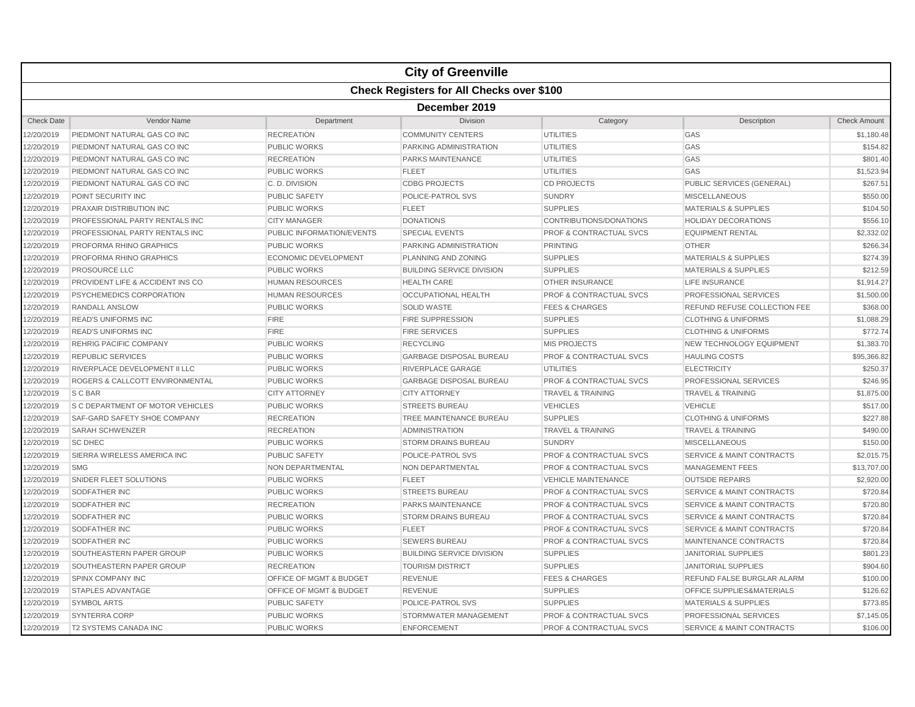# City of Greenville

## Check Registers for All Checks over $100

### December 2019

| Check Date | Vendor Name | Department | Division | Category | Description | Check Amount |
|---|---|---|---|---|---|---|
| 12/20/2019 | PIEDMONT NATURAL GAS CO INC | RECREATION | COMMUNITY CENTERS | UTILITIES | GAS | $1,180.48 |
| 12/20/2019 | PIEDMONT NATURAL GAS CO INC | PUBLIC WORKS | PARKING ADMINISTRATION | UTILITIES | GAS | $154.82 |
| 12/20/2019 | PIEDMONT NATURAL GAS CO INC | RECREATION | PARKS MAINTENANCE | UTILITIES | GAS | $801.40 |
| 12/20/2019 | PIEDMONT NATURAL GAS CO INC | PUBLIC WORKS | FLEET | UTILITIES | GAS | $1,523.94 |
| 12/20/2019 | PIEDMONT NATURAL GAS CO INC | C. D. DIVISION | CDBG PROJECTS | CD PROJECTS | PUBLIC SERVICES (GENERAL) | $267.51 |
| 12/20/2019 | POINT SECURITY INC | PUBLIC SAFETY | POLICE-PATROL SVS | SUNDRY | MISCELLANEOUS | $550.00 |
| 12/20/2019 | PRAXAIR DISTRIBUTION INC | PUBLIC WORKS | FLEET | SUPPLIES | MATERIALS & SUPPLIES | $104.50 |
| 12/20/2019 | PROFESSIONAL PARTY RENTALS INC | CITY MANAGER | DONATIONS | CONTRIBUTIONS/DONATIONS | HOLIDAY DECORATIONS | $556.10 |
| 12/20/2019 | PROFESSIONAL PARTY RENTALS INC | PUBLIC INFORMATION/EVENTS | SPECIAL EVENTS | PROF & CONTRACTUAL SVCS | EQUIPMENT RENTAL | $2,332.02 |
| 12/20/2019 | PROFORMA RHINO GRAPHICS | PUBLIC WORKS | PARKING ADMINISTRATION | PRINTING | OTHER | $266.34 |
| 12/20/2019 | PROFORMA RHINO GRAPHICS | ECONOMIC DEVELOPMENT | PLANNING AND ZONING | SUPPLIES | MATERIALS & SUPPLIES | $274.39 |
| 12/20/2019 | PROSOURCE LLC | PUBLIC WORKS | BUILDING SERVICE DIVISION | SUPPLIES | MATERIALS & SUPPLIES | $212.59 |
| 12/20/2019 | PROVIDENT LIFE & ACCIDENT INS CO | HUMAN RESOURCES | HEALTH CARE | OTHER INSURANCE | LIFE INSURANCE | $1,914.27 |
| 12/20/2019 | PSYCHEMEDICS CORPORATION | HUMAN RESOURCES | OCCUPATIONAL HEALTH | PROF & CONTRACTUAL SVCS | PROFESSIONAL SERVICES | $1,500.00 |
| 12/20/2019 | RANDALL ANSLOW | PUBLIC WORKS | SOLID WASTE | FEES & CHARGES | REFUND REFUSE COLLECTION FEE | $368.00 |
| 12/20/2019 | READ'S UNIFORMS INC | FIRE | FIRE SUPPRESSION | SUPPLIES | CLOTHING & UNIFORMS | $1,088.29 |
| 12/20/2019 | READ'S UNIFORMS INC | FIRE | FIRE SERVICES | SUPPLIES | CLOTHING & UNIFORMS | $772.74 |
| 12/20/2019 | REHRIG PACIFIC COMPANY | PUBLIC WORKS | RECYCLING | MIS PROJECTS | NEW TECHNOLOGY EQUIPMENT | $1,383.70 |
| 12/20/2019 | REPUBLIC SERVICES | PUBLIC WORKS | GARBAGE DISPOSAL BUREAU | PROF & CONTRACTUAL SVCS | HAULING COSTS | $95,366.82 |
| 12/20/2019 | RIVERPLACE DEVELOPMENT II LLC | PUBLIC WORKS | RIVERPLACE GARAGE | UTILITIES | ELECTRICITY | $250.37 |
| 12/20/2019 | ROGERS & CALLCOTT ENVIRONMENTAL | PUBLIC WORKS | GARBAGE DISPOSAL BUREAU | PROF & CONTRACTUAL SVCS | PROFESSIONAL SERVICES | $246.95 |
| 12/20/2019 | S C BAR | CITY ATTORNEY | CITY ATTORNEY | TRAVEL & TRAINING | TRAVEL & TRAINING | $1,875.00 |
| 12/20/2019 | S C DEPARTMENT OF MOTOR VEHICLES | PUBLIC WORKS | STREETS BUREAU | VEHICLES | VEHICLE | $517.00 |
| 12/20/2019 | SAF-GARD SAFETY SHOE COMPANY | RECREATION | TREE MAINTENANCE BUREAU | SUPPLIES | CLOTHING & UNIFORMS | $227.88 |
| 12/20/2019 | SARAH SCHWENZER | RECREATION | ADMINISTRATION | TRAVEL & TRAINING | TRAVEL & TRAINING | $490.00 |
| 12/20/2019 | SC DHEC | PUBLIC WORKS | STORM DRAINS BUREAU | SUNDRY | MISCELLANEOUS | $150.00 |
| 12/20/2019 | SIERRA WIRELESS AMERICA INC | PUBLIC SAFETY | POLICE-PATROL SVS | PROF & CONTRACTUAL SVCS | SERVICE & MAINT CONTRACTS | $2,015.75 |
| 12/20/2019 | SMG | NON DEPARTMENTAL | NON DEPARTMENTAL | PROF & CONTRACTUAL SVCS | MANAGEMENT FEES | $13,707.00 |
| 12/20/2019 | SNIDER FLEET SOLUTIONS | PUBLIC WORKS | FLEET | VEHICLE MAINTENANCE | OUTSIDE REPAIRS | $2,920.00 |
| 12/20/2019 | SODFATHER INC | PUBLIC WORKS | STREETS BUREAU | PROF & CONTRACTUAL SVCS | SERVICE & MAINT CONTRACTS | $720.84 |
| 12/20/2019 | SODFATHER INC | RECREATION | PARKS MAINTENANCE | PROF & CONTRACTUAL SVCS | SERVICE & MAINT CONTRACTS | $720.80 |
| 12/20/2019 | SODFATHER INC | PUBLIC WORKS | STORM DRAINS BUREAU | PROF & CONTRACTUAL SVCS | SERVICE & MAINT CONTRACTS | $720.84 |
| 12/20/2019 | SODFATHER INC | PUBLIC WORKS | FLEET | PROF & CONTRACTUAL SVCS | SERVICE & MAINT CONTRACTS | $720.84 |
| 12/20/2019 | SODFATHER INC | PUBLIC WORKS | SEWERS BUREAU | PROF & CONTRACTUAL SVCS | MAINTENANCE CONTRACTS | $720.84 |
| 12/20/2019 | SOUTHEASTERN PAPER GROUP | PUBLIC WORKS | BUILDING SERVICE DIVISION | SUPPLIES | JANITORIAL SUPPLIES | $801.23 |
| 12/20/2019 | SOUTHEASTERN PAPER GROUP | RECREATION | TOURISM DISTRICT | SUPPLIES | JANITORIAL SUPPLIES | $904.60 |
| 12/20/2019 | SPINX COMPANY INC | OFFICE OF MGMT & BUDGET | REVENUE | FEES & CHARGES | REFUND FALSE BURGLAR ALARM | $100.00 |
| 12/20/2019 | STAPLES ADVANTAGE | OFFICE OF MGMT & BUDGET | REVENUE | SUPPLIES | OFFICE SUPPLIES&MATERIALS | $126.62 |
| 12/20/2019 | SYMBOL ARTS | PUBLIC SAFETY | POLICE-PATROL SVS | SUPPLIES | MATERIALS & SUPPLIES | $773.85 |
| 12/20/2019 | SYNTERRA CORP | PUBLIC WORKS | STORMWATER MANAGEMENT | PROF & CONTRACTUAL SVCS | PROFESSIONAL SERVICES | $7,145.05 |
| 12/20/2019 | T2 SYSTEMS CANADA INC | PUBLIC WORKS | ENFORCEMENT | PROF & CONTRACTUAL SVCS | SERVICE & MAINT CONTRACTS | $106.00 |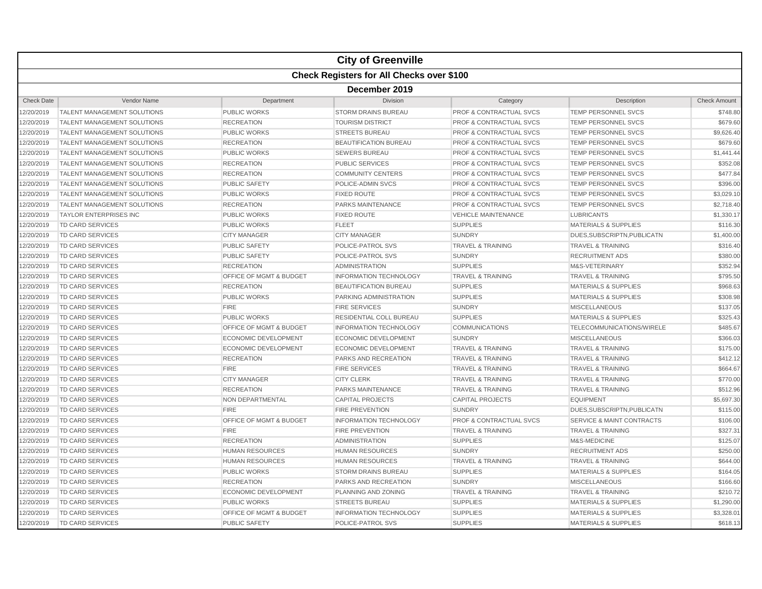| City of Greenville | | | | | | |
|---|---|---|---|---|---|---|
| **Check Registers for All Checks over $100** | | | | | | |
| **December 2019** | | | | | | |
| Check Date | Vendor Name | Department | Division | Category | Description | Check Amount |
| 12/20/2019 | TALENT MANAGEMENT SOLUTIONS | PUBLIC WORKS | STORM DRAINS BUREAU | PROF & CONTRACTUAL SVCS | TEMP PERSONNEL SVCS | $748.80 |
| 12/20/2019 | TALENT MANAGEMENT SOLUTIONS | RECREATION | TOURISM DISTRICT | PROF & CONTRACTUAL SVCS | TEMP PERSONNEL SVCS | $679.60 |
| 12/20/2019 | TALENT MANAGEMENT SOLUTIONS | PUBLIC WORKS | STREETS BUREAU | PROF & CONTRACTUAL SVCS | TEMP PERSONNEL SVCS | $9,626.40 |
| 12/20/2019 | TALENT MANAGEMENT SOLUTIONS | RECREATION | BEAUTIFICATION BUREAU | PROF & CONTRACTUAL SVCS | TEMP PERSONNEL SVCS | $679.60 |
| 12/20/2019 | TALENT MANAGEMENT SOLUTIONS | PUBLIC WORKS | SEWERS BUREAU | PROF & CONTRACTUAL SVCS | TEMP PERSONNEL SVCS | $1,441.44 |
| 12/20/2019 | TALENT MANAGEMENT SOLUTIONS | RECREATION | PUBLIC SERVICES | PROF & CONTRACTUAL SVCS | TEMP PERSONNEL SVCS | $352.08 |
| 12/20/2019 | TALENT MANAGEMENT SOLUTIONS | RECREATION | COMMUNITY CENTERS | PROF & CONTRACTUAL SVCS | TEMP PERSONNEL SVCS | $477.84 |
| 12/20/2019 | TALENT MANAGEMENT SOLUTIONS | PUBLIC SAFETY | POLICE-ADMIN SVCS | PROF & CONTRACTUAL SVCS | TEMP PERSONNEL SVCS | $396.00 |
| 12/20/2019 | TALENT MANAGEMENT SOLUTIONS | PUBLIC WORKS | FIXED ROUTE | PROF & CONTRACTUAL SVCS | TEMP PERSONNEL SVCS | $3,029.10 |
| 12/20/2019 | TALENT MANAGEMENT SOLUTIONS | RECREATION | PARKS MAINTENANCE | PROF & CONTRACTUAL SVCS | TEMP PERSONNEL SVCS | $2,718.40 |
| 12/20/2019 | TAYLOR ENTERPRISES INC | PUBLIC WORKS | FIXED ROUTE | VEHICLE MAINTENANCE | LUBRICANTS | $1,330.17 |
| 12/20/2019 | TD CARD SERVICES | PUBLIC WORKS | FLEET | SUPPLIES | MATERIALS & SUPPLIES | $116.30 |
| 12/20/2019 | TD CARD SERVICES | CITY MANAGER | CITY MANAGER | SUNDRY | DUES,SUBSCRIPTN,PUBLICATN | $1,400.00 |
| 12/20/2019 | TD CARD SERVICES | PUBLIC SAFETY | POLICE-PATROL SVS | TRAVEL & TRAINING | TRAVEL & TRAINING | $316.40 |
| 12/20/2019 | TD CARD SERVICES | PUBLIC SAFETY | POLICE-PATROL SVS | SUNDRY | RECRUITMENT ADS | $380.00 |
| 12/20/2019 | TD CARD SERVICES | RECREATION | ADMINISTRATION | SUPPLIES | M&S-VETERINARY | $352.94 |
| 12/20/2019 | TD CARD SERVICES | OFFICE OF MGMT & BUDGET | INFORMATION TECHNOLOGY | TRAVEL & TRAINING | TRAVEL & TRAINING | $795.50 |
| 12/20/2019 | TD CARD SERVICES | RECREATION | BEAUTIFICATION BUREAU | SUPPLIES | MATERIALS & SUPPLIES | $968.63 |
| 12/20/2019 | TD CARD SERVICES | PUBLIC WORKS | PARKING ADMINISTRATION | SUPPLIES | MATERIALS & SUPPLIES | $308.98 |
| 12/20/2019 | TD CARD SERVICES | FIRE | FIRE SERVICES | SUNDRY | MISCELLANEOUS | $137.05 |
| 12/20/2019 | TD CARD SERVICES | PUBLIC WORKS | RESIDENTIAL COLL BUREAU | SUPPLIES | MATERIALS & SUPPLIES | $325.43 |
| 12/20/2019 | TD CARD SERVICES | OFFICE OF MGMT & BUDGET | INFORMATION TECHNOLOGY | COMMUNICATIONS | TELECOMMUNICATIONS/WIRELE | $485.67 |
| 12/20/2019 | TD CARD SERVICES | ECONOMIC DEVELOPMENT | ECONOMIC DEVELOPMENT | SUNDRY | MISCELLANEOUS | $366.03 |
| 12/20/2019 | TD CARD SERVICES | ECONOMIC DEVELOPMENT | ECONOMIC DEVELOPMENT | TRAVEL & TRAINING | TRAVEL & TRAINING | $175.00 |
| 12/20/2019 | TD CARD SERVICES | RECREATION | PARKS AND RECREATION | TRAVEL & TRAINING | TRAVEL & TRAINING | $412.12 |
| 12/20/2019 | TD CARD SERVICES | FIRE | FIRE SERVICES | TRAVEL & TRAINING | TRAVEL & TRAINING | $664.67 |
| 12/20/2019 | TD CARD SERVICES | CITY MANAGER | CITY CLERK | TRAVEL & TRAINING | TRAVEL & TRAINING | $770.00 |
| 12/20/2019 | TD CARD SERVICES | RECREATION | PARKS MAINTENANCE | TRAVEL & TRAINING | TRAVEL & TRAINING | $512.96 |
| 12/20/2019 | TD CARD SERVICES | NON DEPARTMENTAL | CAPITAL PROJECTS | CAPITAL PROJECTS | EQUIPMENT | $5,697.30 |
| 12/20/2019 | TD CARD SERVICES | FIRE | FIRE PREVENTION | SUNDRY | DUES,SUBSCRIPTN,PUBLICATN | $115.00 |
| 12/20/2019 | TD CARD SERVICES | OFFICE OF MGMT & BUDGET | INFORMATION TECHNOLOGY | PROF & CONTRACTUAL SVCS | SERVICE & MAINT CONTRACTS | $106.00 |
| 12/20/2019 | TD CARD SERVICES | FIRE | FIRE PREVENTION | TRAVEL & TRAINING | TRAVEL & TRAINING | $327.31 |
| 12/20/2019 | TD CARD SERVICES | RECREATION | ADMINISTRATION | SUPPLIES | M&S-MEDICINE | $125.07 |
| 12/20/2019 | TD CARD SERVICES | HUMAN RESOURCES | HUMAN RESOURCES | SUNDRY | RECRUITMENT ADS | $250.00 |
| 12/20/2019 | TD CARD SERVICES | HUMAN RESOURCES | HUMAN RESOURCES | TRAVEL & TRAINING | TRAVEL & TRAINING | $644.00 |
| 12/20/2019 | TD CARD SERVICES | PUBLIC WORKS | STORM DRAINS BUREAU | SUPPLIES | MATERIALS & SUPPLIES | $164.05 |
| 12/20/2019 | TD CARD SERVICES | RECREATION | PARKS AND RECREATION | SUNDRY | MISCELLANEOUS | $166.60 |
| 12/20/2019 | TD CARD SERVICES | ECONOMIC DEVELOPMENT | PLANNING AND ZONING | TRAVEL & TRAINING | TRAVEL & TRAINING | $210.72 |
| 12/20/2019 | TD CARD SERVICES | PUBLIC WORKS | STREETS BUREAU | SUPPLIES | MATERIALS & SUPPLIES | $1,290.00 |
| 12/20/2019 | TD CARD SERVICES | OFFICE OF MGMT & BUDGET | INFORMATION TECHNOLOGY | SUPPLIES | MATERIALS & SUPPLIES | $3,328.01 |
| 12/20/2019 | TD CARD SERVICES | PUBLIC SAFETY | POLICE-PATROL SVS | SUPPLIES | MATERIALS & SUPPLIES | $618.13 |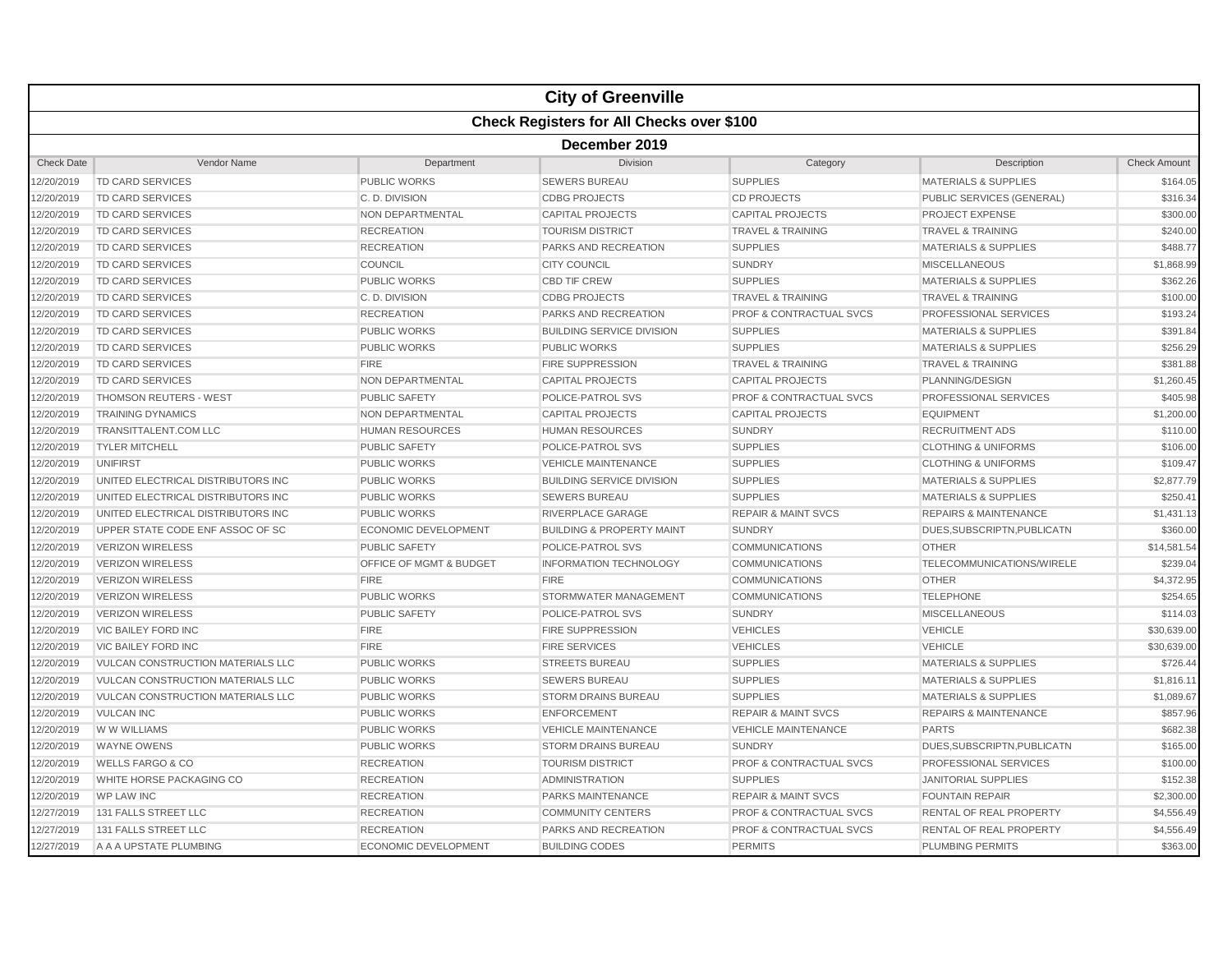# City of Greenville

## Check Registers for All Checks over $100

### December 2019

| Check Date | Vendor Name | Department | Division | Category | Description | Check Amount |
|---|---|---|---|---|---|---|
| 12/20/2019 | TD CARD SERVICES | PUBLIC WORKS | SEWERS BUREAU | SUPPLIES | MATERIALS & SUPPLIES | $164.05 |
| 12/20/2019 | TD CARD SERVICES | C. D. DIVISION | CDBG PROJECTS | CD PROJECTS | PUBLIC SERVICES (GENERAL) | $316.34 |
| 12/20/2019 | TD CARD SERVICES | NON DEPARTMENTAL | CAPITAL PROJECTS | CAPITAL PROJECTS | PROJECT EXPENSE | $300.00 |
| 12/20/2019 | TD CARD SERVICES | RECREATION | TOURISM DISTRICT | TRAVEL & TRAINING | TRAVEL & TRAINING | $240.00 |
| 12/20/2019 | TD CARD SERVICES | RECREATION | PARKS AND RECREATION | SUPPLIES | MATERIALS & SUPPLIES | $488.77 |
| 12/20/2019 | TD CARD SERVICES | COUNCIL | CITY COUNCIL | SUNDRY | MISCELLANEOUS | $1,868.99 |
| 12/20/2019 | TD CARD SERVICES | PUBLIC WORKS | CBD TIF CREW | SUPPLIES | MATERIALS & SUPPLIES | $362.26 |
| 12/20/2019 | TD CARD SERVICES | C. D. DIVISION | CDBG PROJECTS | TRAVEL & TRAINING | TRAVEL & TRAINING | $100.00 |
| 12/20/2019 | TD CARD SERVICES | RECREATION | PARKS AND RECREATION | PROF & CONTRACTUAL SVCS | PROFESSIONAL SERVICES | $193.24 |
| 12/20/2019 | TD CARD SERVICES | PUBLIC WORKS | BUILDING SERVICE DIVISION | SUPPLIES | MATERIALS & SUPPLIES | $391.84 |
| 12/20/2019 | TD CARD SERVICES | PUBLIC WORKS | PUBLIC WORKS | SUPPLIES | MATERIALS & SUPPLIES | $256.29 |
| 12/20/2019 | TD CARD SERVICES | FIRE | FIRE SUPPRESSION | TRAVEL & TRAINING | TRAVEL & TRAINING | $381.88 |
| 12/20/2019 | TD CARD SERVICES | NON DEPARTMENTAL | CAPITAL PROJECTS | CAPITAL PROJECTS | PLANNING/DESIGN | $1,260.45 |
| 12/20/2019 | THOMSON REUTERS - WEST | PUBLIC SAFETY | POLICE-PATROL SVS | PROF & CONTRACTUAL SVCS | PROFESSIONAL SERVICES | $405.98 |
| 12/20/2019 | TRAINING DYNAMICS | NON DEPARTMENTAL | CAPITAL PROJECTS | CAPITAL PROJECTS | EQUIPMENT | $1,200.00 |
| 12/20/2019 | TRANSITTALENT.COM LLC | HUMAN RESOURCES | HUMAN RESOURCES | SUNDRY | RECRUITMENT ADS | $110.00 |
| 12/20/2019 | TYLER MITCHELL | PUBLIC SAFETY | POLICE-PATROL SVS | SUPPLIES | CLOTHING & UNIFORMS | $106.00 |
| 12/20/2019 | UNIFIRST | PUBLIC WORKS | VEHICLE MAINTENANCE | SUPPLIES | CLOTHING & UNIFORMS | $109.47 |
| 12/20/2019 | UNITED ELECTRICAL DISTRIBUTORS INC | PUBLIC WORKS | BUILDING SERVICE DIVISION | SUPPLIES | MATERIALS & SUPPLIES | $2,877.79 |
| 12/20/2019 | UNITED ELECTRICAL DISTRIBUTORS INC | PUBLIC WORKS | SEWERS BUREAU | SUPPLIES | MATERIALS & SUPPLIES | $250.41 |
| 12/20/2019 | UNITED ELECTRICAL DISTRIBUTORS INC | PUBLIC WORKS | RIVERPLACE GARAGE | REPAIR & MAINT SVCS | REPAIRS & MAINTENANCE | $1,431.13 |
| 12/20/2019 | UPPER STATE CODE ENF ASSOC OF SC | ECONOMIC DEVELOPMENT | BUILDING & PROPERTY MAINT | SUNDRY | DUES,SUBSCRIPTN,PUBLICATN | $360.00 |
| 12/20/2019 | VERIZON WIRELESS | PUBLIC SAFETY | POLICE-PATROL SVS | COMMUNICATIONS | OTHER | $14,581.54 |
| 12/20/2019 | VERIZON WIRELESS | OFFICE OF MGMT & BUDGET | INFORMATION TECHNOLOGY | COMMUNICATIONS | TELECOMMUNICATIONS/WIRELE | $239.04 |
| 12/20/2019 | VERIZON WIRELESS | FIRE | FIRE | COMMUNICATIONS | OTHER | $4,372.95 |
| 12/20/2019 | VERIZON WIRELESS | PUBLIC WORKS | STORMWATER MANAGEMENT | COMMUNICATIONS | TELEPHONE | $254.65 |
| 12/20/2019 | VERIZON WIRELESS | PUBLIC SAFETY | POLICE-PATROL SVS | SUNDRY | MISCELLANEOUS | $114.03 |
| 12/20/2019 | VIC BAILEY FORD INC | FIRE | FIRE SUPPRESSION | VEHICLES | VEHICLE | $30,639.00 |
| 12/20/2019 | VIC BAILEY FORD INC | FIRE | FIRE SERVICES | VEHICLES | VEHICLE | $30,639.00 |
| 12/20/2019 | VULCAN CONSTRUCTION MATERIALS LLC | PUBLIC WORKS | STREETS BUREAU | SUPPLIES | MATERIALS & SUPPLIES | $726.44 |
| 12/20/2019 | VULCAN CONSTRUCTION MATERIALS LLC | PUBLIC WORKS | SEWERS BUREAU | SUPPLIES | MATERIALS & SUPPLIES | $1,816.11 |
| 12/20/2019 | VULCAN CONSTRUCTION MATERIALS LLC | PUBLIC WORKS | STORM DRAINS BUREAU | SUPPLIES | MATERIALS & SUPPLIES | $1,089.67 |
| 12/20/2019 | VULCAN INC | PUBLIC WORKS | ENFORCEMENT | REPAIR & MAINT SVCS | REPAIRS & MAINTENANCE | $857.96 |
| 12/20/2019 | W W WILLIAMS | PUBLIC WORKS | VEHICLE MAINTENANCE | VEHICLE MAINTENANCE | PARTS | $682.38 |
| 12/20/2019 | WAYNE OWENS | PUBLIC WORKS | STORM DRAINS BUREAU | SUNDRY | DUES,SUBSCRIPTN,PUBLICATN | $165.00 |
| 12/20/2019 | WELLS FARGO & CO | RECREATION | TOURISM DISTRICT | PROF & CONTRACTUAL SVCS | PROFESSIONAL SERVICES | $100.00 |
| 12/20/2019 | WHITE HORSE PACKAGING CO | RECREATION | ADMINISTRATION | SUPPLIES | JANITORIAL SUPPLIES | $152.38 |
| 12/20/2019 | WP LAW INC | RECREATION | PARKS MAINTENANCE | REPAIR & MAINT SVCS | FOUNTAIN REPAIR | $2,300.00 |
| 12/27/2019 | 131 FALLS STREET LLC | RECREATION | COMMUNITY CENTERS | PROF & CONTRACTUAL SVCS | RENTAL OF REAL PROPERTY | $4,556.49 |
| 12/27/2019 | 131 FALLS STREET LLC | RECREATION | PARKS AND RECREATION | PROF & CONTRACTUAL SVCS | RENTAL OF REAL PROPERTY | $4,556.49 |
| 12/27/2019 | A A A UPSTATE PLUMBING | ECONOMIC DEVELOPMENT | BUILDING CODES | PERMITS | PLUMBING PERMITS | $363.00 |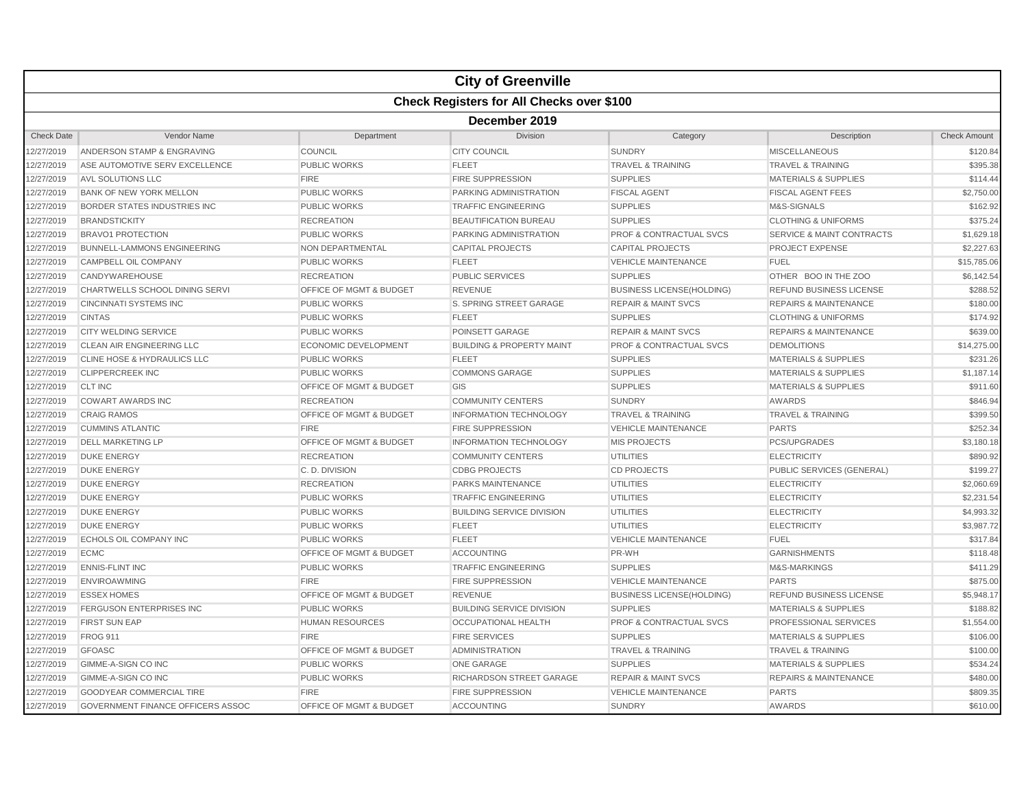| City of Greenville | | | | | | |
|---|---|---|---|---|---|---|
| **Check Registers for All Checks over $100** | | | | | | |
| **December 2019** | | | | | | |
| Check Date | Vendor Name | Department | Division | Category | Description | Check Amount |
| 12/27/2019 | ANDERSON STAMP & ENGRAVING | COUNCIL | CITY COUNCIL | SUNDRY | MISCELLANEOUS | $120.84 |
| 12/27/2019 | ASE AUTOMOTIVE SERV EXCELLENCE | PUBLIC WORKS | FLEET | TRAVEL & TRAINING | TRAVEL & TRAINING | $395.38 |
| 12/27/2019 | AVL SOLUTIONS LLC | FIRE | FIRE SUPPRESSION | SUPPLIES | MATERIALS & SUPPLIES | $114.44 |
| 12/27/2019 | BANK OF NEW YORK MELLON | PUBLIC WORKS | PARKING ADMINISTRATION | FISCAL AGENT | FISCAL AGENT FEES | $2,750.00 |
| 12/27/2019 | BORDER STATES INDUSTRIES INC | PUBLIC WORKS | TRAFFIC ENGINEERING | SUPPLIES | M&S-SIGNALS | $162.92 |
| 12/27/2019 | BRANDSTICKITY | RECREATION | BEAUTIFICATION BUREAU | SUPPLIES | CLOTHING & UNIFORMS | $375.24 |
| 12/27/2019 | BRAVO1 PROTECTION | PUBLIC WORKS | PARKING ADMINISTRATION | PROF & CONTRACTUAL SVCS | SERVICE & MAINT CONTRACTS | $1,629.18 |
| 12/27/2019 | BUNNELL-LAMMONS ENGINEERING | NON DEPARTMENTAL | CAPITAL PROJECTS | CAPITAL PROJECTS | PROJECT EXPENSE | $2,227.63 |
| 12/27/2019 | CAMPBELL OIL COMPANY | PUBLIC WORKS | FLEET | VEHICLE MAINTENANCE | FUEL | $15,785.06 |
| 12/27/2019 | CANDYWAREHOUSE | RECREATION | PUBLIC SERVICES | SUPPLIES | OTHER BOO IN THE ZOO | $6,142.54 |
| 12/27/2019 | CHARTWELLS SCHOOL DINING SERVI | OFFICE OF MGMT & BUDGET | REVENUE | BUSINESS LICENSE(HOLDING) | REFUND BUSINESS LICENSE | $288.52 |
| 12/27/2019 | CINCINNATI SYSTEMS INC | PUBLIC WORKS | S. SPRING STREET GARAGE | REPAIR & MAINT SVCS | REPAIRS & MAINTENANCE | $180.00 |
| 12/27/2019 | CINTAS | PUBLIC WORKS | FLEET | SUPPLIES | CLOTHING & UNIFORMS | $174.92 |
| 12/27/2019 | CITY WELDING SERVICE | PUBLIC WORKS | POINSETT GARAGE | REPAIR & MAINT SVCS | REPAIRS & MAINTENANCE | $639.00 |
| 12/27/2019 | CLEAN AIR ENGINEERING LLC | ECONOMIC DEVELOPMENT | BUILDING & PROPERTY MAINT | PROF & CONTRACTUAL SVCS | DEMOLITIONS | $14,275.00 |
| 12/27/2019 | CLINE HOSE & HYDRAULICS LLC | PUBLIC WORKS | FLEET | SUPPLIES | MATERIALS & SUPPLIES | $231.26 |
| 12/27/2019 | CLIPPERCREEK INC | PUBLIC WORKS | COMMONS GARAGE | SUPPLIES | MATERIALS & SUPPLIES | $1,187.14 |
| 12/27/2019 | CLT INC | OFFICE OF MGMT & BUDGET | GIS | SUPPLIES | MATERIALS & SUPPLIES | $911.60 |
| 12/27/2019 | COWART AWARDS INC | RECREATION | COMMUNITY CENTERS | SUNDRY | AWARDS | $846.94 |
| 12/27/2019 | CRAIG RAMOS | OFFICE OF MGMT & BUDGET | INFORMATION TECHNOLOGY | TRAVEL & TRAINING | TRAVEL & TRAINING | $399.50 |
| 12/27/2019 | CUMMINS ATLANTIC | FIRE | FIRE SUPPRESSION | VEHICLE MAINTENANCE | PARTS | $252.34 |
| 12/27/2019 | DELL MARKETING LP | OFFICE OF MGMT & BUDGET | INFORMATION TECHNOLOGY | MIS PROJECTS | PCS/UPGRADES | $3,180.18 |
| 12/27/2019 | DUKE ENERGY | RECREATION | COMMUNITY CENTERS | UTILITIES | ELECTRICITY | $890.92 |
| 12/27/2019 | DUKE ENERGY | C. D. DIVISION | CDBG PROJECTS | CD PROJECTS | PUBLIC SERVICES (GENERAL) | $199.27 |
| 12/27/2019 | DUKE ENERGY | RECREATION | PARKS MAINTENANCE | UTILITIES | ELECTRICITY | $2,060.69 |
| 12/27/2019 | DUKE ENERGY | PUBLIC WORKS | TRAFFIC ENGINEERING | UTILITIES | ELECTRICITY | $2,231.54 |
| 12/27/2019 | DUKE ENERGY | PUBLIC WORKS | BUILDING SERVICE DIVISION | UTILITIES | ELECTRICITY | $4,993.32 |
| 12/27/2019 | DUKE ENERGY | PUBLIC WORKS | FLEET | UTILITIES | ELECTRICITY | $3,987.72 |
| 12/27/2019 | ECHOLS OIL COMPANY INC | PUBLIC WORKS | FLEET | VEHICLE MAINTENANCE | FUEL | $317.84 |
| 12/27/2019 | ECMC | OFFICE OF MGMT & BUDGET | ACCOUNTING | PR-WH | GARNISHMENTS | $118.48 |
| 12/27/2019 | ENNIS-FLINT INC | PUBLIC WORKS | TRAFFIC ENGINEERING | SUPPLIES | M&S-MARKINGS | $411.29 |
| 12/27/2019 | ENVIROAWMING | FIRE | FIRE SUPPRESSION | VEHICLE MAINTENANCE | PARTS | $875.00 |
| 12/27/2019 | ESSEX HOMES | OFFICE OF MGMT & BUDGET | REVENUE | BUSINESS LICENSE(HOLDING) | REFUND BUSINESS LICENSE | $5,948.17 |
| 12/27/2019 | FERGUSON ENTERPRISES INC | PUBLIC WORKS | BUILDING SERVICE DIVISION | SUPPLIES | MATERIALS & SUPPLIES | $188.82 |
| 12/27/2019 | FIRST SUN EAP | HUMAN RESOURCES | OCCUPATIONAL HEALTH | PROF & CONTRACTUAL SVCS | PROFESSIONAL SERVICES | $1,554.00 |
| 12/27/2019 | FROG 911 | FIRE | FIRE SERVICES | SUPPLIES | MATERIALS & SUPPLIES | $106.00 |
| 12/27/2019 | GFOASC | OFFICE OF MGMT & BUDGET | ADMINISTRATION | TRAVEL & TRAINING | TRAVEL & TRAINING | $100.00 |
| 12/27/2019 | GIMME-A-SIGN CO INC | PUBLIC WORKS | ONE GARAGE | SUPPLIES | MATERIALS & SUPPLIES | $534.24 |
| 12/27/2019 | GIMME-A-SIGN CO INC | PUBLIC WORKS | RICHARDSON STREET GARAGE | REPAIR & MAINT SVCS | REPAIRS & MAINTENANCE | $480.00 |
| 12/27/2019 | GOODYEAR COMMERCIAL TIRE | FIRE | FIRE SUPPRESSION | VEHICLE MAINTENANCE | PARTS | $809.35 |
| 12/27/2019 | GOVERNMENT FINANCE OFFICERS ASSOC | OFFICE OF MGMT & BUDGET | ACCOUNTING | SUNDRY | AWARDS | $610.00 |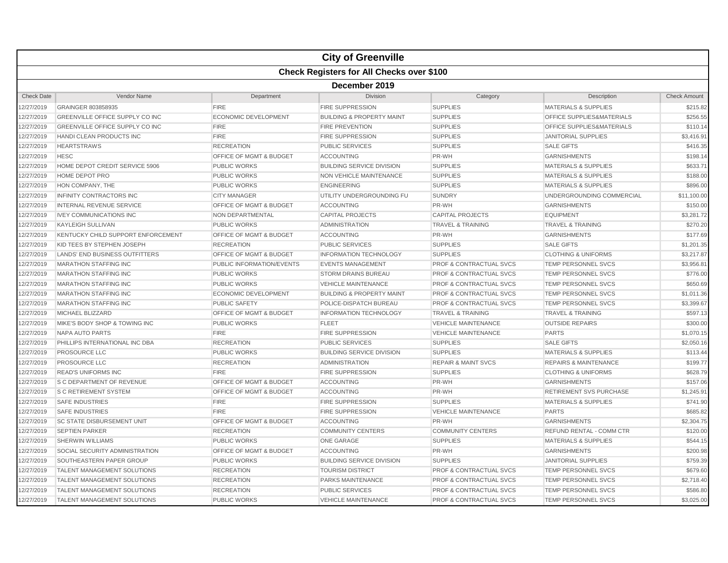# City of Greenville

## Check Registers for All Checks over $100

### December 2019

| Check Date | Vendor Name | Department | Division | Category | Description | Check Amount |
|---|---|---|---|---|---|---|
| 12/27/2019 | GRAINGER 803858935 | FIRE | FIRE SUPPRESSION | SUPPLIES | MATERIALS & SUPPLIES | $215.82 |
| 12/27/2019 | GREENVILLE OFFICE SUPPLY CO INC | ECONOMIC DEVELOPMENT | BUILDING & PROPERTY MAINT | SUPPLIES | OFFICE SUPPLIES&MATERIALS | $256.55 |
| 12/27/2019 | GREENVILLE OFFICE SUPPLY CO INC | FIRE | FIRE PREVENTION | SUPPLIES | OFFICE SUPPLIES&MATERIALS | $110.14 |
| 12/27/2019 | HANDI CLEAN PRODUCTS INC | FIRE | FIRE SUPPRESSION | SUPPLIES | JANITORIAL SUPPLIES | $3,416.91 |
| 12/27/2019 | HEARTSTRAWS | RECREATION | PUBLIC SERVICES | SUPPLIES | SALE GIFTS | $416.35 |
| 12/27/2019 | HESC | OFFICE OF MGMT & BUDGET | ACCOUNTING | PR-WH | GARNISHMENTS | $198.14 |
| 12/27/2019 | HOME DEPOT CREDIT SERVICE 5906 | PUBLIC WORKS | BUILDING SERVICE DIVISION | SUPPLIES | MATERIALS & SUPPLIES | $633.71 |
| 12/27/2019 | HOME DEPOT PRO | PUBLIC WORKS | NON VEHICLE MAINTENANCE | SUPPLIES | MATERIALS & SUPPLIES | $188.00 |
| 12/27/2019 | HON COMPANY, THE | PUBLIC WORKS | ENGINEERING | SUPPLIES | MATERIALS & SUPPLIES | $896.00 |
| 12/27/2019 | INFINITY CONTRACTORS INC | CITY MANAGER | UTILITY UNDERGROUNDING FU | SUNDRY | UNDERGROUNDING COMMERCIAL | $11,100.00 |
| 12/27/2019 | INTERNAL REVENUE SERVICE | OFFICE OF MGMT & BUDGET | ACCOUNTING | PR-WH | GARNISHMENTS | $150.00 |
| 12/27/2019 | IVEY COMMUNICATIONS INC | NON DEPARTMENTAL | CAPITAL PROJECTS | CAPITAL PROJECTS | EQUIPMENT | $3,281.72 |
| 12/27/2019 | KAYLEIGH SULLIVAN | PUBLIC WORKS | ADMINISTRATION | TRAVEL & TRAINING | TRAVEL & TRAINING | $270.20 |
| 12/27/2019 | KENTUCKY CHILD SUPPORT ENFORCEMENT | OFFICE OF MGMT & BUDGET | ACCOUNTING | PR-WH | GARNISHMENTS | $177.69 |
| 12/27/2019 | KID TEES BY STEPHEN JOSEPH | RECREATION | PUBLIC SERVICES | SUPPLIES | SALE GIFTS | $1,201.35 |
| 12/27/2019 | LANDS' END BUSINESS OUTFITTERS | OFFICE OF MGMT & BUDGET | INFORMATION TECHNOLOGY | SUPPLIES | CLOTHING & UNIFORMS | $3,217.87 |
| 12/27/2019 | MARATHON STAFFING INC | PUBLIC INFORMATION/EVENTS | EVENTS MANAGEMENT | PROF & CONTRACTUAL SVCS | TEMP PERSONNEL SVCS | $3,956.81 |
| 12/27/2019 | MARATHON STAFFING INC | PUBLIC WORKS | STORM DRAINS BUREAU | PROF & CONTRACTUAL SVCS | TEMP PERSONNEL SVCS | $776.00 |
| 12/27/2019 | MARATHON STAFFING INC | PUBLIC WORKS | VEHICLE MAINTENANCE | PROF & CONTRACTUAL SVCS | TEMP PERSONNEL SVCS | $650.69 |
| 12/27/2019 | MARATHON STAFFING INC | ECONOMIC DEVELOPMENT | BUILDING & PROPERTY MAINT | PROF & CONTRACTUAL SVCS | TEMP PERSONNEL SVCS | $1,011.36 |
| 12/27/2019 | MARATHON STAFFING INC | PUBLIC SAFETY | POLICE-DISPATCH BUREAU | PROF & CONTRACTUAL SVCS | TEMP PERSONNEL SVCS | $3,399.67 |
| 12/27/2019 | MICHAEL BLIZZARD | OFFICE OF MGMT & BUDGET | INFORMATION TECHNOLOGY | TRAVEL & TRAINING | TRAVEL & TRAINING | $597.13 |
| 12/27/2019 | MIKE'S BODY SHOP & TOWING INC | PUBLIC WORKS | FLEET | VEHICLE MAINTENANCE | OUTSIDE REPAIRS | $300.00 |
| 12/27/2019 | NAPA AUTO PARTS | FIRE | FIRE SUPPRESSION | VEHICLE MAINTENANCE | PARTS | $1,070.15 |
| 12/27/2019 | PHILLIPS INTERNATIONAL INC DBA | RECREATION | PUBLIC SERVICES | SUPPLIES | SALE GIFTS | $2,050.16 |
| 12/27/2019 | PROSOURCE LLC | PUBLIC WORKS | BUILDING SERVICE DIVISION | SUPPLIES | MATERIALS & SUPPLIES | $113.44 |
| 12/27/2019 | PROSOURCE LLC | RECREATION | ADMINISTRATION | REPAIR & MAINT SVCS | REPAIRS & MAINTENANCE | $199.77 |
| 12/27/2019 | READ'S UNIFORMS INC | FIRE | FIRE SUPPRESSION | SUPPLIES | CLOTHING & UNIFORMS | $628.79 |
| 12/27/2019 | S C DEPARTMENT OF REVENUE | OFFICE OF MGMT & BUDGET | ACCOUNTING | PR-WH | GARNISHMENTS | $157.06 |
| 12/27/2019 | S C RETIREMENT SYSTEM | OFFICE OF MGMT & BUDGET | ACCOUNTING | PR-WH | RETIREMENT SVS PURCHASE | $1,245.91 |
| 12/27/2019 | SAFE INDUSTRIES | FIRE | FIRE SUPPRESSION | SUPPLIES | MATERIALS & SUPPLIES | $741.90 |
| 12/27/2019 | SAFE INDUSTRIES | FIRE | FIRE SUPPRESSION | VEHICLE MAINTENANCE | PARTS | $685.82 |
| 12/27/2019 | SC STATE DISBURSEMENT UNIT | OFFICE OF MGMT & BUDGET | ACCOUNTING | PR-WH | GARNISHMENTS | $2,304.75 |
| 12/27/2019 | SEPTIEN PARKER | RECREATION | COMMUNITY CENTERS | COMMUNITY CENTERS | REFUND RENTAL - COMM CTR | $120.00 |
| 12/27/2019 | SHERWIN WILLIAMS | PUBLIC WORKS | ONE GARAGE | SUPPLIES | MATERIALS & SUPPLIES | $544.15 |
| 12/27/2019 | SOCIAL SECURITY ADMINISTRATION | OFFICE OF MGMT & BUDGET | ACCOUNTING | PR-WH | GARNISHMENTS | $200.98 |
| 12/27/2019 | SOUTHEASTERN PAPER GROUP | PUBLIC WORKS | BUILDING SERVICE DIVISION | SUPPLIES | JANITORIAL SUPPLIES | $759.39 |
| 12/27/2019 | TALENT MANAGEMENT SOLUTIONS | RECREATION | TOURISM DISTRICT | PROF & CONTRACTUAL SVCS | TEMP PERSONNEL SVCS | $679.60 |
| 12/27/2019 | TALENT MANAGEMENT SOLUTIONS | RECREATION | PARKS MAINTENANCE | PROF & CONTRACTUAL SVCS | TEMP PERSONNEL SVCS | $2,718.40 |
| 12/27/2019 | TALENT MANAGEMENT SOLUTIONS | RECREATION | PUBLIC SERVICES | PROF & CONTRACTUAL SVCS | TEMP PERSONNEL SVCS | $586.80 |
| 12/27/2019 | TALENT MANAGEMENT SOLUTIONS | PUBLIC WORKS | VEHICLE MAINTENANCE | PROF & CONTRACTUAL SVCS | TEMP PERSONNEL SVCS | $3,025.00 |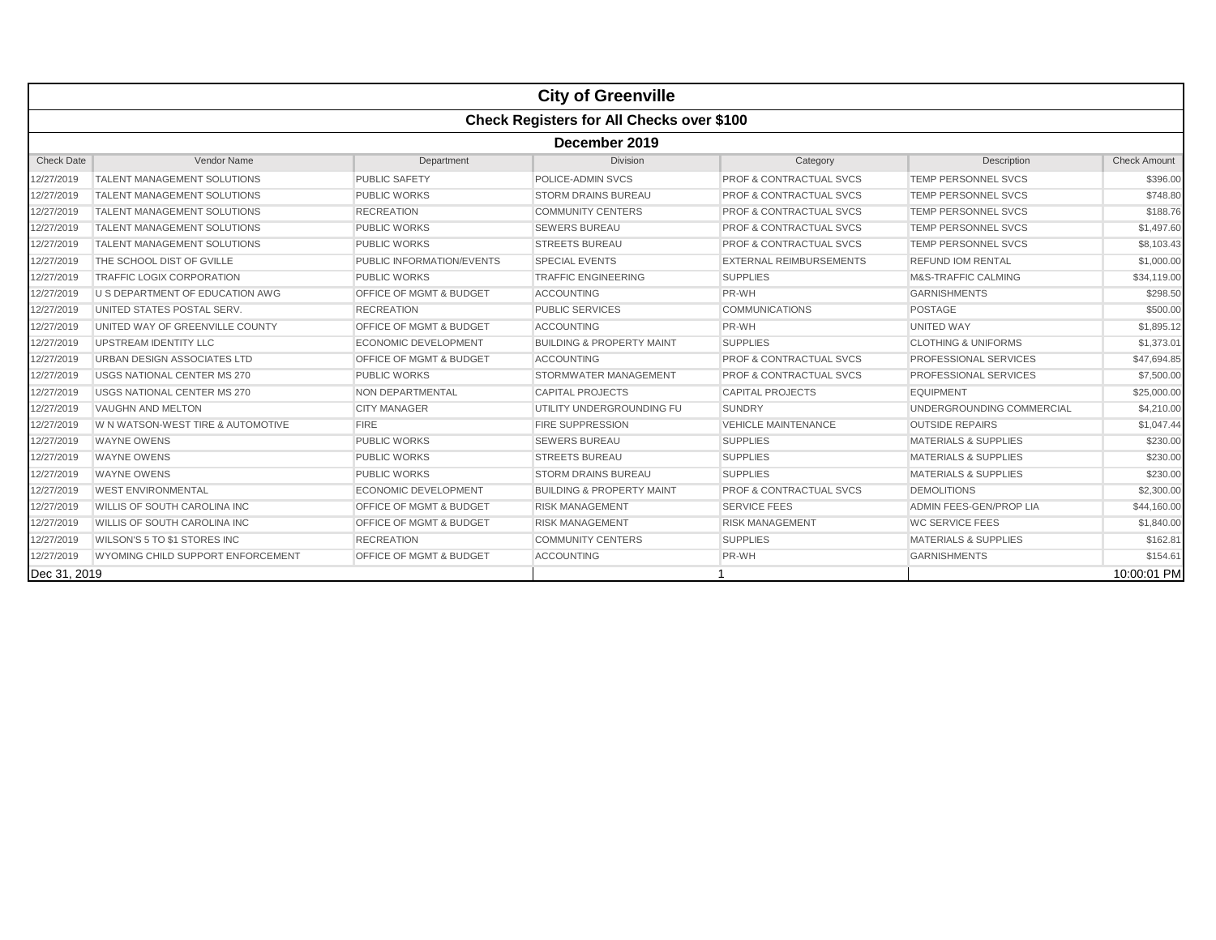# City of Greenville

## Check Registers for All Checks over $100

### December 2019

| Check Date | Vendor Name | Department | Division | Category | Description | Check Amount |
|---|---|---|---|---|---|---|
| 12/27/2019 | TALENT MANAGEMENT SOLUTIONS | PUBLIC SAFETY | POLICE-ADMIN SVCS | PROF & CONTRACTUAL SVCS | TEMP PERSONNEL SVCS | $396.00 |
| 12/27/2019 | TALENT MANAGEMENT SOLUTIONS | PUBLIC WORKS | STORM DRAINS BUREAU | PROF & CONTRACTUAL SVCS | TEMP PERSONNEL SVCS | $748.80 |
| 12/27/2019 | TALENT MANAGEMENT SOLUTIONS | RECREATION | COMMUNITY CENTERS | PROF & CONTRACTUAL SVCS | TEMP PERSONNEL SVCS | $188.76 |
| 12/27/2019 | TALENT MANAGEMENT SOLUTIONS | PUBLIC WORKS | SEWERS BUREAU | PROF & CONTRACTUAL SVCS | TEMP PERSONNEL SVCS | $1,497.60 |
| 12/27/2019 | TALENT MANAGEMENT SOLUTIONS | PUBLIC WORKS | STREETS BUREAU | PROF & CONTRACTUAL SVCS | TEMP PERSONNEL SVCS | $8,103.43 |
| 12/27/2019 | THE SCHOOL DIST OF GVILLE | PUBLIC INFORMATION/EVENTS | SPECIAL EVENTS | EXTERNAL REIMBURSEMENTS | REFUND IOM RENTAL | $1,000.00 |
| 12/27/2019 | TRAFFIC LOGIX CORPORATION | PUBLIC WORKS | TRAFFIC ENGINEERING | SUPPLIES | M&S-TRAFFIC CALMING | $34,119.00 |
| 12/27/2019 | U S DEPARTMENT OF EDUCATION AWG | OFFICE OF MGMT & BUDGET | ACCOUNTING | PR-WH | GARNISHMENTS | $298.50 |
| 12/27/2019 | UNITED STATES POSTAL SERV. | RECREATION | PUBLIC SERVICES | COMMUNICATIONS | POSTAGE | $500.00 |
| 12/27/2019 | UNITED WAY OF GREENVILLE COUNTY | OFFICE OF MGMT & BUDGET | ACCOUNTING | PR-WH | UNITED WAY | $1,895.12 |
| 12/27/2019 | UPSTREAM IDENTITY LLC | ECONOMIC DEVELOPMENT | BUILDING & PROPERTY MAINT | SUPPLIES | CLOTHING & UNIFORMS | $1,373.01 |
| 12/27/2019 | URBAN DESIGN ASSOCIATES LTD | OFFICE OF MGMT & BUDGET | ACCOUNTING | PROF & CONTRACTUAL SVCS | PROFESSIONAL SERVICES | $47,694.85 |
| 12/27/2019 | USGS NATIONAL CENTER MS 270 | PUBLIC WORKS | STORMWATER MANAGEMENT | PROF & CONTRACTUAL SVCS | PROFESSIONAL SERVICES | $7,500.00 |
| 12/27/2019 | USGS NATIONAL CENTER MS 270 | NON DEPARTMENTAL | CAPITAL PROJECTS | CAPITAL PROJECTS | EQUIPMENT | $25,000.00 |
| 12/27/2019 | VAUGHN AND MELTON | CITY MANAGER | UTILITY UNDERGROUNDING FU | SUNDRY | UNDERGROUNDING COMMERCIAL | $4,210.00 |
| 12/27/2019 | W N WATSON-WEST TIRE & AUTOMOTIVE | FIRE | FIRE SUPPRESSION | VEHICLE MAINTENANCE | OUTSIDE REPAIRS | $1,047.44 |
| 12/27/2019 | WAYNE OWENS | PUBLIC WORKS | SEWERS BUREAU | SUPPLIES | MATERIALS & SUPPLIES | $230.00 |
| 12/27/2019 | WAYNE OWENS | PUBLIC WORKS | STREETS BUREAU | SUPPLIES | MATERIALS & SUPPLIES | $230.00 |
| 12/27/2019 | WAYNE OWENS | PUBLIC WORKS | STORM DRAINS BUREAU | SUPPLIES | MATERIALS & SUPPLIES | $230.00 |
| 12/27/2019 | WEST ENVIRONMENTAL | ECONOMIC DEVELOPMENT | BUILDING & PROPERTY MAINT | PROF & CONTRACTUAL SVCS | DEMOLITIONS | $2,300.00 |
| 12/27/2019 | WILLIS OF SOUTH CAROLINA INC | OFFICE OF MGMT & BUDGET | RISK MANAGEMENT | SERVICE FEES | ADMIN FEES-GEN/PROP LIA | $44,160.00 |
| 12/27/2019 | WILLIS OF SOUTH CAROLINA INC | OFFICE OF MGMT & BUDGET | RISK MANAGEMENT | RISK MANAGEMENT | WC SERVICE FEES | $1,840.00 |
| 12/27/2019 | WILSON'S 5 TO $1 STORES INC | RECREATION | COMMUNITY CENTERS | SUPPLIES | MATERIALS & SUPPLIES | $162.81 |
| 12/27/2019 | WYOMING CHILD SUPPORT ENFORCEMENT | OFFICE OF MGMT & BUDGET | ACCOUNTING | PR-WH | GARNISHMENTS | $154.61 |